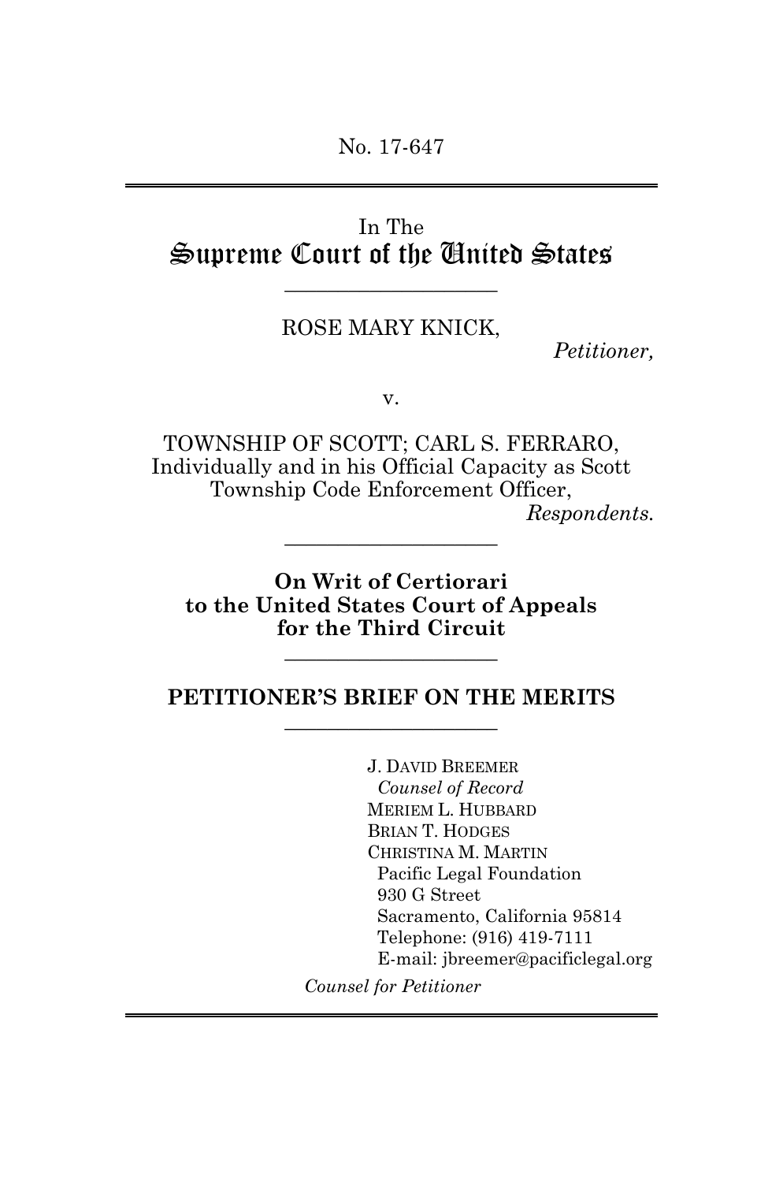No. 17-647

In The

# Supreme Court of the United States

ROSE MARY KNICK,

*Petitioner,*

v.

TOWNSHIP OF SCOTT; CARL S. FERRARO, Individually and in his Official Capacity as Scott Township Code Enforcement Officer,

*Respondents.*

**On Writ of Certiorari to the United States Court of Appeals for the Third Circuit**

## PETITIONER'S BRIEF ON THE MERITS

J. DAVID BREEMER
*Counsel of Record*
MERIEM L. HUBBARD
BRIAN T. HODGES
CHRISTINA M. MARTIN
Pacific Legal Foundation
930 G Street
Sacramento, California 95814
Telephone: (916) 419-7111
E-mail: jbreemer@pacificlegal.org

*Counsel for Petitioner*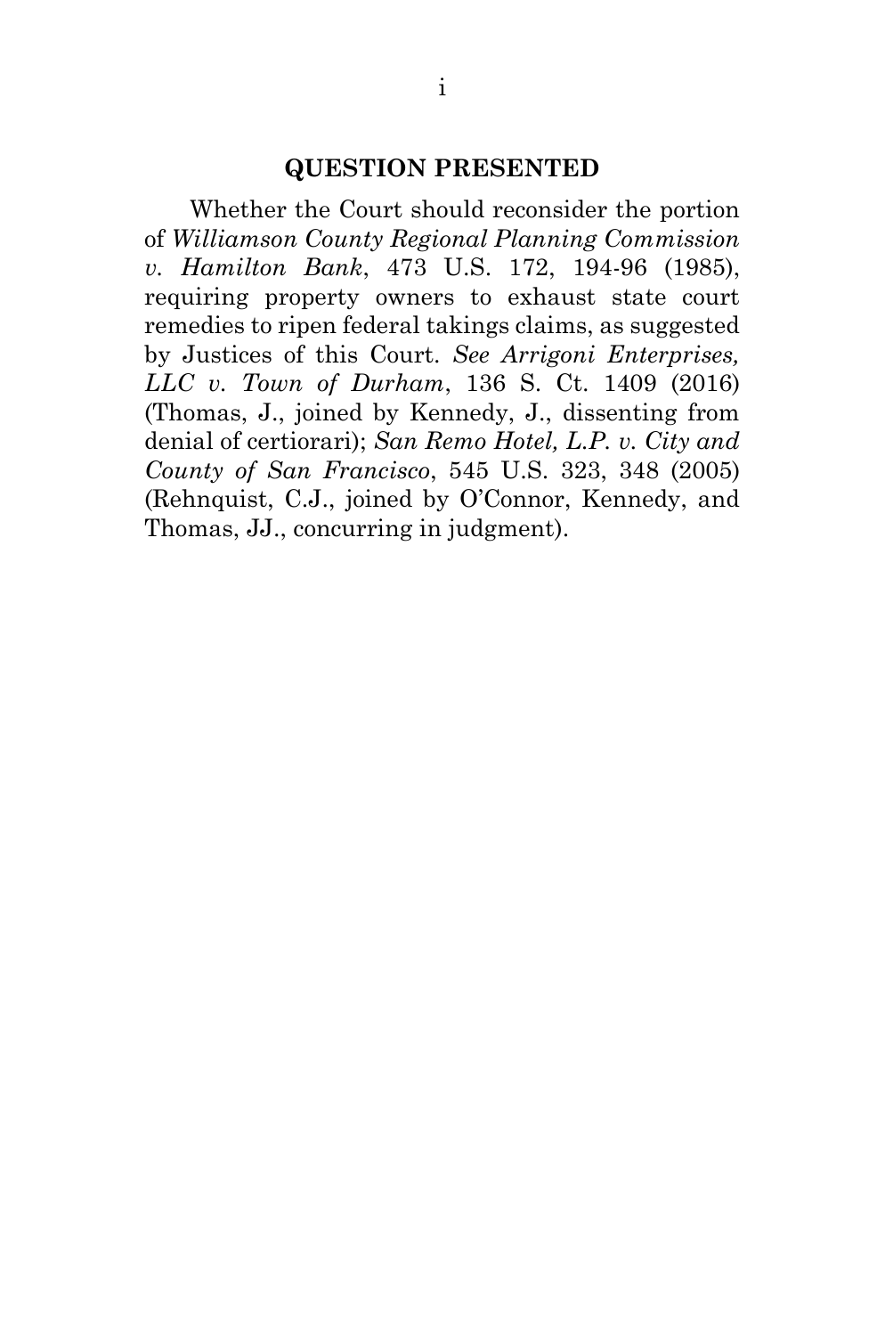## QUESTION PRESENTED

Whether the Court should reconsider the portion of *Williamson County Regional Planning Commission v. Hamilton Bank*, 473 U.S. 172, 194-96 (1985), requiring property owners to exhaust state court remedies to ripen federal takings claims, as suggested by Justices of this Court. *See Arrigoni Enterprises, LLC v. Town of Durham*, 136 S. Ct. 1409 (2016) (Thomas, J., joined by Kennedy, J., dissenting from denial of certiorari); *San Remo Hotel, L.P. v. City and County of San Francisco*, 545 U.S. 323, 348 (2005) (Rehnquist, C.J., joined by O'Connor, Kennedy, and Thomas, JJ., concurring in judgment).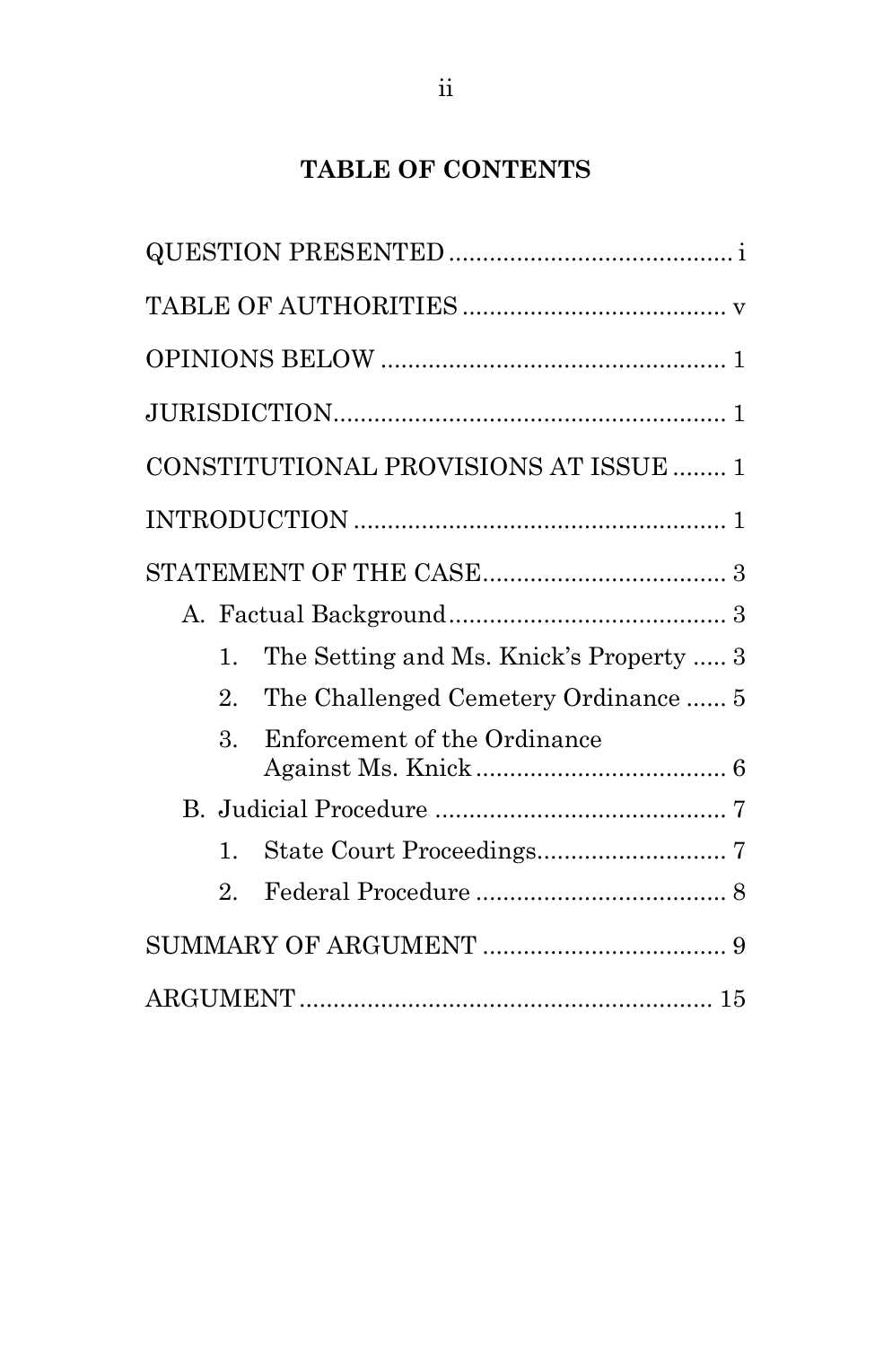## TABLE OF CONTENTS

QUESTION PRESENTED .......................................... i

TABLE OF AUTHORITIES ....................................... v

OPINIONS BELOW ................................................... 1

JURISDICTION.......................................................... 1

CONSTITUTIONAL PROVISIONS AT ISSUE ........ 1

INTRODUCTION ....................................................... 1

STATEMENT OF THE CASE.................................... 3

- A. Factual Background.......................................... 3
  1. The Setting and Ms. Knick's Property ..... 3
  2. The Challenged Cemetery Ordinance ...... 5
  3. Enforcement of the Ordinance Against Ms. Knick..................................... 6
- B. Judicial Procedure ........................................... 7
  1. State Court Proceedings............................ 7
  2. Federal Procedure ..................................... 8

SUMMARY OF ARGUMENT .................................... 9

ARGUMENT............................................................. 15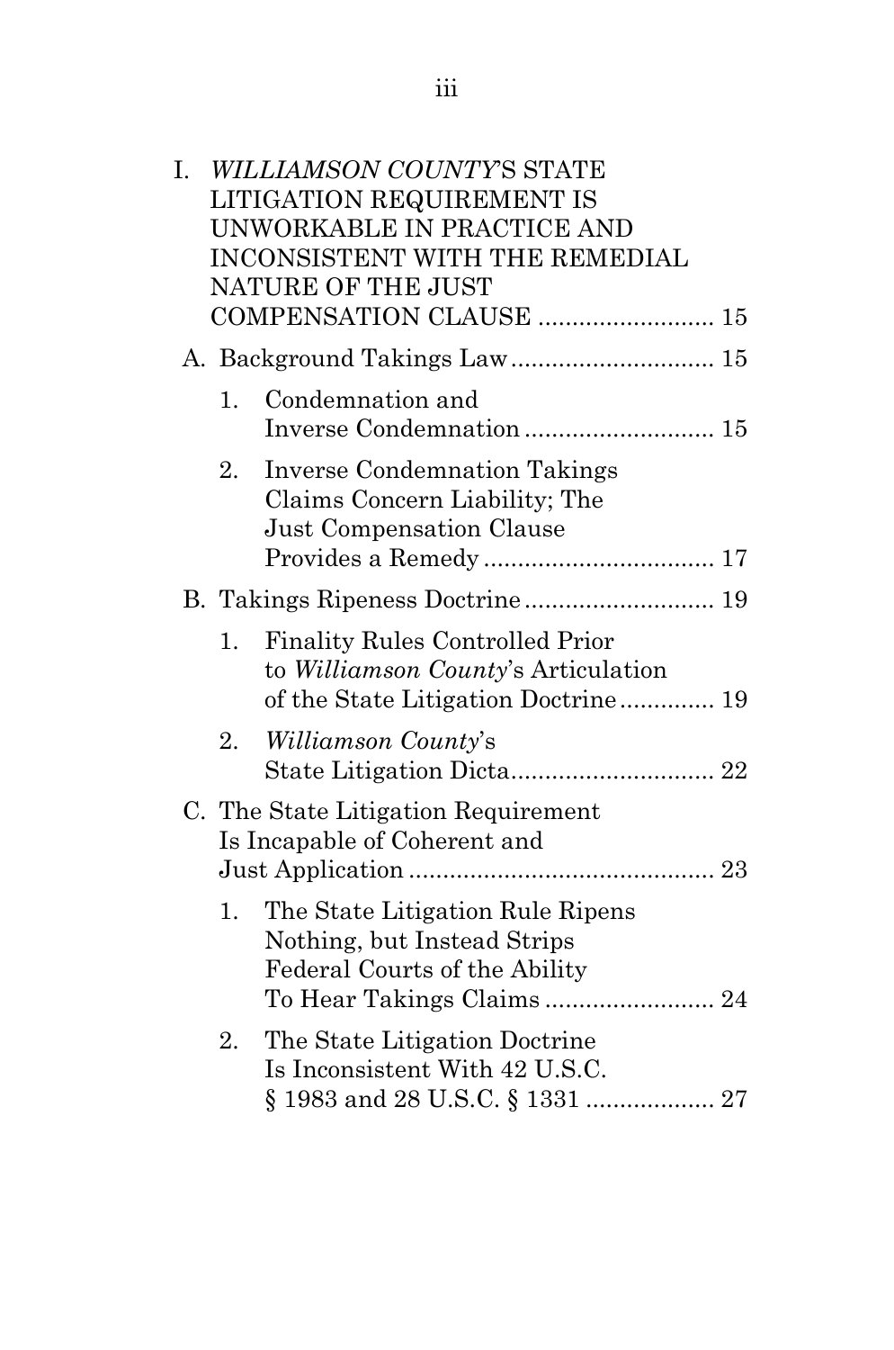I. *WILLIAMSON COUNTY*'S STATE LITIGATION REQUIREMENT IS UNWORKABLE IN PRACTICE AND INCONSISTENT WITH THE REMEDIAL NATURE OF THE JUST COMPENSATION CLAUSE .......................... 15

   A. Background Takings Law .............................. 15

      1. Condemnation and Inverse Condemnation ............................ 15

      2. Inverse Condemnation Takings Claims Concern Liability; The Just Compensation Clause Provides a Remedy .................................. 17

   B. Takings Ripeness Doctrine ............................ 19

      1. Finality Rules Controlled Prior to *Williamson County*'s Articulation of the State Litigation Doctrine .............. 19

      2. *Williamson County*'s State Litigation Dicta .............................. 22

   C. The State Litigation Requirement Is Incapable of Coherent and Just Application ............................................. 23

      1. The State Litigation Rule Ripens Nothing, but Instead Strips Federal Courts of the Ability To Hear Takings Claims ......................... 24

      2. The State Litigation Doctrine Is Inconsistent With 42 U.S.C. § 1983 and 28 U.S.C. § 1331 ................... 27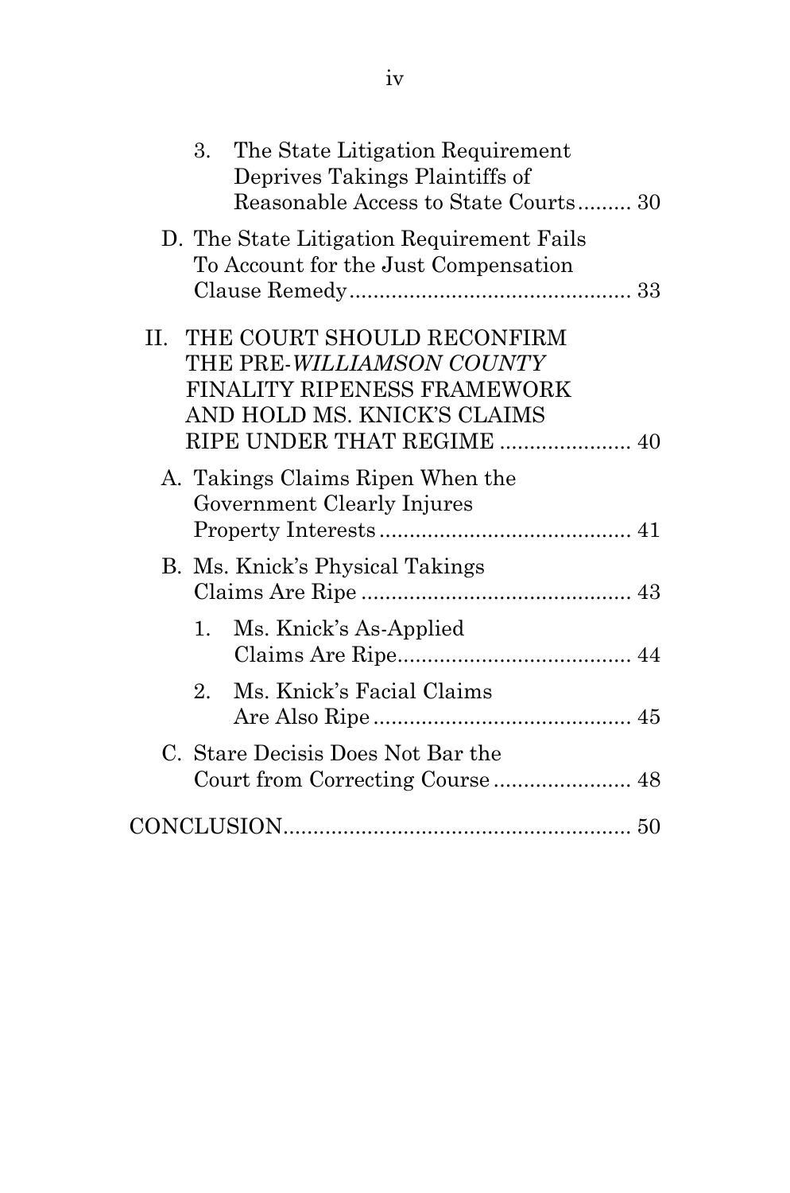3. The State Litigation Requirement Deprives Takings Plaintiffs of Reasonable Access to State Courts......... 30

D. The State Litigation Requirement Fails To Account for the Just Compensation Clause Remedy............................................. 33

II. THE COURT SHOULD RECONFIRM THE PRE-*WILLIAMSON COUNTY* FINALITY RIPENESS FRAMEWORK AND HOLD MS. KNICK'S CLAIMS RIPE UNDER THAT REGIME ..................... 40

A. Takings Claims Ripen When the Government Clearly Injures Property Interests.......................................... 41

B. Ms. Knick's Physical Takings Claims Are Ripe ............................................ 43

1. Ms. Knick's As-Applied Claims Are Ripe...................................... 44

2. Ms. Knick's Facial Claims Are Also Ripe.......................................... 45

C. Stare Decisis Does Not Bar the Court from Correcting Course ....................... 48

CONCLUSION......................................................... 50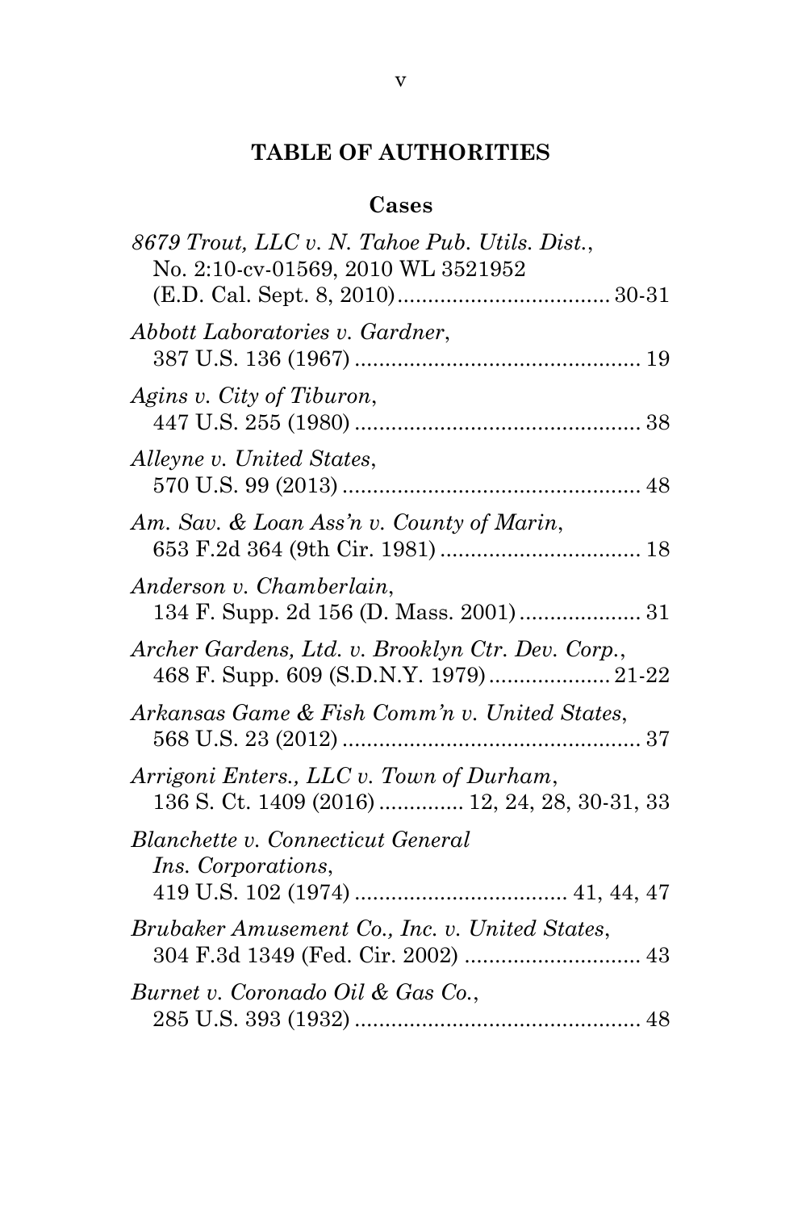## TABLE OF AUTHORITIES

### Cases

*8679 Trout, LLC v. N. Tahoe Pub. Utils. Dist.*, No. 2:10-cv-01569, 2010 WL 3521952 (E.D. Cal. Sept. 8, 2010) .................................. 30-31

*Abbott Laboratories v. Gardner*, 387 U.S. 136 (1967) ............................................... 19

*Agins v. City of Tiburon*, 447 U.S. 255 (1980) ............................................... 38

*Alleyne v. United States*, 570 U.S. 99 (2013) ................................................. 48

*Am. Sav. & Loan Ass'n v. County of Marin*, 653 F.2d 364 (9th Cir. 1981) ................................. 18

*Anderson v. Chamberlain*, 134 F. Supp. 2d 156 (D. Mass. 2001) .................... 31

*Archer Gardens, Ltd. v. Brooklyn Ctr. Dev. Corp.*, 468 F. Supp. 609 (S.D.N.Y. 1979) .................... 21-22

*Arkansas Game & Fish Comm'n v. United States*, 568 U.S. 23 (2012) ................................................. 37

*Arrigoni Enters., LLC v. Town of Durham*, 136 S. Ct. 1409 (2016) ............. 12, 24, 28, 30-31, 33

*Blanchette v. Connecticut General Ins. Corporations*, 419 U.S. 102 (1974) .................................. 41, 44, 47

*Brubaker Amusement Co., Inc. v. United States*, 304 F.3d 1349 (Fed. Cir. 2002) ............................. 43

*Burnet v. Coronado Oil & Gas Co.*, 285 U.S. 393 (1932) ............................................... 48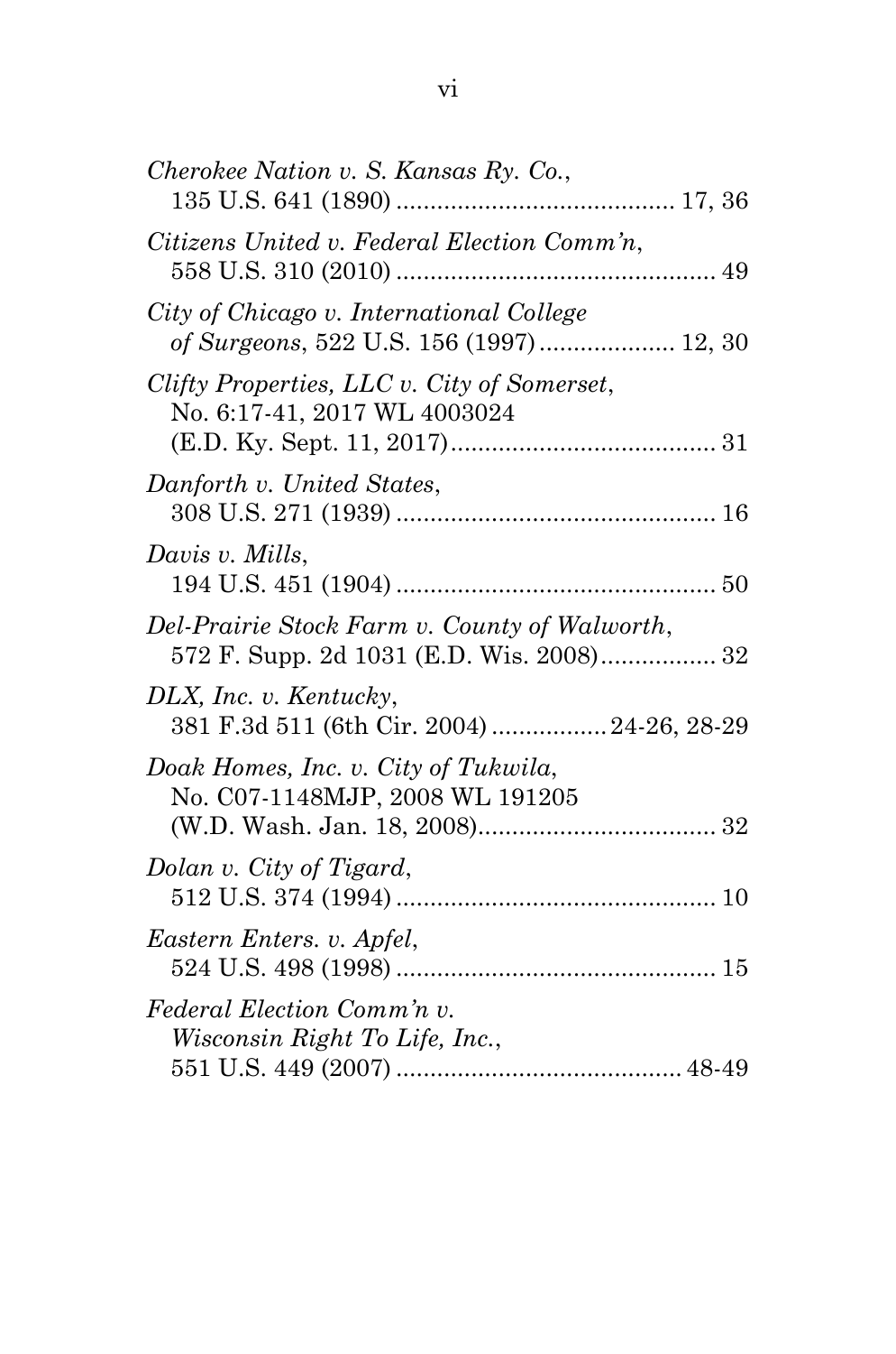*Cherokee Nation v. S. Kansas Ry. Co.*,
135 U.S. 641 (1890) ........................................ 17, 36

*Citizens United v. Federal Election Comm'n*,
558 U.S. 310 (2010) .............................................. 49

*City of Chicago v. International College of Surgeons*, 522 U.S. 156 (1997) ................... 12, 30

*Clifty Properties, LLC v. City of Somerset*,
No. 6:17-41, 2017 WL 4003024
(E.D. Ky. Sept. 11, 2017)...................................... 31

*Danforth v. United States*,
308 U.S. 271 (1939) .............................................. 16

*Davis v. Mills*,
194 U.S. 451 (1904) .............................................. 50

*Del-Prairie Stock Farm v. County of Walworth*,
572 F. Supp. 2d 1031 (E.D. Wis. 2008)................. 32

*DLX, Inc. v. Kentucky*,
381 F.3d 511 (6th Cir. 2004) ................ 24-26, 28-29

*Doak Homes, Inc. v. City of Tukwila*,
No. C07-1148MJP, 2008 WL 191205
(W.D. Wash. Jan. 18, 2008)................................... 32

*Dolan v. City of Tigard*,
512 U.S. 374 (1994) .............................................. 10

*Eastern Enters. v. Apfel*,
524 U.S. 498 (1998) .............................................. 15

*Federal Election Comm'n v. Wisconsin Right To Life, Inc.*,
551 U.S. 449 (2007) .......................................... 48-49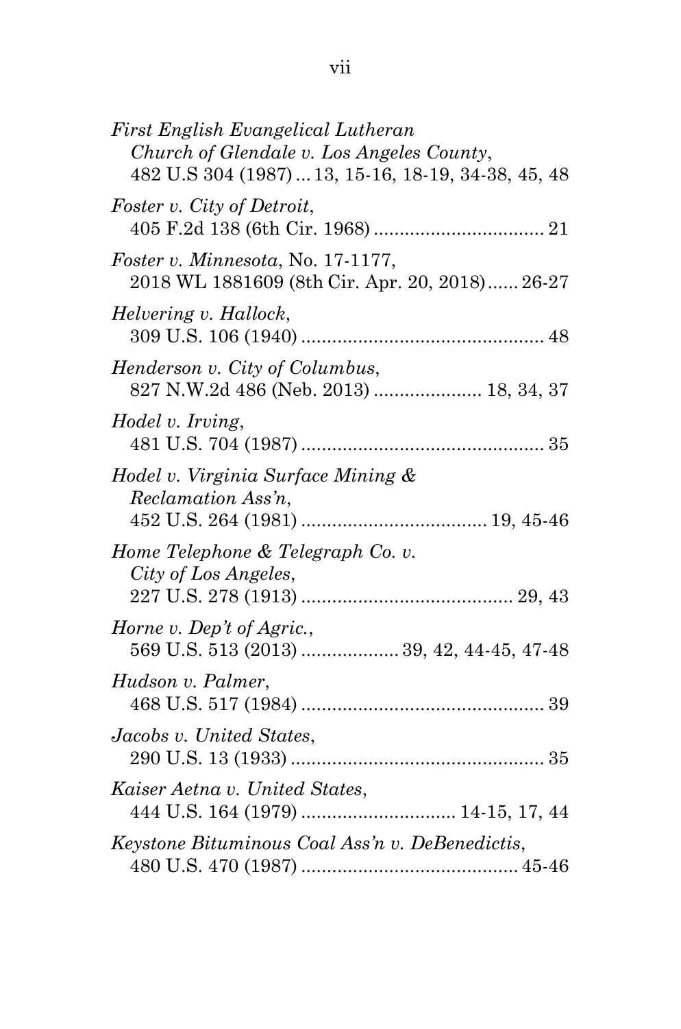*First English Evangelical Lutheran Church of Glendale v. Los Angeles County*, 482 U.S 304 (1987) ... 13, 15-16, 18-19, 34-38, 45, 48

*Foster v. City of Detroit*, 405 F.2d 138 (6th Cir. 1968) ................................ 21

*Foster v. Minnesota*, No. 17-1177, 2018 WL 1881609 (8th Cir. Apr. 20, 2018)...... 26-27

*Helvering v. Hallock*, 309 U.S. 106 (1940) ............................................... 48

*Henderson v. City of Columbus*, 827 N.W.2d 486 (Neb. 2013) .................... 18, 34, 37

*Hodel v. Irving*, 481 U.S. 704 (1987) ............................................... 35

*Hodel v. Virginia Surface Mining & Reclamation Ass'n*, 452 U.S. 264 (1981) .................................. 19, 45-46

*Home Telephone & Telegraph Co. v. City of Los Angeles*, 227 U.S. 278 (1913) ........................................ 29, 43

*Horne v. Dep't of Agric.*, 569 U.S. 513 (2013) .................. 39, 42, 44-45, 47-48

*Hudson v. Palmer*, 468 U.S. 517 (1984) ............................................... 39

*Jacobs v. United States*, 290 U.S. 13 (1933) ................................................ 35

*Kaiser Aetna v. United States*, 444 U.S. 164 (1979) ............................. 14-15, 17, 44

*Keystone Bituminous Coal Ass'n v. DeBenedictis*, 480 U.S. 470 (1987) ......................................... 45-46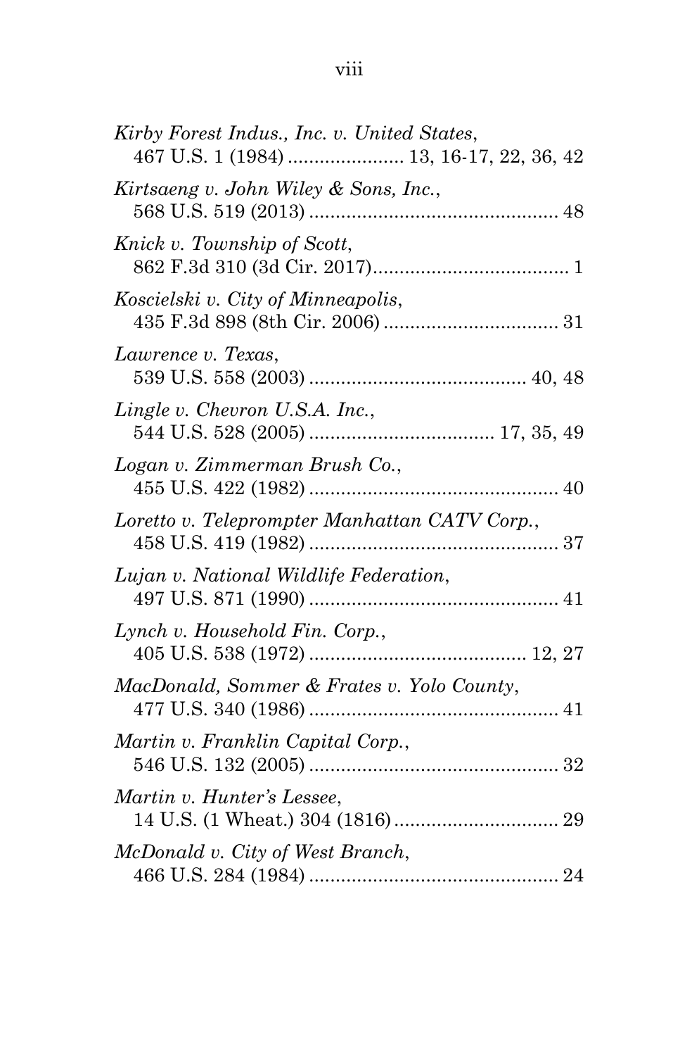*Kirby Forest Indus., Inc. v. United States*,
467 U.S. 1 (1984) ...................... 13, 16-17, 22, 36, 42

*Kirtsaeng v. John Wiley & Sons, Inc.*,
568 U.S. 519 (2013) ............................................... 48

*Knick v. Township of Scott*,
862 F.3d 310 (3d Cir. 2017)..................................... 1

*Koscielski v. City of Minneapolis*,
435 F.3d 898 (8th Cir. 2006) ................................. 31

*Lawrence v. Texas*,
539 U.S. 558 (2003) ......................................... 40, 48

*Lingle v. Chevron U.S.A. Inc.*,
544 U.S. 528 (2005) ................................... 17, 35, 49

*Logan v. Zimmerman Brush Co.*,
455 U.S. 422 (1982) ............................................... 40

*Loretto v. Teleprompter Manhattan CATV Corp.*,
458 U.S. 419 (1982) ............................................... 37

*Lujan v. National Wildlife Federation*,
497 U.S. 871 (1990) ............................................... 41

*Lynch v. Household Fin. Corp.*,
405 U.S. 538 (1972) ......................................... 12, 27

*MacDonald, Sommer & Frates v. Yolo County*,
477 U.S. 340 (1986) ............................................... 41

*Martin v. Franklin Capital Corp.*,
546 U.S. 132 (2005) ............................................... 32

*Martin v. Hunter's Lessee*,
14 U.S. (1 Wheat.) 304 (1816) ............................... 29

*McDonald v. City of West Branch*,
466 U.S. 284 (1984) ............................................... 24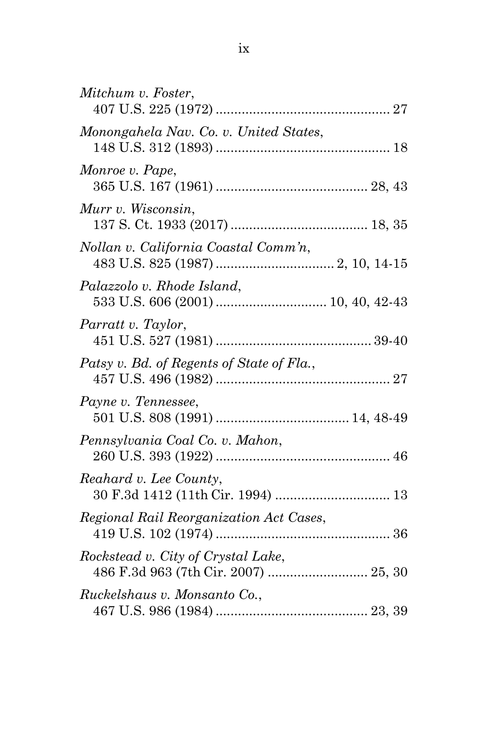*Mitchum v. Foster*,
407 U.S. 225 (1972) ............................................... 27

*Monongahela Nav. Co. v. United States*,
148 U.S. 312 (1893) ............................................... 18

*Monroe v. Pape*,
365 U.S. 167 (1961) ......................................... 28, 43

*Murr v. Wisconsin*,
137 S. Ct. 1933 (2017) ..................................... 18, 35

*Nollan v. California Coastal Comm'n*,
483 U.S. 825 (1987) ................................ 2, 10, 14-15

*Palazzolo v. Rhode Island*,
533 U.S. 606 (2001) ............................. 10, 40, 42-43

*Parratt v. Taylor*,
451 U.S. 527 (1981) .......................................... 39-40

*Patsy v. Bd. of Regents of State of Fla.*,
457 U.S. 496 (1982) ............................................... 27

*Payne v. Tennessee*,
501 U.S. 808 (1991) .................................... 14, 48-49

*Pennsylvania Coal Co. v. Mahon*,
260 U.S. 393 (1922) ............................................... 46

*Reahard v. Lee County*,
30 F.3d 1412 (11th Cir. 1994) ............................... 13

*Regional Rail Reorganization Act Cases*,
419 U.S. 102 (1974) ............................................... 36

*Rockstead v. City of Crystal Lake*,
486 F.3d 963 (7th Cir. 2007) ........................... 25, 30

*Ruckelshaus v. Monsanto Co.*,
467 U.S. 986 (1984) ......................................... 23, 39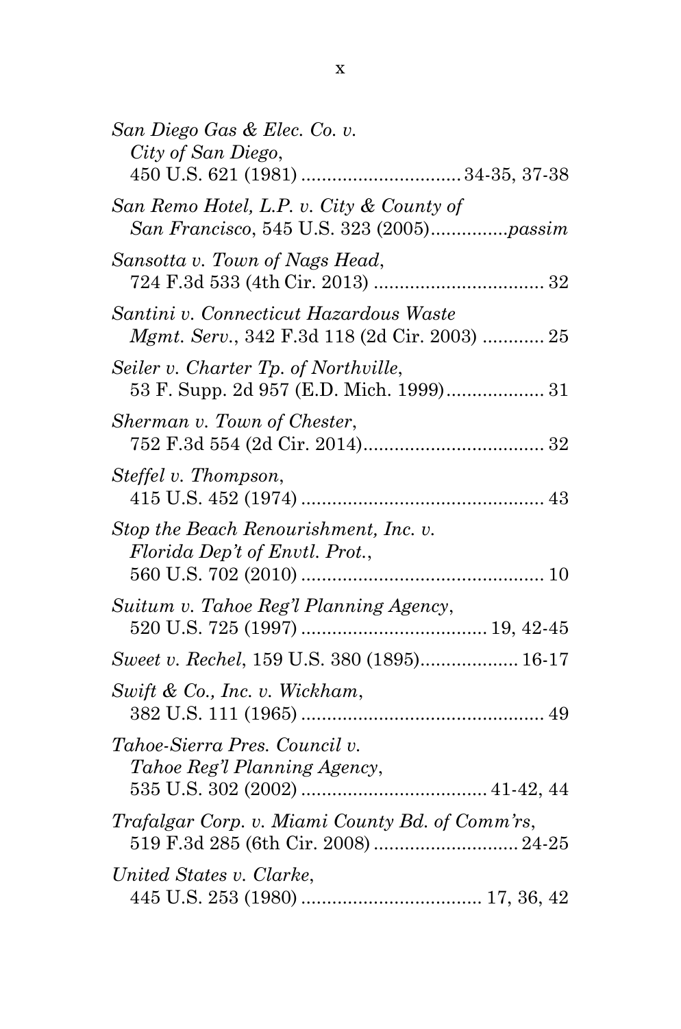*San Diego Gas & Elec. Co. v. City of San Diego*,
450 U.S. 621 (1981) ............................... 34-35, 37-38

*San Remo Hotel, L.P. v. City & County of San Francisco*, 545 U.S. 323 (2005)...............*passim*

*Sansotta v. Town of Nags Head*,
724 F.3d 533 (4th Cir. 2013) ................................. 32

*Santini v. Connecticut Hazardous Waste Mgmt. Serv.*, 342 F.3d 118 (2d Cir. 2003) ............ 25

*Seiler v. Charter Tp. of Northville*,
53 F. Supp. 2d 957 (E.D. Mich. 1999)................... 31

*Sherman v. Town of Chester*,
752 F.3d 554 (2d Cir. 2014)................................... 32

*Steffel v. Thompson*,
415 U.S. 452 (1974) ............................................... 43

*Stop the Beach Renourishment, Inc. v. Florida Dep't of Envtl. Prot.*,
560 U.S. 702 (2010) ............................................... 10

*Suitum v. Tahoe Reg'l Planning Agency*,
520 U.S. 725 (1997) .................................... 19, 42-45

*Sweet v. Rechel*, 159 U.S. 380 (1895)................... 16-17

*Swift & Co., Inc. v. Wickham*,
382 U.S. 111 (1965) ............................................... 49

*Tahoe-Sierra Pres. Council v. Tahoe Reg'l Planning Agency*,
535 U.S. 302 (2002) .................................... 41-42, 44

*Trafalgar Corp. v. Miami County Bd. of Comm'rs*,
519 F.3d 285 (6th Cir. 2008) ............................ 24-25

*United States v. Clarke*,
445 U.S. 253 (1980) ................................... 17, 36, 42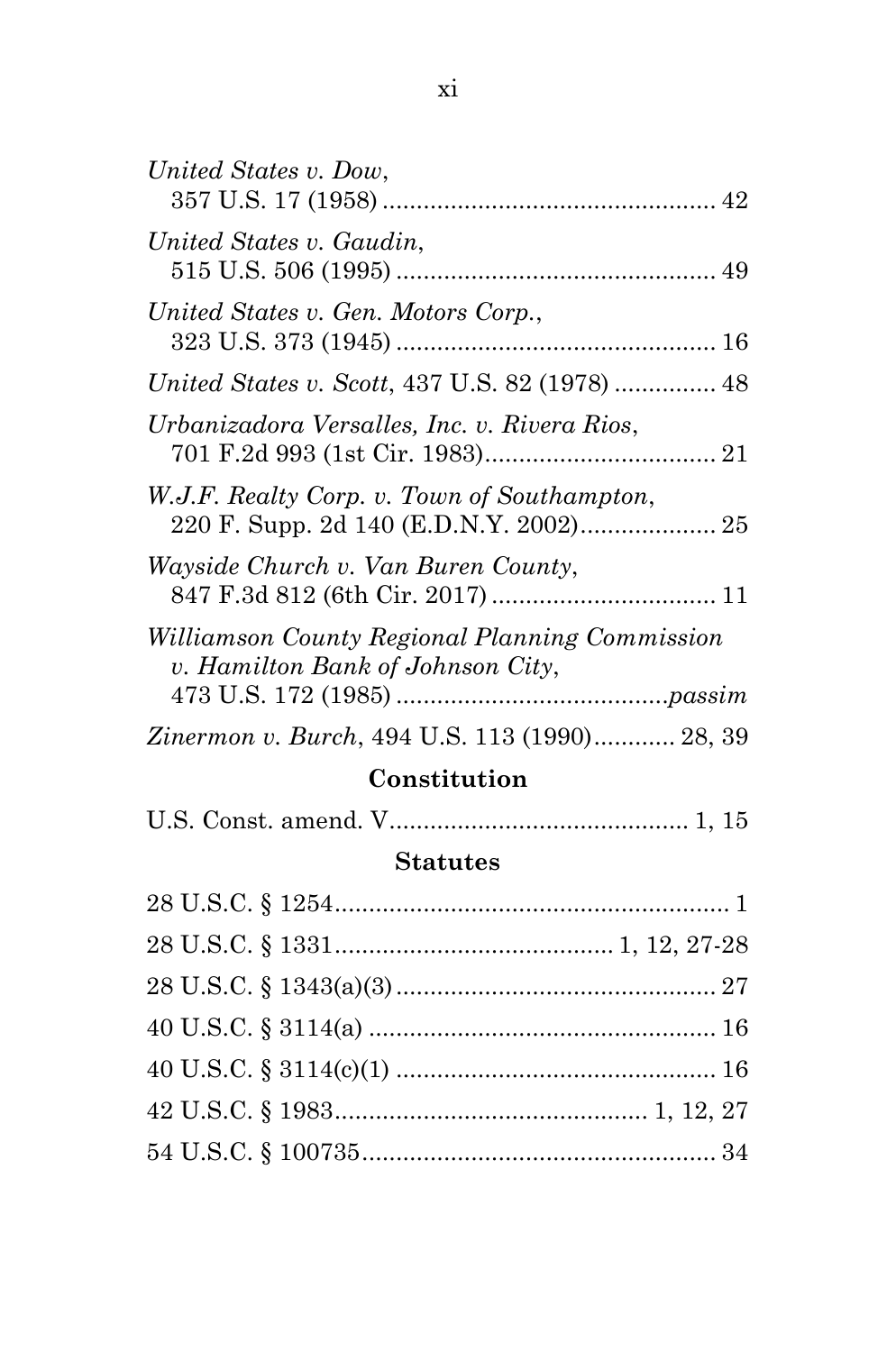*United States v. Dow*,
357 U.S. 17 (1958) ................................................. 42

*United States v. Gaudin*,
515 U.S. 506 (1995) ............................................... 49

*United States v. Gen. Motors Corp.*,
323 U.S. 373 (1945) ............................................... 16

*United States v. Scott*, 437 U.S. 82 (1978) ............... 48

*Urbanizadora Versalles, Inc. v. Rivera Rios*,
701 F.2d 993 (1st Cir. 1983).................................. 21

*W.J.F. Realty Corp. v. Town of Southampton*,
220 F. Supp. 2d 140 (E.D.N.Y. 2002).................... 25

*Wayside Church v. Van Buren County*,
847 F.3d 812 (6th Cir. 2017) ................................. 11

*Williamson County Regional Planning Commission v. Hamilton Bank of Johnson City*,
473 U.S. 172 (1985) ........................................*passim*

*Zinermon v. Burch*, 494 U.S. 113 (1990)............ 28, 39

## Constitution

U.S. Const. amend. V............................................ 1, 15

## Statutes

28 U.S.C. § 1254........................................................... 1

28 U.S.C. § 1331......................................... 1, 12, 27-28

28 U.S.C. § 1343(a)(3)............................................... 27

40 U.S.C. § 3114(a) ................................................... 16

40 U.S.C. § 3114(c)(1) ............................................... 16

42 U.S.C. § 1983............................................. 1, 12, 27

54 U.S.C. § 100735.................................................... 34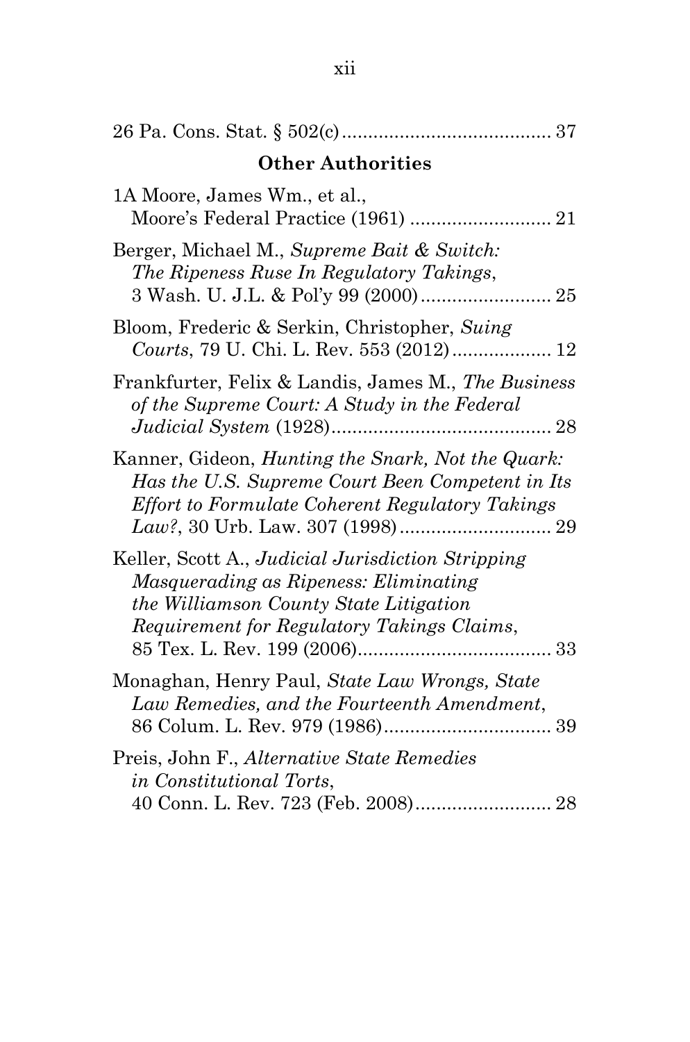26 Pa. Cons. Stat. § 502(c)........................................ 37

**Other Authorities**

1A Moore, James Wm., et al., Moore's Federal Practice (1961) ........................... 21

Berger, Michael M., *Supreme Bait & Switch: The Ripeness Ruse In Regulatory Takings*, 3 Wash. U. J.L. & Pol'y 99 (2000)......................... 25

Bloom, Frederic & Serkin, Christopher, *Suing Courts*, 79 U. Chi. L. Rev. 553 (2012)................... 12

Frankfurter, Felix & Landis, James M., *The Business of the Supreme Court: A Study in the Federal Judicial System* (1928)........................................... 28

Kanner, Gideon, *Hunting the Snark, Not the Quark: Has the U.S. Supreme Court Been Competent in Its Effort to Formulate Coherent Regulatory Takings Law?*, 30 Urb. Law. 307 (1998)............................. 29

Keller, Scott A., *Judicial Jurisdiction Stripping Masquerading as Ripeness: Eliminating the Williamson County State Litigation Requirement for Regulatory Takings Claims*, 85 Tex. L. Rev. 199 (2006)...................................... 33

Monaghan, Henry Paul, *State Law Wrongs, State Law Remedies, and the Fourteenth Amendment*, 86 Colum. L. Rev. 979 (1986)................................ 39

Preis, John F., *Alternative State Remedies in Constitutional Torts*, 40 Conn. L. Rev. 723 (Feb. 2008).......................... 28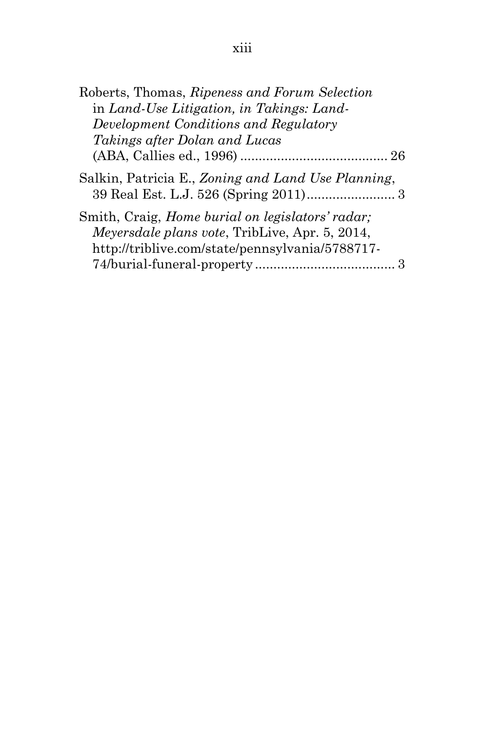Roberts, Thomas, *Ripeness and Forum Selection* in *Land-Use Litigation, in Takings: Land-Development Conditions and Regulatory Takings after Dolan and Lucas* (ABA, Callies ed., 1996) ........................................ 26

Salkin, Patricia E., *Zoning and Land Use Planning*, 39 Real Est. L.J. 526 (Spring 2011)........................ 3

Smith, Craig, *Home burial on legislators' radar; Meyersdale plans vote*, TribLive, Apr. 5, 2014, http://triblive.com/state/pennsylvania/5788717-74/burial-funeral-property ...................................... 3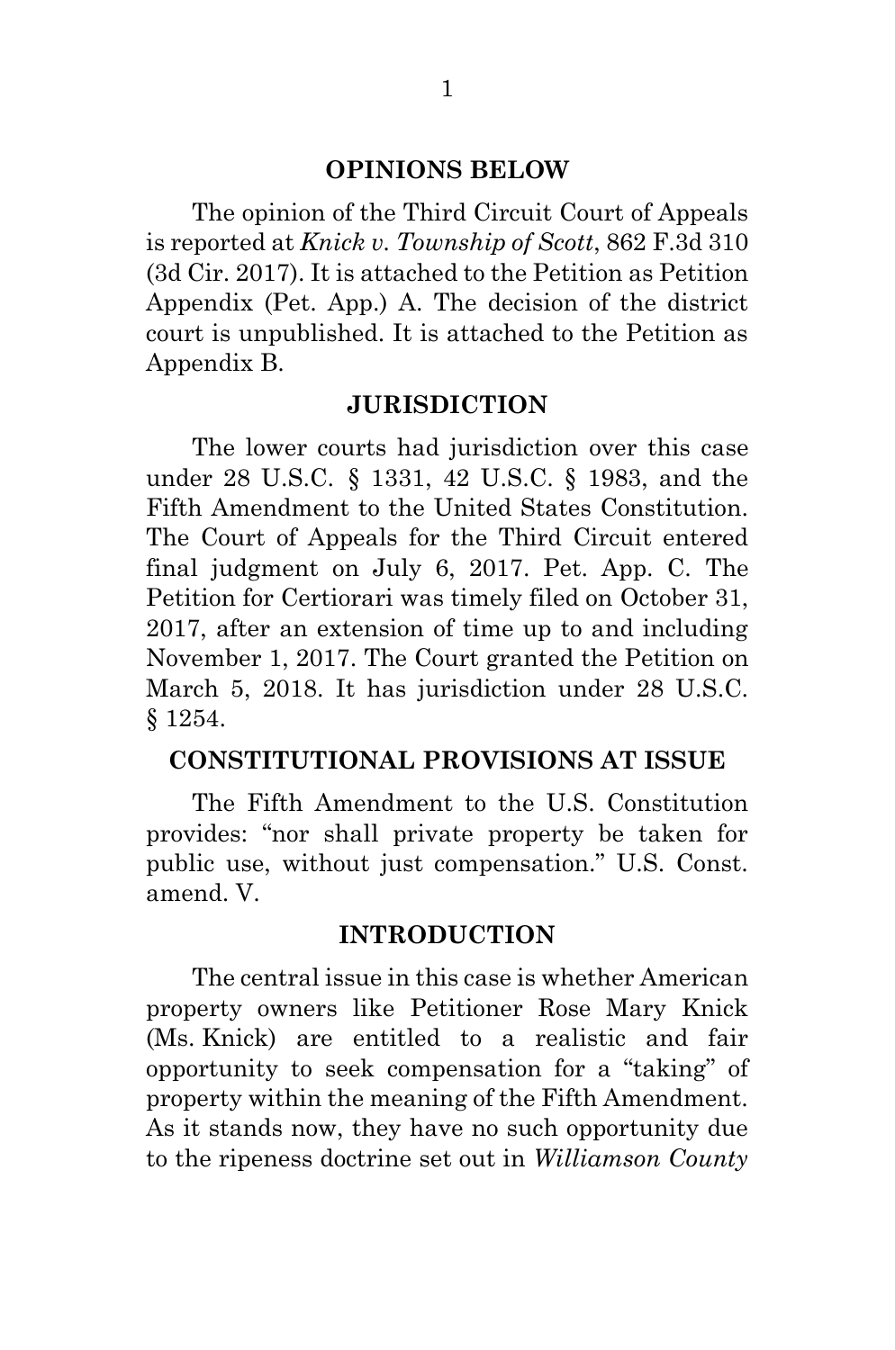## OPINIONS BELOW

The opinion of the Third Circuit Court of Appeals is reported at *Knick v. Township of Scott*, 862 F.3d 310 (3d Cir. 2017). It is attached to the Petition as Petition Appendix (Pet. App.) A. The decision of the district court is unpublished. It is attached to the Petition as Appendix B.

## JURISDICTION

The lower courts had jurisdiction over this case under 28 U.S.C. § 1331, 42 U.S.C. § 1983, and the Fifth Amendment to the United States Constitution. The Court of Appeals for the Third Circuit entered final judgment on July 6, 2017. Pet. App. C. The Petition for Certiorari was timely filed on October 31, 2017, after an extension of time up to and including November 1, 2017. The Court granted the Petition on March 5, 2018. It has jurisdiction under 28 U.S.C. § 1254.

## CONSTITUTIONAL PROVISIONS AT ISSUE

The Fifth Amendment to the U.S. Constitution provides: "nor shall private property be taken for public use, without just compensation." U.S. Const. amend. V.

## INTRODUCTION

The central issue in this case is whether American property owners like Petitioner Rose Mary Knick (Ms. Knick) are entitled to a realistic and fair opportunity to seek compensation for a "taking" of property within the meaning of the Fifth Amendment. As it stands now, they have no such opportunity due to the ripeness doctrine set out in *Williamson County*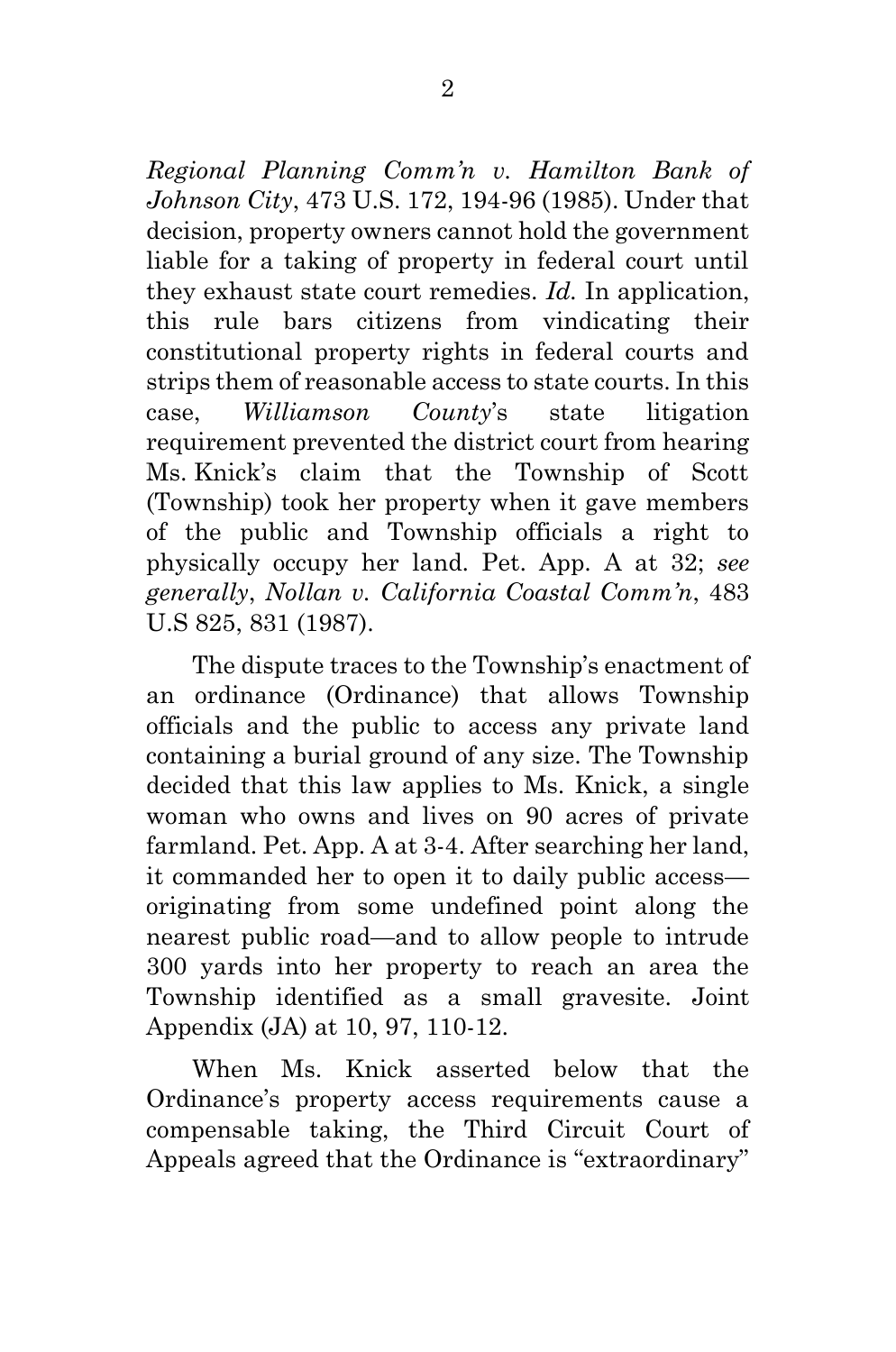*Regional Planning Comm'n v. Hamilton Bank of Johnson City*, 473 U.S. 172, 194-96 (1985). Under that decision, property owners cannot hold the government liable for a taking of property in federal court until they exhaust state court remedies. *Id.* In application, this rule bars citizens from vindicating their constitutional property rights in federal courts and strips them of reasonable access to state courts. In this case, *Williamson County*'s state litigation requirement prevented the district court from hearing Ms. Knick's claim that the Township of Scott (Township) took her property when it gave members of the public and Township officials a right to physically occupy her land. Pet. App. A at 32; *see generally*, *Nollan v. California Coastal Comm'n*, 483 U.S 825, 831 (1987).

The dispute traces to the Township's enactment of an ordinance (Ordinance) that allows Township officials and the public to access any private land containing a burial ground of any size. The Township decided that this law applies to Ms. Knick, a single woman who owns and lives on 90 acres of private farmland. Pet. App. A at 3-4. After searching her land, it commanded her to open it to daily public access—originating from some undefined point along the nearest public road—and to allow people to intrude 300 yards into her property to reach an area the Township identified as a small gravesite. Joint Appendix (JA) at 10, 97, 110-12.

When Ms. Knick asserted below that the Ordinance's property access requirements cause a compensable taking, the Third Circuit Court of Appeals agreed that the Ordinance is "extraordinary"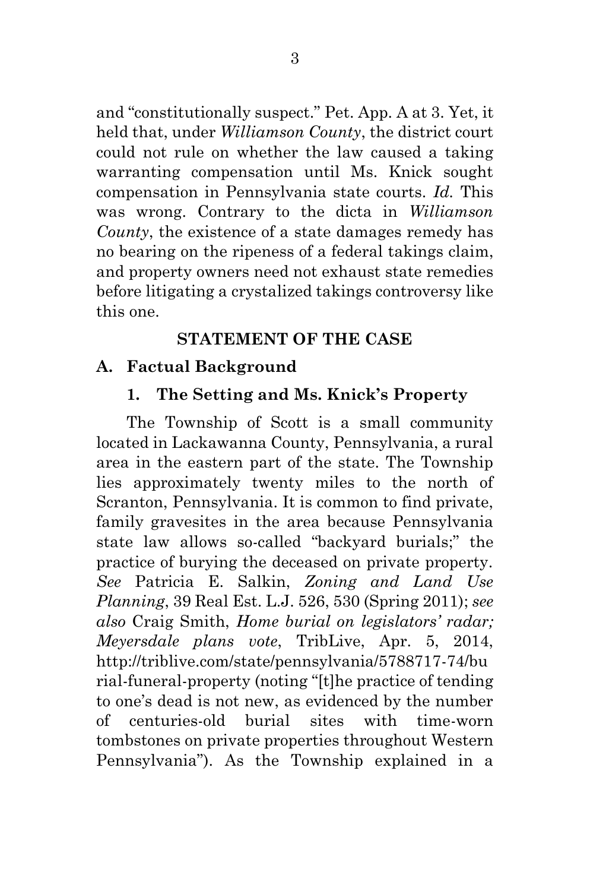and "constitutionally suspect." Pet. App. A at 3. Yet, it held that, under *Williamson County*, the district court could not rule on whether the law caused a taking warranting compensation until Ms. Knick sought compensation in Pennsylvania state courts. *Id.* This was wrong. Contrary to the dicta in *Williamson County*, the existence of a state damages remedy has no bearing on the ripeness of a federal takings claim, and property owners need not exhaust state remedies before litigating a crystalized takings controversy like this one.

## STATEMENT OF THE CASE

### A. Factual Background

#### 1. The Setting and Ms. Knick's Property

The Township of Scott is a small community located in Lackawanna County, Pennsylvania, a rural area in the eastern part of the state. The Township lies approximately twenty miles to the north of Scranton, Pennsylvania. It is common to find private, family gravesites in the area because Pennsylvania state law allows so-called "backyard burials;" the practice of burying the deceased on private property. *See* Patricia E. Salkin, *Zoning and Land Use Planning*, 39 Real Est. L.J. 526, 530 (Spring 2011); *see also* Craig Smith, *Home burial on legislators' radar; Meyersdale plans vote*, TribLive, Apr. 5, 2014, http://triblive.com/state/pennsylvania/5788717-74/burial-funeral-property (noting "[t]he practice of tending to one's dead is not new, as evidenced by the number of centuries-old burial sites with time-worn tombstones on private properties throughout Western Pennsylvania"). As the Township explained in a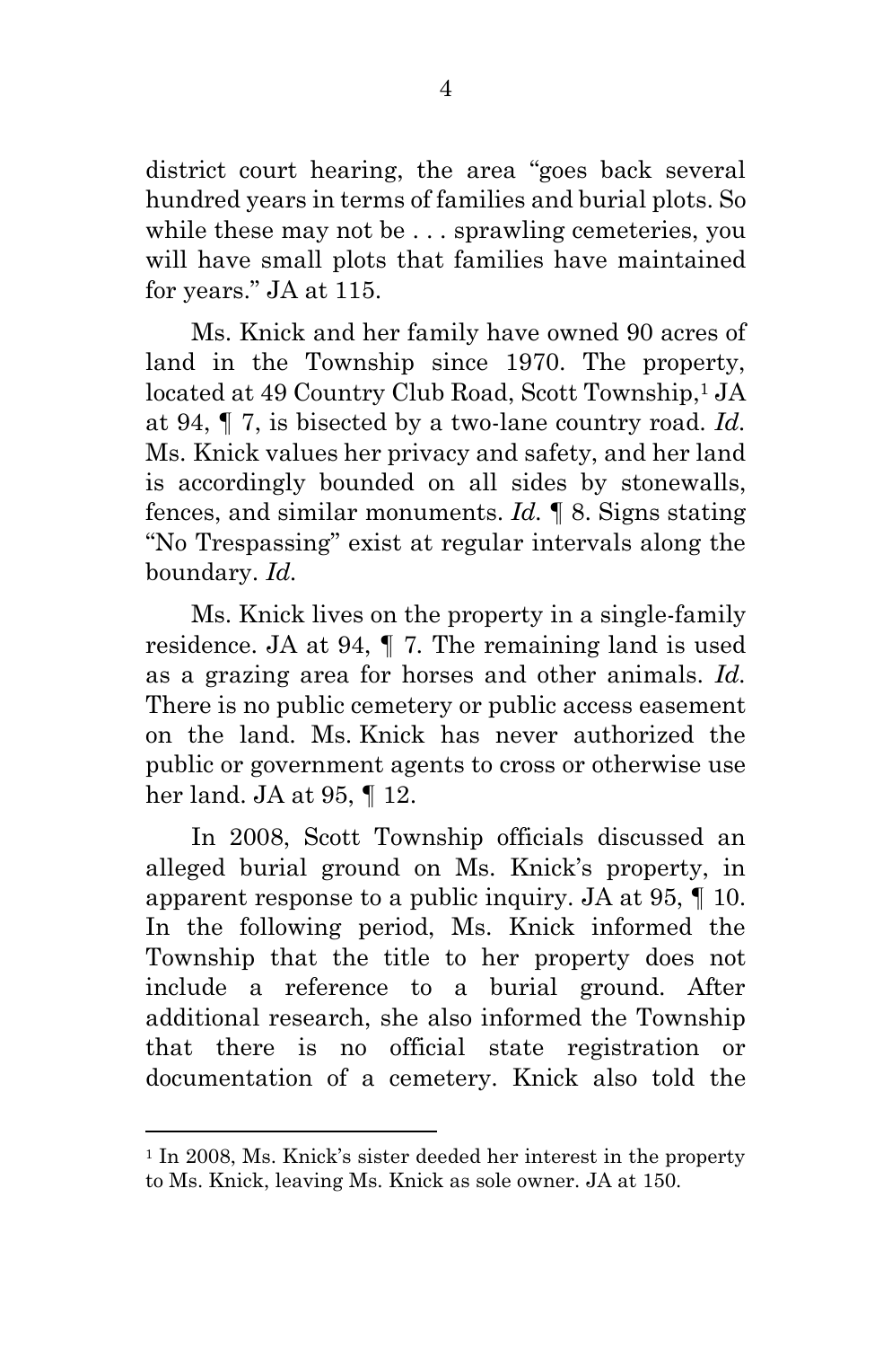district court hearing, the area "goes back several hundred years in terms of families and burial plots. So while these may not be . . . sprawling cemeteries, you will have small plots that families have maintained for years." JA at 115.

Ms. Knick and her family have owned 90 acres of land in the Township since 1970. The property, located at 49 Country Club Road, Scott Township,[1] JA at 94, ¶ 7, is bisected by a two-lane country road. *Id.* Ms. Knick values her privacy and safety, and her land is accordingly bounded on all sides by stonewalls, fences, and similar monuments. *Id.* ¶ 8. Signs stating "No Trespassing" exist at regular intervals along the boundary. *Id.*

Ms. Knick lives on the property in a single-family residence. JA at 94, ¶ 7. The remaining land is used as a grazing area for horses and other animals. *Id.* There is no public cemetery or public access easement on the land. Ms. Knick has never authorized the public or government agents to cross or otherwise use her land. JA at 95, ¶ 12.

In 2008, Scott Township officials discussed an alleged burial ground on Ms. Knick's property, in apparent response to a public inquiry. JA at 95, ¶ 10. In the following period, Ms. Knick informed the Township that the title to her property does not include a reference to a burial ground. After additional research, she also informed the Township that there is no official state registration or documentation of a cemetery. Knick also told the

---

[1] In 2008, Ms. Knick's sister deeded her interest in the property to Ms. Knick, leaving Ms. Knick as sole owner. JA at 150.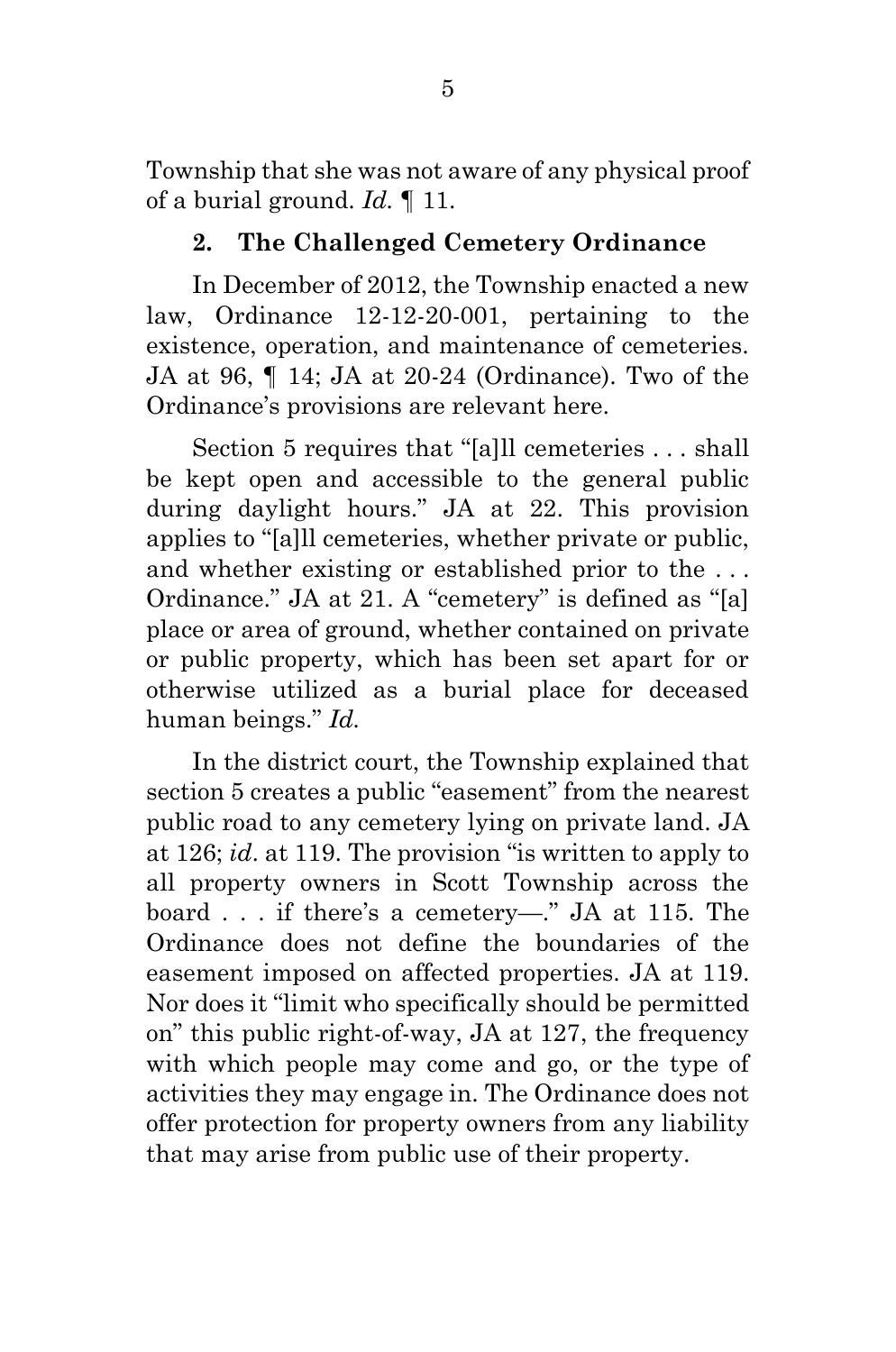Township that she was not aware of any physical proof of a burial ground. *Id.* ¶ 11.

### 2. The Challenged Cemetery Ordinance

In December of 2012, the Township enacted a new law, Ordinance 12-12-20-001, pertaining to the existence, operation, and maintenance of cemeteries. JA at 96, ¶ 14; JA at 20-24 (Ordinance). Two of the Ordinance's provisions are relevant here.

Section 5 requires that "[a]ll cemeteries . . . shall be kept open and accessible to the general public during daylight hours." JA at 22. This provision applies to "[a]ll cemeteries, whether private or public, and whether existing or established prior to the . . . Ordinance." JA at 21. A "cemetery" is defined as "[a] place or area of ground, whether contained on private or public property, which has been set apart for or otherwise utilized as a burial place for deceased human beings." *Id.*

In the district court, the Township explained that section 5 creates a public "easement" from the nearest public road to any cemetery lying on private land. JA at 126; *id*. at 119. The provision "is written to apply to all property owners in Scott Township across the board . . . if there's a cemetery—." JA at 115. The Ordinance does not define the boundaries of the easement imposed on affected properties. JA at 119. Nor does it "limit who specifically should be permitted on" this public right-of-way, JA at 127, the frequency with which people may come and go, or the type of activities they may engage in. The Ordinance does not offer protection for property owners from any liability that may arise from public use of their property.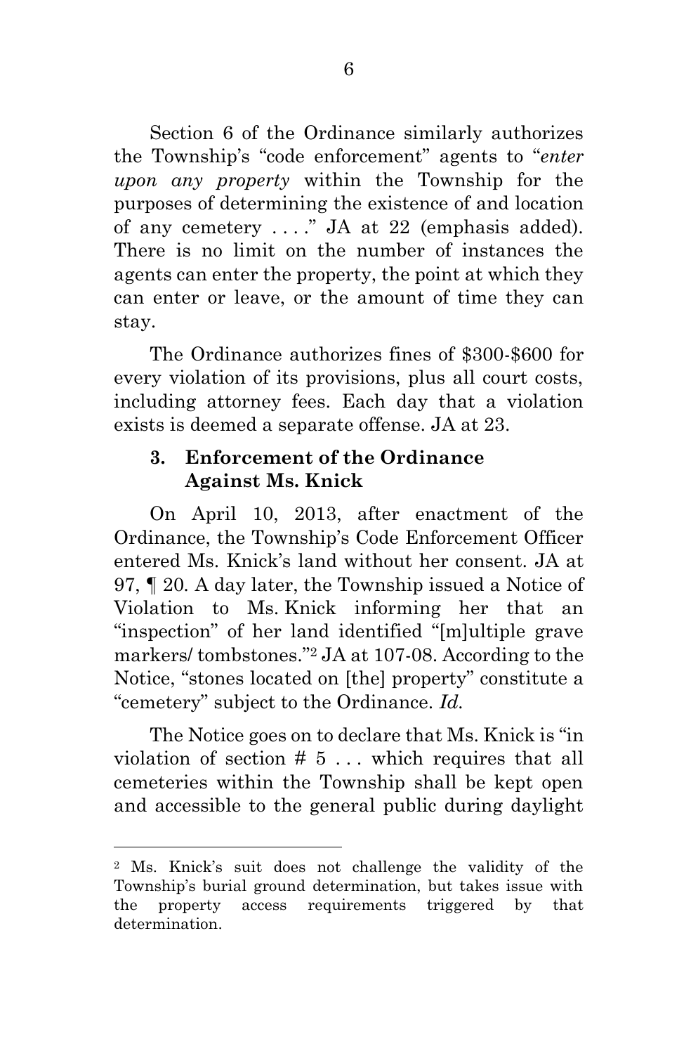Section 6 of the Ordinance similarly authorizes the Township's "code enforcement" agents to "*enter upon any property* within the Township for the purposes of determining the existence of and location of any cemetery . . . ." JA at 22 (emphasis added). There is no limit on the number of instances the agents can enter the property, the point at which they can enter or leave, or the amount of time they can stay.

The Ordinance authorizes fines of $300-$600 for every violation of its provisions, plus all court costs, including attorney fees. Each day that a violation exists is deemed a separate offense. JA at 23.

### 3. Enforcement of the Ordinance Against Ms. Knick

On April 10, 2013, after enactment of the Ordinance, the Township's Code Enforcement Officer entered Ms. Knick's land without her consent. JA at 97, ¶ 20. A day later, the Township issued a Notice of Violation to Ms. Knick informing her that an "inspection" of her land identified "[m]ultiple grave markers/ tombstones."[2] JA at 107-08. According to the Notice, "stones located on [the] property" constitute a "cemetery" subject to the Ordinance. *Id.*

The Notice goes on to declare that Ms. Knick is "in violation of section # 5 . . . which requires that all cemeteries within the Township shall be kept open and accessible to the general public during daylight

---

[2] Ms. Knick's suit does not challenge the validity of the Township's burial ground determination, but takes issue with the property access requirements triggered by that determination.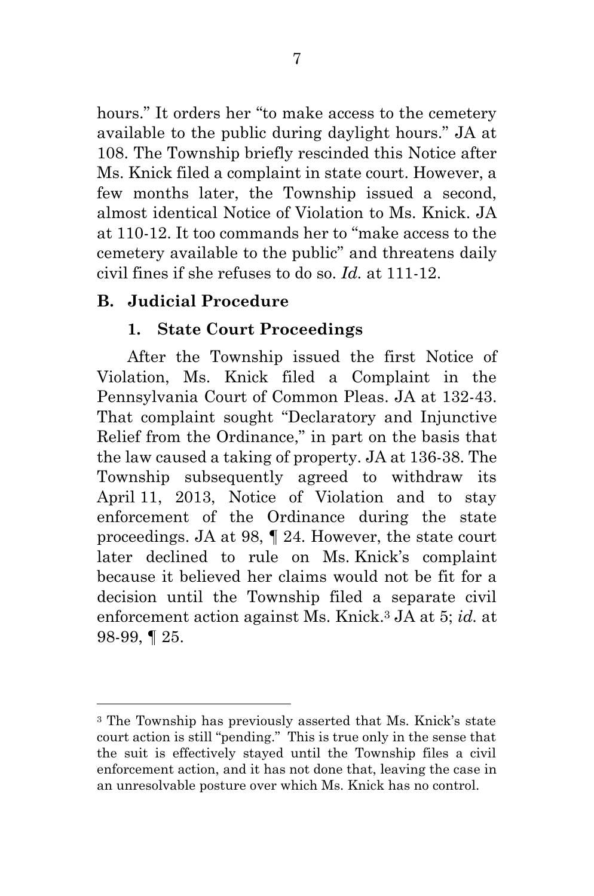hours." It orders her "to make access to the cemetery available to the public during daylight hours." JA at 108. The Township briefly rescinded this Notice after Ms. Knick filed a complaint in state court. However, a few months later, the Township issued a second, almost identical Notice of Violation to Ms. Knick. JA at 110-12. It too commands her to "make access to the cemetery available to the public" and threatens daily civil fines if she refuses to do so. *Id.* at 111-12.

### B. Judicial Procedure

#### 1. State Court Proceedings

After the Township issued the first Notice of Violation, Ms. Knick filed a Complaint in the Pennsylvania Court of Common Pleas. JA at 132-43. That complaint sought "Declaratory and Injunctive Relief from the Ordinance," in part on the basis that the law caused a taking of property. JA at 136-38. The Township subsequently agreed to withdraw its April 11, 2013, Notice of Violation and to stay enforcement of the Ordinance during the state proceedings. JA at 98, ¶ 24. However, the state court later declined to rule on Ms. Knick's complaint because it believed her claims would not be fit for a decision until the Township filed a separate civil enforcement action against Ms. Knick.[3] JA at 5; *id.* at 98-99, ¶ 25.

[3] The Township has previously asserted that Ms. Knick's state court action is still "pending." This is true only in the sense that the suit is effectively stayed until the Township files a civil enforcement action, and it has not done that, leaving the case in an unresolvable posture over which Ms. Knick has no control.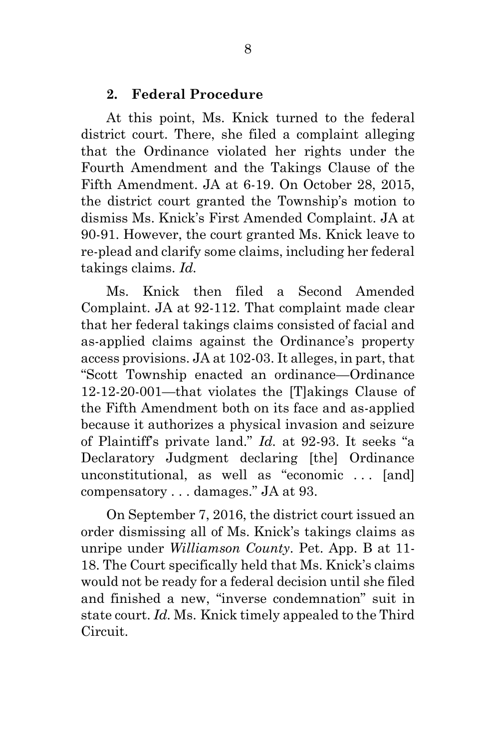### 2. Federal Procedure

At this point, Ms. Knick turned to the federal district court. There, she filed a complaint alleging that the Ordinance violated her rights under the Fourth Amendment and the Takings Clause of the Fifth Amendment. JA at 6-19. On October 28, 2015, the district court granted the Township's motion to dismiss Ms. Knick's First Amended Complaint. JA at 90-91. However, the court granted Ms. Knick leave to re-plead and clarify some claims, including her federal takings claims. *Id.*

Ms. Knick then filed a Second Amended Complaint. JA at 92-112. That complaint made clear that her federal takings claims consisted of facial and as-applied claims against the Ordinance's property access provisions. JA at 102-03. It alleges, in part, that "Scott Township enacted an ordinance—Ordinance 12-12-20-001—that violates the [T]akings Clause of the Fifth Amendment both on its face and as-applied because it authorizes a physical invasion and seizure of Plaintiff's private land." *Id.* at 92-93. It seeks "a Declaratory Judgment declaring [the] Ordinance unconstitutional, as well as "economic . . . [and] compensatory . . . damages." JA at 93.

On September 7, 2016, the district court issued an order dismissing all of Ms. Knick's takings claims as unripe under *Williamson County*. Pet. App. B at 11-18. The Court specifically held that Ms. Knick's claims would not be ready for a federal decision until she filed and finished a new, "inverse condemnation" suit in state court. *Id.* Ms. Knick timely appealed to the Third Circuit.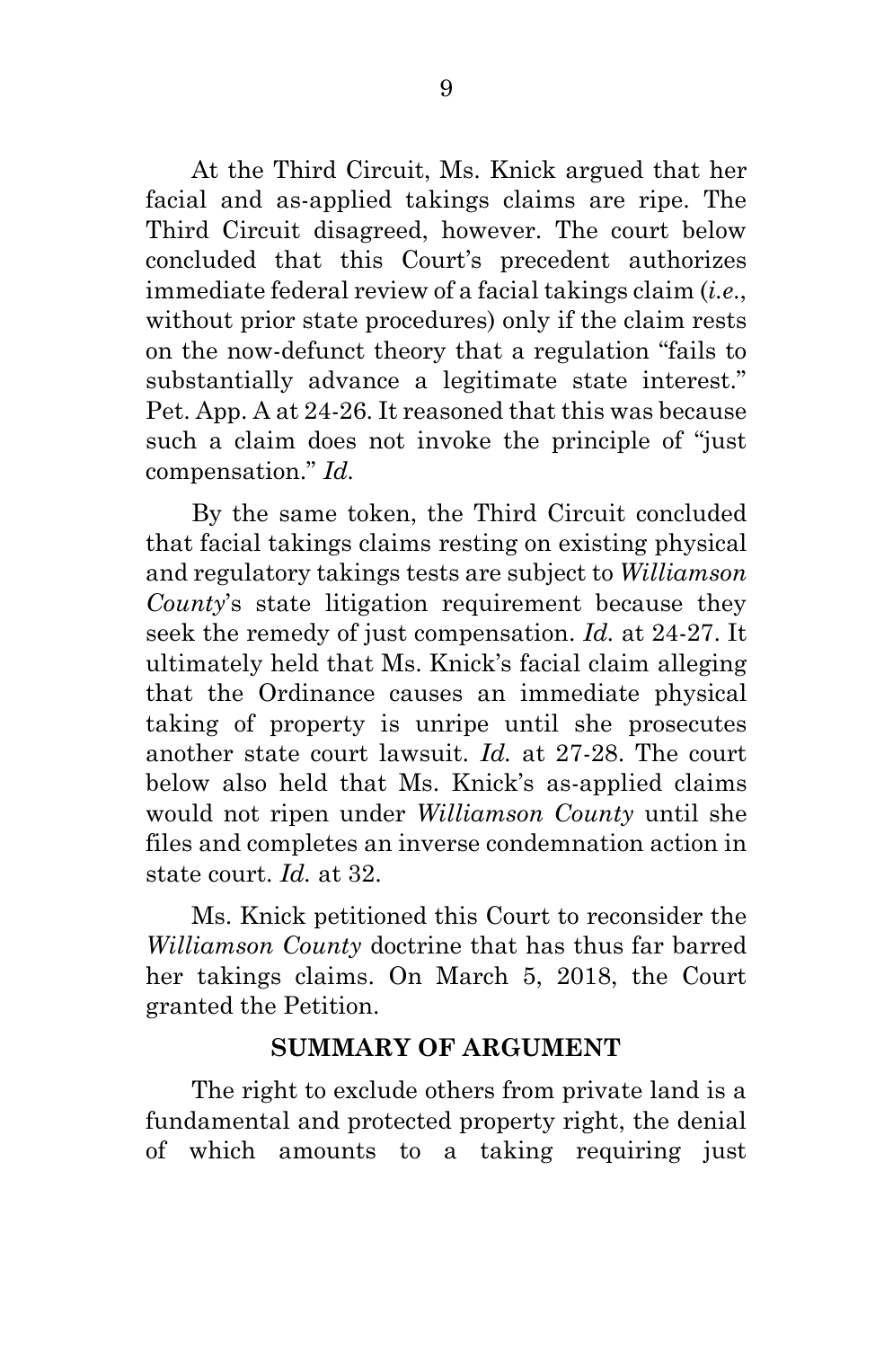At the Third Circuit, Ms. Knick argued that her facial and as-applied takings claims are ripe. The Third Circuit disagreed, however. The court below concluded that this Court's precedent authorizes immediate federal review of a facial takings claim (*i.e.*, without prior state procedures) only if the claim rests on the now-defunct theory that a regulation "fails to substantially advance a legitimate state interest." Pet. App. A at 24-26. It reasoned that this was because such a claim does not invoke the principle of "just compensation." *Id.*

By the same token, the Third Circuit concluded that facial takings claims resting on existing physical and regulatory takings tests are subject to *Williamson County*'s state litigation requirement because they seek the remedy of just compensation. *Id.* at 24-27. It ultimately held that Ms. Knick's facial claim alleging that the Ordinance causes an immediate physical taking of property is unripe until she prosecutes another state court lawsuit. *Id.* at 27-28. The court below also held that Ms. Knick's as-applied claims would not ripen under *Williamson County* until she files and completes an inverse condemnation action in state court. *Id.* at 32.

Ms. Knick petitioned this Court to reconsider the *Williamson County* doctrine that has thus far barred her takings claims. On March 5, 2018, the Court granted the Petition.

## SUMMARY OF ARGUMENT

The right to exclude others from private land is a fundamental and protected property right, the denial of which amounts to a taking requiring just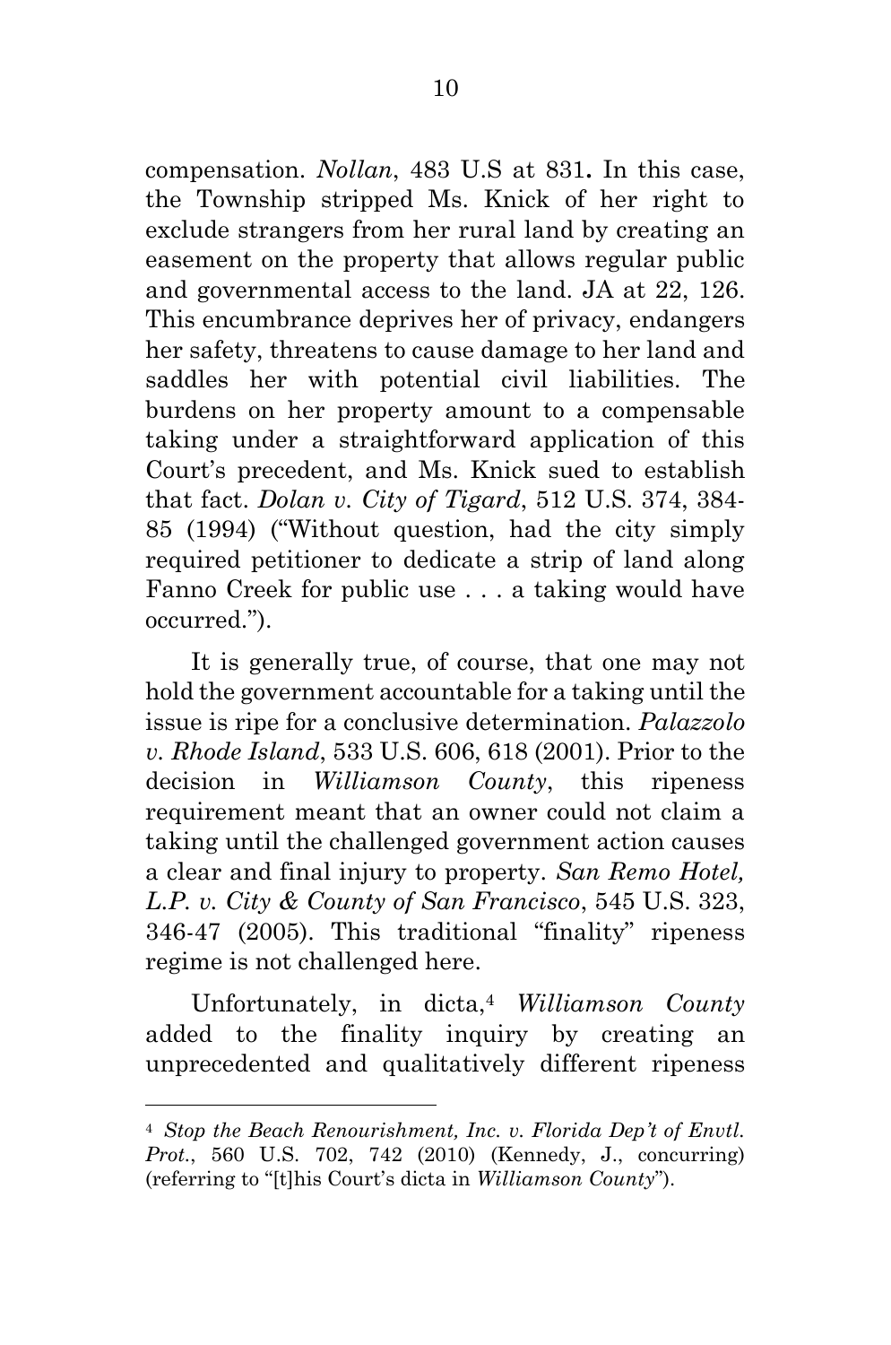compensation. *Nollan*, 483 U.S at 831**.** In this case, the Township stripped Ms. Knick of her right to exclude strangers from her rural land by creating an easement on the property that allows regular public and governmental access to the land. JA at 22, 126. This encumbrance deprives her of privacy, endangers her safety, threatens to cause damage to her land and saddles her with potential civil liabilities. The burdens on her property amount to a compensable taking under a straightforward application of this Court's precedent, and Ms. Knick sued to establish that fact. *Dolan v. City of Tigard*, 512 U.S. 374, 384-85 (1994) ("Without question, had the city simply required petitioner to dedicate a strip of land along Fanno Creek for public use . . . a taking would have occurred.").

It is generally true, of course, that one may not hold the government accountable for a taking until the issue is ripe for a conclusive determination. *Palazzolo v. Rhode Island*, 533 U.S. 606, 618 (2001). Prior to the decision in *Williamson County*, this ripeness requirement meant that an owner could not claim a taking until the challenged government action causes a clear and final injury to property. *San Remo Hotel, L.P. v. City & County of San Francisco*, 545 U.S. 323, 346-47 (2005). This traditional "finality" ripeness regime is not challenged here.

Unfortunately, in dicta,[4] *Williamson County* added to the finality inquiry by creating an unprecedented and qualitatively different ripeness

---

[4] *Stop the Beach Renourishment, Inc. v. Florida Dep't of Envtl. Prot.*, 560 U.S. 702, 742 (2010) (Kennedy, J., concurring) (referring to "[t]his Court's dicta in *Williamson County*").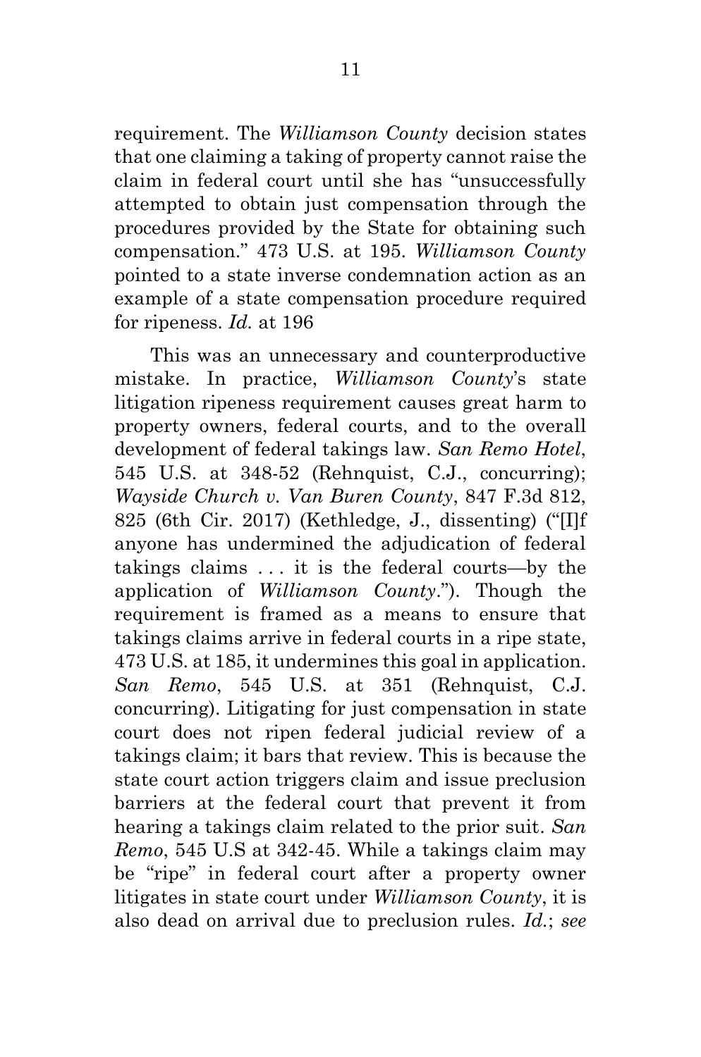requirement. The *Williamson County* decision states that one claiming a taking of property cannot raise the claim in federal court until she has "unsuccessfully attempted to obtain just compensation through the procedures provided by the State for obtaining such compensation." 473 U.S. at 195. *Williamson County* pointed to a state inverse condemnation action as an example of a state compensation procedure required for ripeness. *Id.* at 196

This was an unnecessary and counterproductive mistake. In practice, *Williamson County*'s state litigation ripeness requirement causes great harm to property owners, federal courts, and to the overall development of federal takings law. *San Remo Hotel*, 545 U.S. at 348-52 (Rehnquist, C.J., concurring); *Wayside Church v. Van Buren County*, 847 F.3d 812, 825 (6th Cir. 2017) (Kethledge, J., dissenting) ("[I]f anyone has undermined the adjudication of federal takings claims . . . it is the federal courts—by the application of *Williamson County*."). Though the requirement is framed as a means to ensure that takings claims arrive in federal courts in a ripe state, 473 U.S. at 185, it undermines this goal in application. *San Remo*, 545 U.S. at 351 (Rehnquist, C.J. concurring). Litigating for just compensation in state court does not ripen federal judicial review of a takings claim; it bars that review. This is because the state court action triggers claim and issue preclusion barriers at the federal court that prevent it from hearing a takings claim related to the prior suit. *San Remo*, 545 U.S at 342-45. While a takings claim may be "ripe" in federal court after a property owner litigates in state court under *Williamson County*, it is also dead on arrival due to preclusion rules. *Id.*; *see*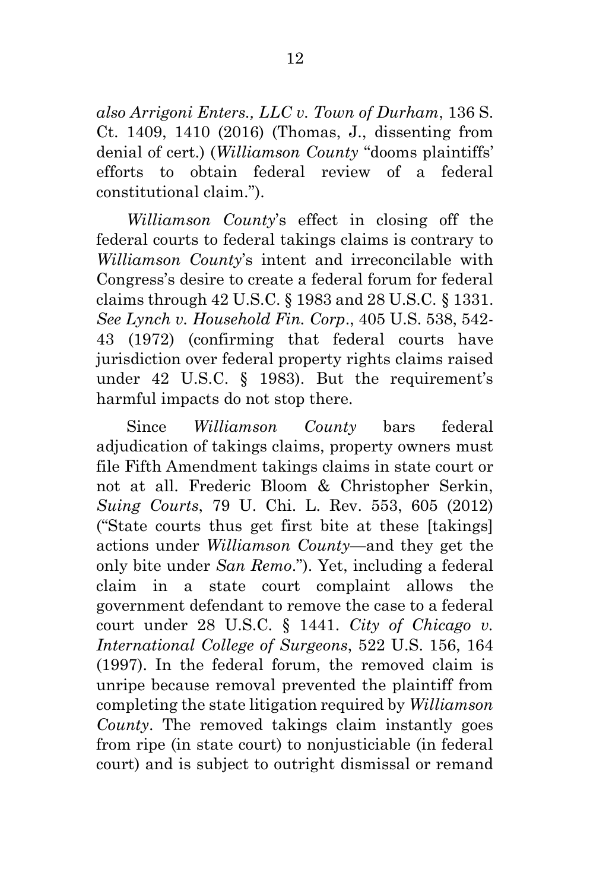*also Arrigoni Enters., LLC v. Town of Durham*, 136 S. Ct. 1409, 1410 (2016) (Thomas, J., dissenting from denial of cert.) (*Williamson County* "dooms plaintiffs' efforts to obtain federal review of a federal constitutional claim.").

*Williamson County*'s effect in closing off the federal courts to federal takings claims is contrary to *Williamson County*'s intent and irreconcilable with Congress's desire to create a federal forum for federal claims through 42 U.S.C. § 1983 and 28 U.S.C. § 1331. *See Lynch v. Household Fin. Corp*., 405 U.S. 538, 542-43 (1972) (confirming that federal courts have jurisdiction over federal property rights claims raised under 42 U.S.C. § 1983). But the requirement's harmful impacts do not stop there.

Since *Williamson County* bars federal adjudication of takings claims, property owners must file Fifth Amendment takings claims in state court or not at all. Frederic Bloom & Christopher Serkin, *Suing Courts*, 79 U. Chi. L. Rev. 553, 605 (2012) ("State courts thus get first bite at these [takings] actions under *Williamson County*—and they get the only bite under *San Remo*."). Yet, including a federal claim in a state court complaint allows the government defendant to remove the case to a federal court under 28 U.S.C. § 1441. *City of Chicago v. International College of Surgeons*, 522 U.S. 156, 164 (1997). In the federal forum, the removed claim is unripe because removal prevented the plaintiff from completing the state litigation required by *Williamson County*. The removed takings claim instantly goes from ripe (in state court) to nonjusticiable (in federal court) and is subject to outright dismissal or remand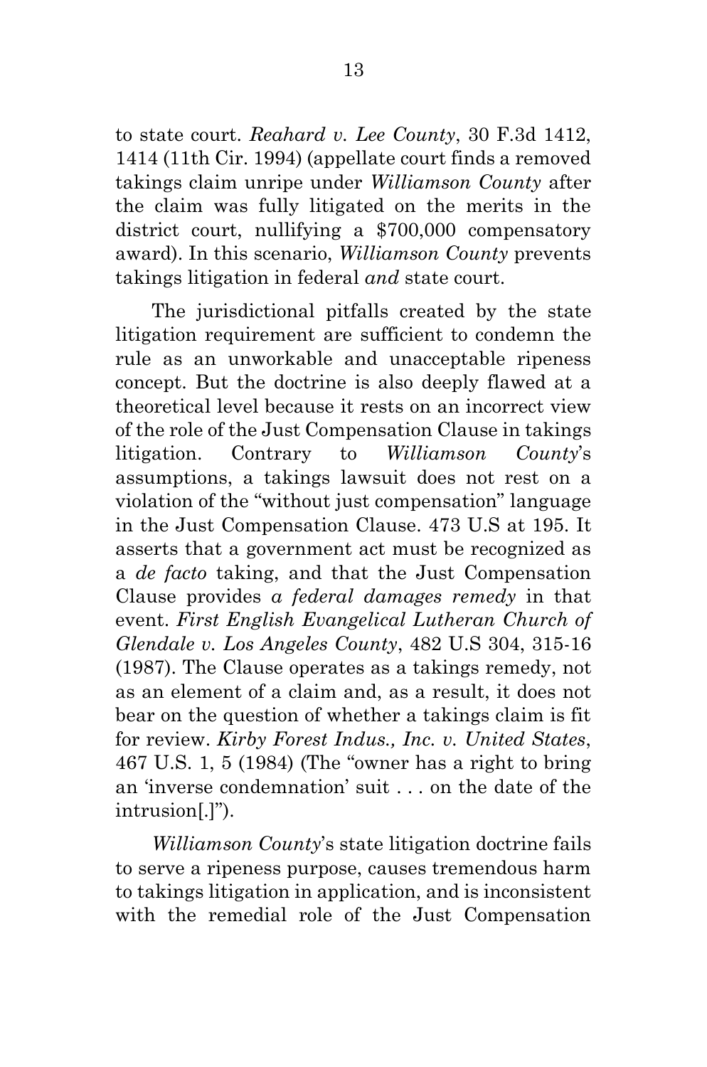to state court. *Reahard v. Lee County*, 30 F.3d 1412, 1414 (11th Cir. 1994) (appellate court finds a removed takings claim unripe under *Williamson County* after the claim was fully litigated on the merits in the district court, nullifying a $700,000 compensatory award). In this scenario, *Williamson County* prevents takings litigation in federal *and* state court.

The jurisdictional pitfalls created by the state litigation requirement are sufficient to condemn the rule as an unworkable and unacceptable ripeness concept. But the doctrine is also deeply flawed at a theoretical level because it rests on an incorrect view of the role of the Just Compensation Clause in takings litigation. Contrary to *Williamson County*'s assumptions, a takings lawsuit does not rest on a violation of the "without just compensation" language in the Just Compensation Clause. 473 U.S at 195. It asserts that a government act must be recognized as a *de facto* taking, and that the Just Compensation Clause provides *a federal damages remedy* in that event. *First English Evangelical Lutheran Church of Glendale v. Los Angeles County*, 482 U.S 304, 315-16 (1987). The Clause operates as a takings remedy, not as an element of a claim and, as a result, it does not bear on the question of whether a takings claim is fit for review. *Kirby Forest Indus., Inc. v. United States*, 467 U.S. 1, 5 (1984) (The "owner has a right to bring an 'inverse condemnation' suit . . . on the date of the intrusion[.]").

*Williamson County*'s state litigation doctrine fails to serve a ripeness purpose, causes tremendous harm to takings litigation in application, and is inconsistent with the remedial role of the Just Compensation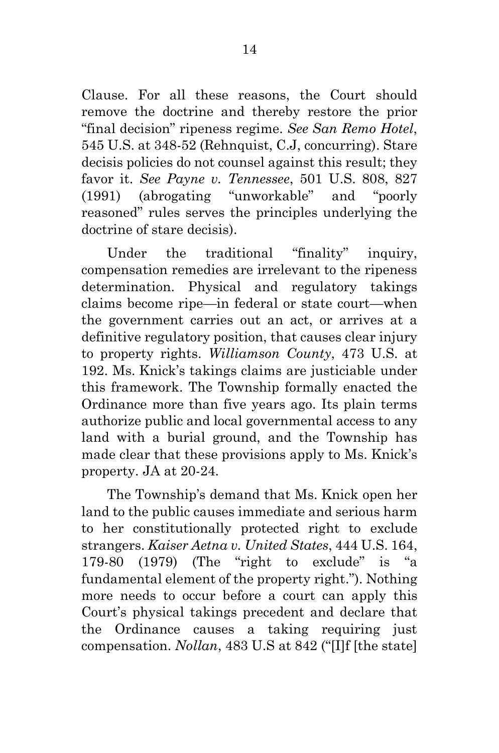Clause. For all these reasons, the Court should remove the doctrine and thereby restore the prior "final decision" ripeness regime. *See San Remo Hotel*, 545 U.S. at 348-52 (Rehnquist, C.J, concurring). Stare decisis policies do not counsel against this result; they favor it. *See Payne v. Tennessee*, 501 U.S. 808, 827 (1991) (abrogating "unworkable" and "poorly reasoned" rules serves the principles underlying the doctrine of stare decisis).

Under the traditional "finality" inquiry, compensation remedies are irrelevant to the ripeness determination. Physical and regulatory takings claims become ripe—in federal or state court—when the government carries out an act, or arrives at a definitive regulatory position, that causes clear injury to property rights. *Williamson County*, 473 U.S. at 192. Ms. Knick's takings claims are justiciable under this framework. The Township formally enacted the Ordinance more than five years ago. Its plain terms authorize public and local governmental access to any land with a burial ground, and the Township has made clear that these provisions apply to Ms. Knick's property. JA at 20-24.

The Township's demand that Ms. Knick open her land to the public causes immediate and serious harm to her constitutionally protected right to exclude strangers. *Kaiser Aetna v. United States*, 444 U.S. 164, 179-80 (1979) (The "right to exclude" is "a fundamental element of the property right."). Nothing more needs to occur before a court can apply this Court's physical takings precedent and declare that the Ordinance causes a taking requiring just compensation. *Nollan*, 483 U.S at 842 ("[I]f [the state]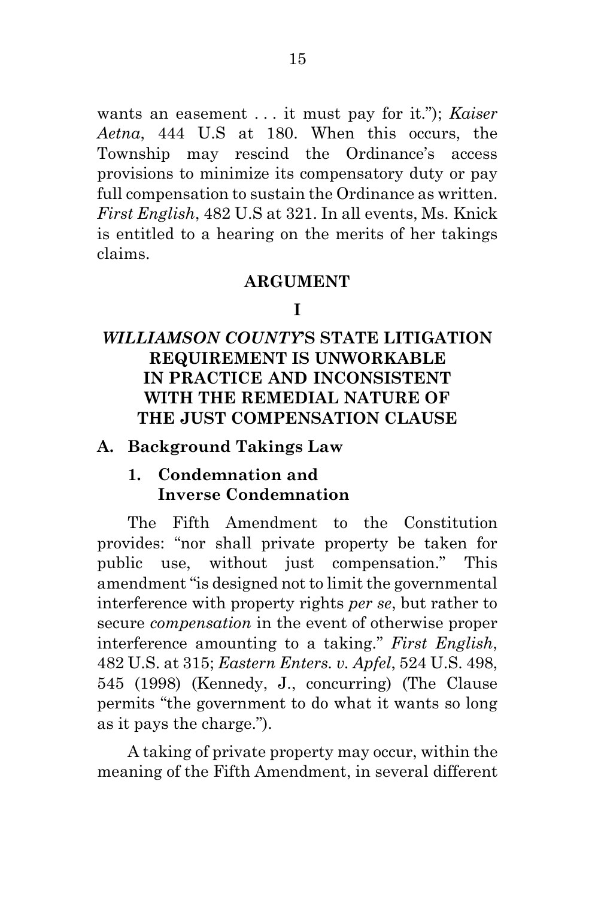wants an easement . . . it must pay for it."); *Kaiser Aetna*, 444 U.S at 180. When this occurs, the Township may rescind the Ordinance's access provisions to minimize its compensatory duty or pay full compensation to sustain the Ordinance as written. *First English*, 482 U.S at 321. In all events, Ms. Knick is entitled to a hearing on the merits of her takings claims.

## ARGUMENT

## I

## *WILLIAMSON COUNTY*'S STATE LITIGATION REQUIREMENT IS UNWORKABLE IN PRACTICE AND INCONSISTENT WITH THE REMEDIAL NATURE OF THE JUST COMPENSATION CLAUSE

### A. Background Takings Law

#### 1. Condemnation and Inverse Condemnation

The Fifth Amendment to the Constitution provides: "nor shall private property be taken for public use, without just compensation." This amendment "is designed not to limit the governmental interference with property rights *per se*, but rather to secure *compensation* in the event of otherwise proper interference amounting to a taking." *First English*, 482 U.S. at 315; *Eastern Enters. v. Apfel*, 524 U.S. 498, 545 (1998) (Kennedy, J., concurring) (The Clause permits "the government to do what it wants so long as it pays the charge.").

A taking of private property may occur, within the meaning of the Fifth Amendment, in several different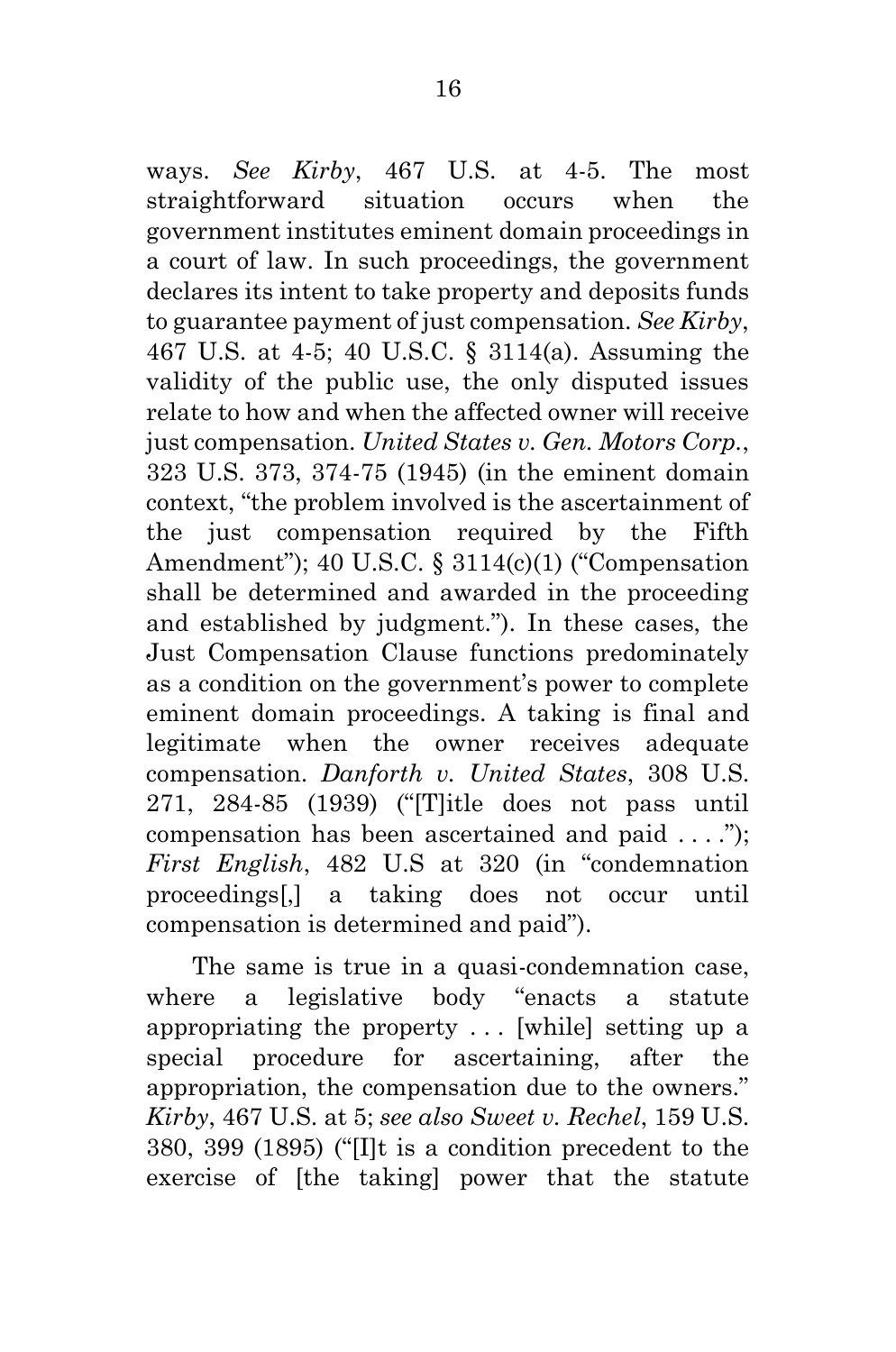ways. *See Kirby*, 467 U.S. at 4-5. The most straightforward situation occurs when the government institutes eminent domain proceedings in a court of law. In such proceedings, the government declares its intent to take property and deposits funds to guarantee payment of just compensation. *See Kirby*, 467 U.S. at 4-5; 40 U.S.C. § 3114(a). Assuming the validity of the public use, the only disputed issues relate to how and when the affected owner will receive just compensation. *United States v. Gen. Motors Corp.*, 323 U.S. 373, 374-75 (1945) (in the eminent domain context, "the problem involved is the ascertainment of the just compensation required by the Fifth Amendment"); 40 U.S.C. § 3114(c)(1) ("Compensation shall be determined and awarded in the proceeding and established by judgment."). In these cases, the Just Compensation Clause functions predominately as a condition on the government's power to complete eminent domain proceedings. A taking is final and legitimate when the owner receives adequate compensation. *Danforth v. United States*, 308 U.S. 271, 284-85 (1939) ("[T]itle does not pass until compensation has been ascertained and paid . . . ."); *First English*, 482 U.S at 320 (in "condemnation proceedings[,] a taking does not occur until compensation is determined and paid").

The same is true in a quasi-condemnation case, where a legislative body "enacts a statute appropriating the property . . . [while] setting up a special procedure for ascertaining, after the appropriation, the compensation due to the owners." *Kirby*, 467 U.S. at 5; *see also Sweet v. Rechel*, 159 U.S. 380, 399 (1895) ("[I]t is a condition precedent to the exercise of [the taking] power that the statute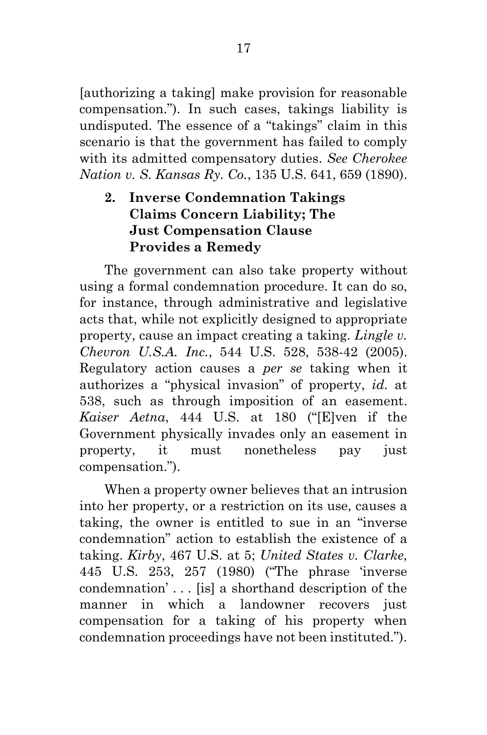[authorizing a taking] make provision for reasonable compensation."). In such cases, takings liability is undisputed. The essence of a "takings" claim in this scenario is that the government has failed to comply with its admitted compensatory duties. *See Cherokee Nation v. S. Kansas Ry. Co.*, 135 U.S. 641, 659 (1890).

### 2. Inverse Condemnation Takings Claims Concern Liability; The Just Compensation Clause Provides a Remedy

The government can also take property without using a formal condemnation procedure. It can do so, for instance, through administrative and legislative acts that, while not explicitly designed to appropriate property, cause an impact creating a taking. *Lingle v. Chevron U.S.A. Inc.*, 544 U.S. 528, 538-42 (2005). Regulatory action causes a *per se* taking when it authorizes a "physical invasion" of property, *id.* at 538, such as through imposition of an easement. *Kaiser Aetna*, 444 U.S. at 180 ("[E]ven if the Government physically invades only an easement in property, it must nonetheless pay just compensation.").

When a property owner believes that an intrusion into her property, or a restriction on its use, causes a taking, the owner is entitled to sue in an "inverse condemnation" action to establish the existence of a taking. *Kirby*, 467 U.S. at 5; *United States v. Clarke*, 445 U.S. 253, 257 (1980) ("The phrase 'inverse condemnation' . . . [is] a shorthand description of the manner in which a landowner recovers just compensation for a taking of his property when condemnation proceedings have not been instituted.").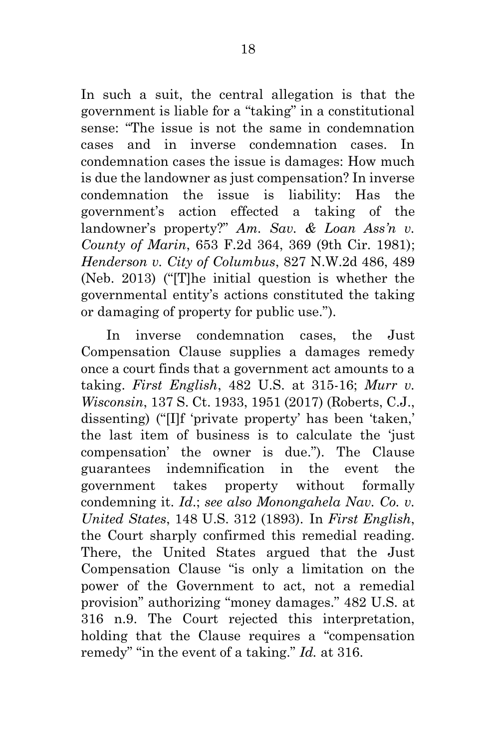In such a suit, the central allegation is that the government is liable for a "taking" in a constitutional sense: "The issue is not the same in condemnation cases and in inverse condemnation cases. In condemnation cases the issue is damages: How much is due the landowner as just compensation? In inverse condemnation the issue is liability: Has the government's action effected a taking of the landowner's property?" *Am. Sav. & Loan Ass'n v. County of Marin*, 653 F.2d 364, 369 (9th Cir. 1981); *Henderson v. City of Columbus*, 827 N.W.2d 486, 489 (Neb. 2013) ("[T]he initial question is whether the governmental entity's actions constituted the taking or damaging of property for public use.").

In inverse condemnation cases, the Just Compensation Clause supplies a damages remedy once a court finds that a government act amounts to a taking. *First English*, 482 U.S. at 315-16; *Murr v. Wisconsin*, 137 S. Ct. 1933, 1951 (2017) (Roberts, C.J., dissenting) ("[I]f 'private property' has been 'taken,' the last item of business is to calculate the 'just compensation' the owner is due."). The Clause guarantees indemnification in the event the government takes property without formally condemning it. *Id.*; *see also Monongahela Nav. Co. v. United States*, 148 U.S. 312 (1893). In *First English*, the Court sharply confirmed this remedial reading. There, the United States argued that the Just Compensation Clause "is only a limitation on the power of the Government to act, not a remedial provision" authorizing "money damages." 482 U.S. at 316 n.9. The Court rejected this interpretation, holding that the Clause requires a "compensation remedy" "in the event of a taking." *Id.* at 316.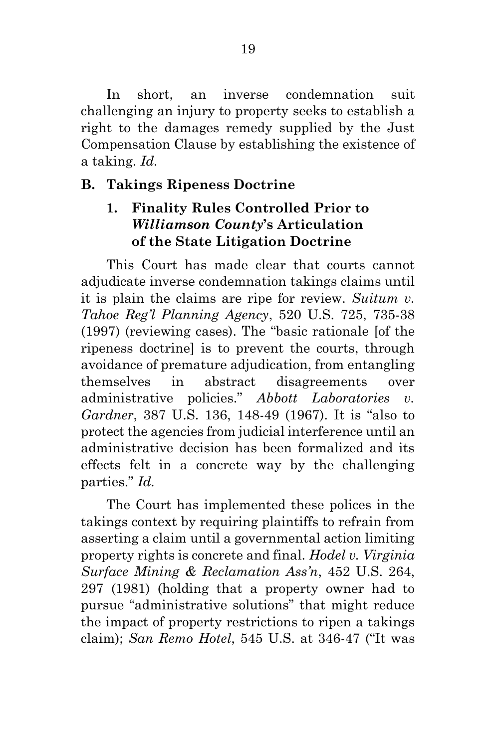In short, an inverse condemnation suit challenging an injury to property seeks to establish a right to the damages remedy supplied by the Just Compensation Clause by establishing the existence of a taking. *Id.*

### B. Takings Ripeness Doctrine

#### 1. Finality Rules Controlled Prior to *Williamson County*'s Articulation of the State Litigation Doctrine

This Court has made clear that courts cannot adjudicate inverse condemnation takings claims until it is plain the claims are ripe for review. *Suitum v. Tahoe Reg'l Planning Agency*, 520 U.S. 725, 735-38 (1997) (reviewing cases). The "basic rationale [of the ripeness doctrine] is to prevent the courts, through avoidance of premature adjudication, from entangling themselves in abstract disagreements over administrative policies." *Abbott Laboratories v. Gardner*, 387 U.S. 136, 148-49 (1967). It is "also to protect the agencies from judicial interference until an administrative decision has been formalized and its effects felt in a concrete way by the challenging parties." *Id.*

The Court has implemented these polices in the takings context by requiring plaintiffs to refrain from asserting a claim until a governmental action limiting property rights is concrete and final. *Hodel v. Virginia Surface Mining & Reclamation Ass'n*, 452 U.S. 264, 297 (1981) (holding that a property owner had to pursue "administrative solutions" that might reduce the impact of property restrictions to ripen a takings claim); *San Remo Hotel*, 545 U.S. at 346-47 ("It was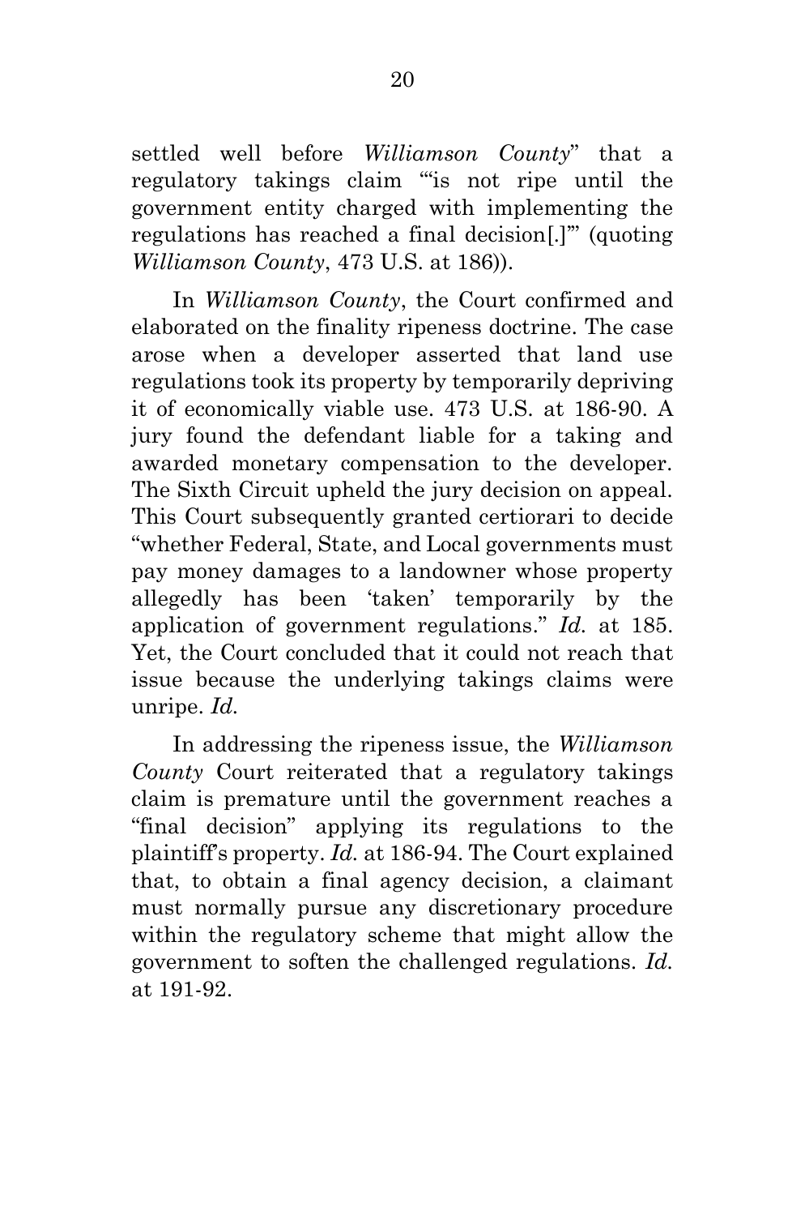settled well before *Williamson County*" that a regulatory takings claim "'is not ripe until the government entity charged with implementing the regulations has reached a final decision[.]'" (quoting *Williamson County*, 473 U.S. at 186)).

In *Williamson County*, the Court confirmed and elaborated on the finality ripeness doctrine. The case arose when a developer asserted that land use regulations took its property by temporarily depriving it of economically viable use. 473 U.S. at 186-90. A jury found the defendant liable for a taking and awarded monetary compensation to the developer. The Sixth Circuit upheld the jury decision on appeal. This Court subsequently granted certiorari to decide "whether Federal, State, and Local governments must pay money damages to a landowner whose property allegedly has been 'taken' temporarily by the application of government regulations." *Id.* at 185. Yet, the Court concluded that it could not reach that issue because the underlying takings claims were unripe. *Id.*

In addressing the ripeness issue, the *Williamson County* Court reiterated that a regulatory takings claim is premature until the government reaches a "final decision" applying its regulations to the plaintiff's property. *Id.* at 186-94. The Court explained that, to obtain a final agency decision, a claimant must normally pursue any discretionary procedure within the regulatory scheme that might allow the government to soften the challenged regulations. *Id.* at 191-92.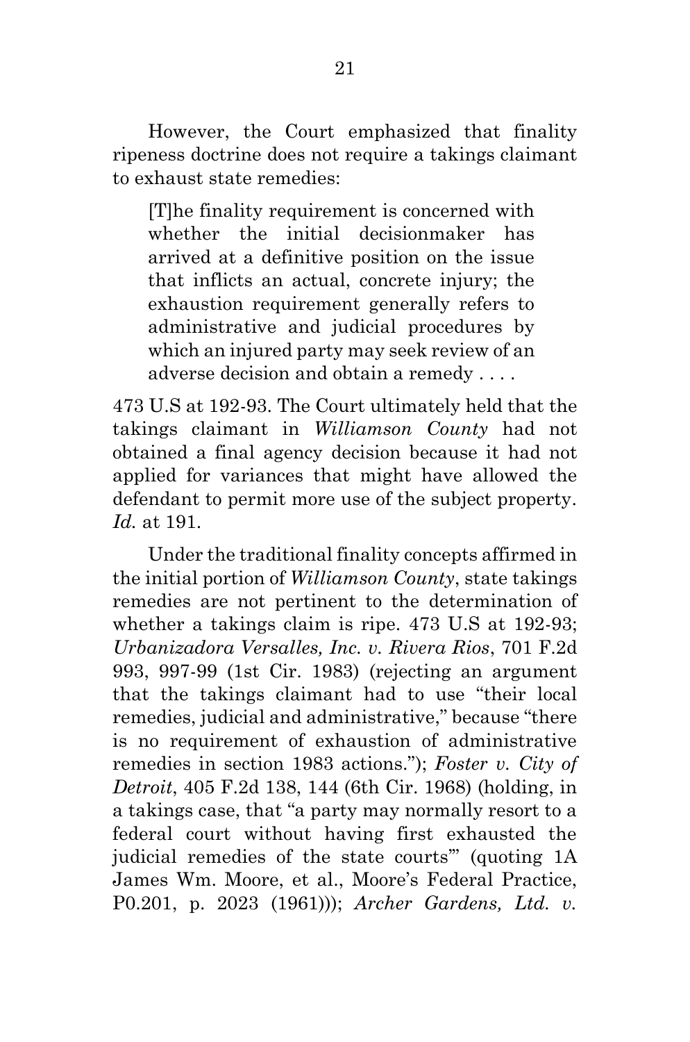However, the Court emphasized that finality ripeness doctrine does not require a takings claimant to exhaust state remedies:

> [T]he finality requirement is concerned with whether the initial decisionmaker has arrived at a definitive position on the issue that inflicts an actual, concrete injury; the exhaustion requirement generally refers to administrative and judicial procedures by which an injured party may seek review of an adverse decision and obtain a remedy . . . .

473 U.S at 192-93. The Court ultimately held that the takings claimant in *Williamson County* had not obtained a final agency decision because it had not applied for variances that might have allowed the defendant to permit more use of the subject property. *Id.* at 191.

Under the traditional finality concepts affirmed in the initial portion of *Williamson County*, state takings remedies are not pertinent to the determination of whether a takings claim is ripe. 473 U.S at 192-93; *Urbanizadora Versalles, Inc. v. Rivera Rios*, 701 F.2d 993, 997-99 (1st Cir. 1983) (rejecting an argument that the takings claimant had to use "their local remedies, judicial and administrative," because "there is no requirement of exhaustion of administrative remedies in section 1983 actions."); *Foster v. City of Detroit*, 405 F.2d 138, 144 (6th Cir. 1968) (holding, in a takings case, that "a party may normally resort to a federal court without having first exhausted the judicial remedies of the state courts'" (quoting 1A James Wm. Moore, et al., Moore's Federal Practice, P0.201, p. 2023 (1961))); *Archer Gardens, Ltd. v.*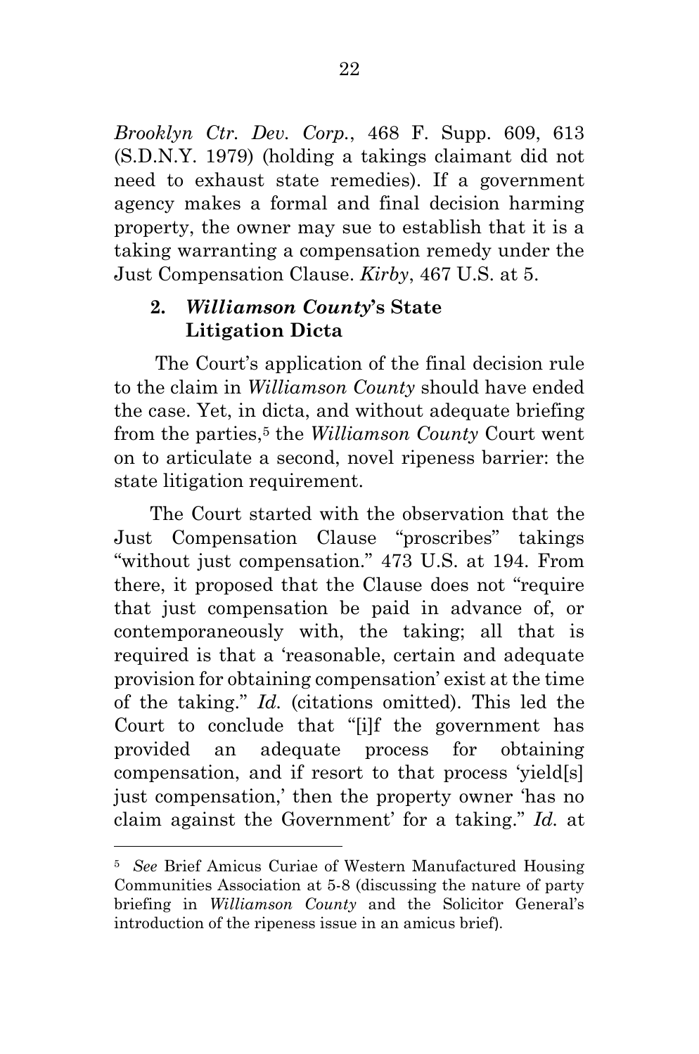*Brooklyn Ctr. Dev. Corp.*, 468 F. Supp. 609, 613 (S.D.N.Y. 1979) (holding a takings claimant did not need to exhaust state remedies). If a government agency makes a formal and final decision harming property, the owner may sue to establish that it is a taking warranting a compensation remedy under the Just Compensation Clause. *Kirby*, 467 U.S. at 5.

### 2. *Williamson County*'s State Litigation Dicta

The Court's application of the final decision rule to the claim in *Williamson County* should have ended the case. Yet, in dicta, and without adequate briefing from the parties,[5] the *Williamson County* Court went on to articulate a second, novel ripeness barrier: the state litigation requirement.

The Court started with the observation that the Just Compensation Clause "proscribes" takings "without just compensation." 473 U.S. at 194. From there, it proposed that the Clause does not "require that just compensation be paid in advance of, or contemporaneously with, the taking; all that is required is that a 'reasonable, certain and adequate provision for obtaining compensation' exist at the time of the taking." *Id.* (citations omitted). This led the Court to conclude that "[i]f the government has provided an adequate process for obtaining compensation, and if resort to that process 'yield[s] just compensation,' then the property owner 'has no claim against the Government' for a taking." *Id.* at

---

[5] *See* Brief Amicus Curiae of Western Manufactured Housing Communities Association at 5-8 (discussing the nature of party briefing in *Williamson County* and the Solicitor General's introduction of the ripeness issue in an amicus brief).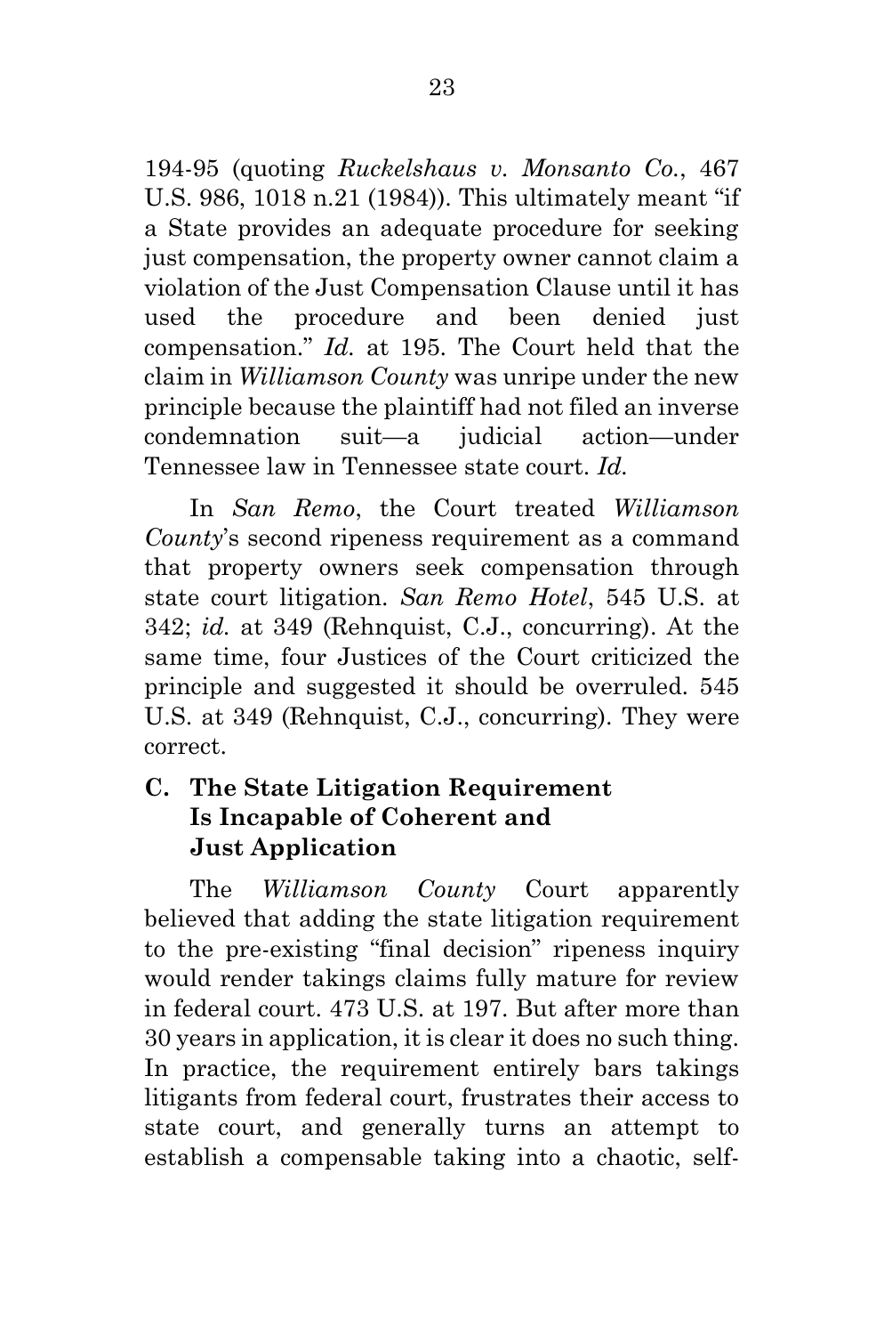194-95 (quoting *Ruckelshaus v. Monsanto Co.*, 467 U.S. 986, 1018 n.21 (1984)). This ultimately meant "if a State provides an adequate procedure for seeking just compensation, the property owner cannot claim a violation of the Just Compensation Clause until it has used the procedure and been denied just compensation." *Id.* at 195. The Court held that the claim in *Williamson County* was unripe under the new principle because the plaintiff had not filed an inverse condemnation suit—a judicial action—under Tennessee law in Tennessee state court. *Id.*

In *San Remo*, the Court treated *Williamson County*'s second ripeness requirement as a command that property owners seek compensation through state court litigation. *San Remo Hotel*, 545 U.S. at 342; *id.* at 349 (Rehnquist, C.J., concurring). At the same time, four Justices of the Court criticized the principle and suggested it should be overruled. 545 U.S. at 349 (Rehnquist, C.J., concurring). They were correct.

### C. The State Litigation Requirement Is Incapable of Coherent and Just Application

The *Williamson County* Court apparently believed that adding the state litigation requirement to the pre-existing "final decision" ripeness inquiry would render takings claims fully mature for review in federal court. 473 U.S. at 197. But after more than 30 years in application, it is clear it does no such thing. In practice, the requirement entirely bars takings litigants from federal court, frustrates their access to state court, and generally turns an attempt to establish a compensable taking into a chaotic, self-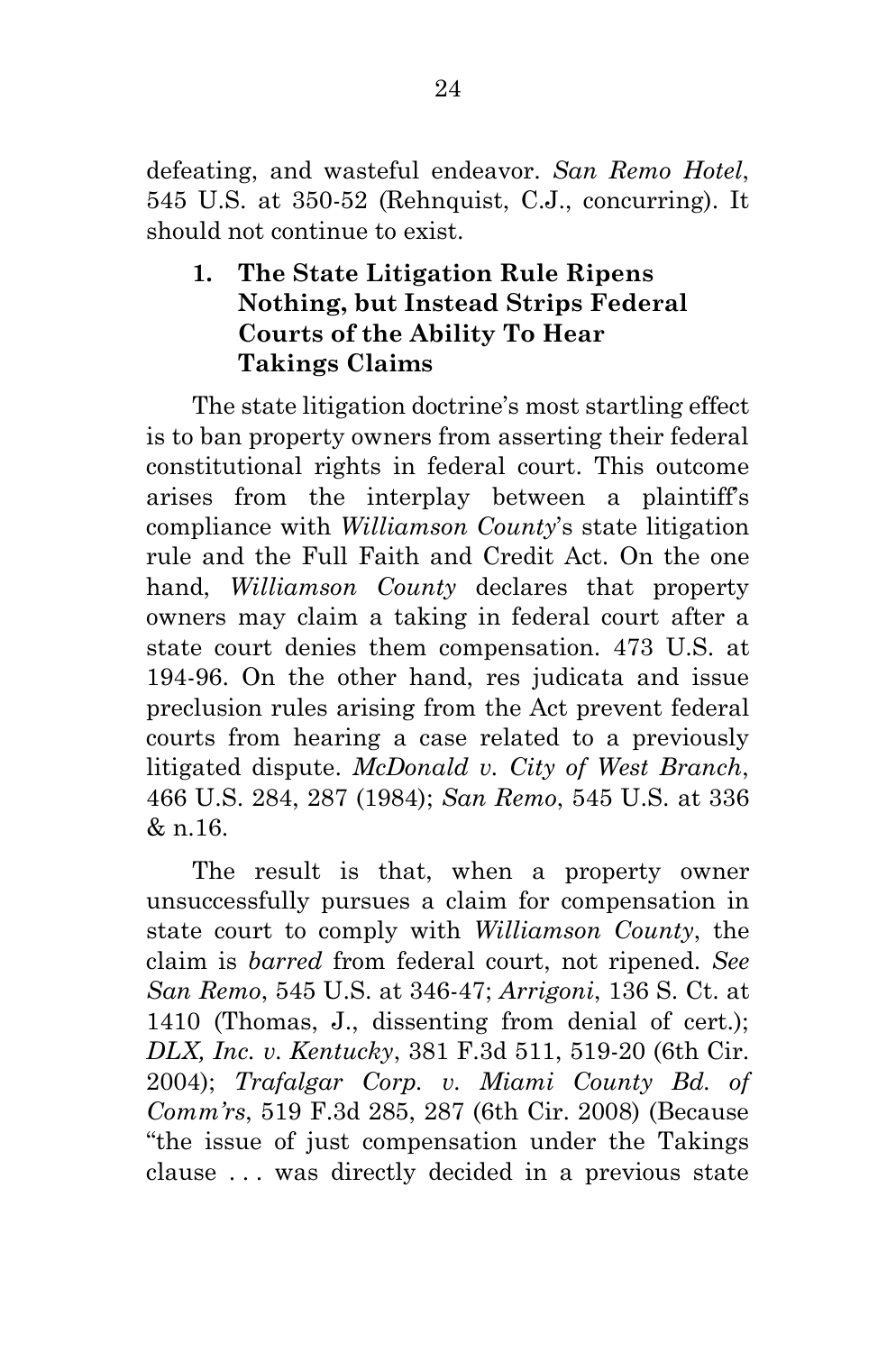defeating, and wasteful endeavor. *San Remo Hotel*, 545 U.S. at 350-52 (Rehnquist, C.J., concurring). It should not continue to exist.

### 1. The State Litigation Rule Ripens Nothing, but Instead Strips Federal Courts of the Ability To Hear Takings Claims

The state litigation doctrine's most startling effect is to ban property owners from asserting their federal constitutional rights in federal court. This outcome arises from the interplay between a plaintiff's compliance with *Williamson County*'s state litigation rule and the Full Faith and Credit Act. On the one hand, *Williamson County* declares that property owners may claim a taking in federal court after a state court denies them compensation. 473 U.S. at 194-96. On the other hand, res judicata and issue preclusion rules arising from the Act prevent federal courts from hearing a case related to a previously litigated dispute. *McDonald v. City of West Branch*, 466 U.S. 284, 287 (1984); *San Remo*, 545 U.S. at 336 & n.16.

The result is that, when a property owner unsuccessfully pursues a claim for compensation in state court to comply with *Williamson County*, the claim is *barred* from federal court, not ripened. *See San Remo*, 545 U.S. at 346-47; *Arrigoni*, 136 S. Ct. at 1410 (Thomas, J., dissenting from denial of cert.); *DLX, Inc. v. Kentucky*, 381 F.3d 511, 519-20 (6th Cir. 2004); *Trafalgar Corp. v. Miami County Bd. of Comm'rs*, 519 F.3d 285, 287 (6th Cir. 2008) (Because "the issue of just compensation under the Takings clause . . . was directly decided in a previous state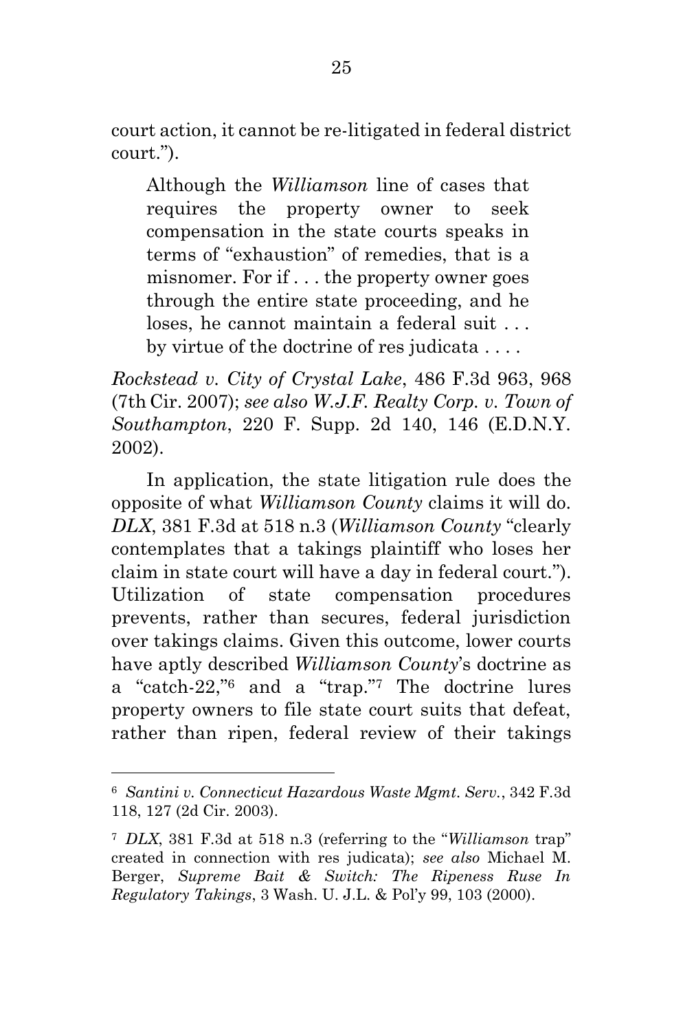court action, it cannot be re-litigated in federal district court.").

> Although the *Williamson* line of cases that requires the property owner to seek compensation in the state courts speaks in terms of "exhaustion" of remedies, that is a misnomer. For if . . . the property owner goes through the entire state proceeding, and he loses, he cannot maintain a federal suit . . . by virtue of the doctrine of res judicata . . . .

*Rockstead v. City of Crystal Lake*, 486 F.3d 963, 968 (7th Cir. 2007); *see also W.J.F. Realty Corp. v. Town of Southampton*, 220 F. Supp. 2d 140, 146 (E.D.N.Y. 2002).

In application, the state litigation rule does the opposite of what *Williamson County* claims it will do. *DLX*, 381 F.3d at 518 n.3 (*Williamson County* "clearly contemplates that a takings plaintiff who loses her claim in state court will have a day in federal court."). Utilization of state compensation procedures prevents, rather than secures, federal jurisdiction over takings claims. Given this outcome, lower courts have aptly described *Williamson County*'s doctrine as a "catch-22,"[6] and a "trap."[7] The doctrine lures property owners to file state court suits that defeat, rather than ripen, federal review of their takings

---

[6] *Santini v. Connecticut Hazardous Waste Mgmt. Serv.*, 342 F.3d 118, 127 (2d Cir. 2003).

[7] *DLX*, 381 F.3d at 518 n.3 (referring to the "*Williamson* trap" created in connection with res judicata); *see also* Michael M. Berger, *Supreme Bait & Switch: The Ripeness Ruse In Regulatory Takings*, 3 Wash. U. J.L. & Pol'y 99, 103 (2000).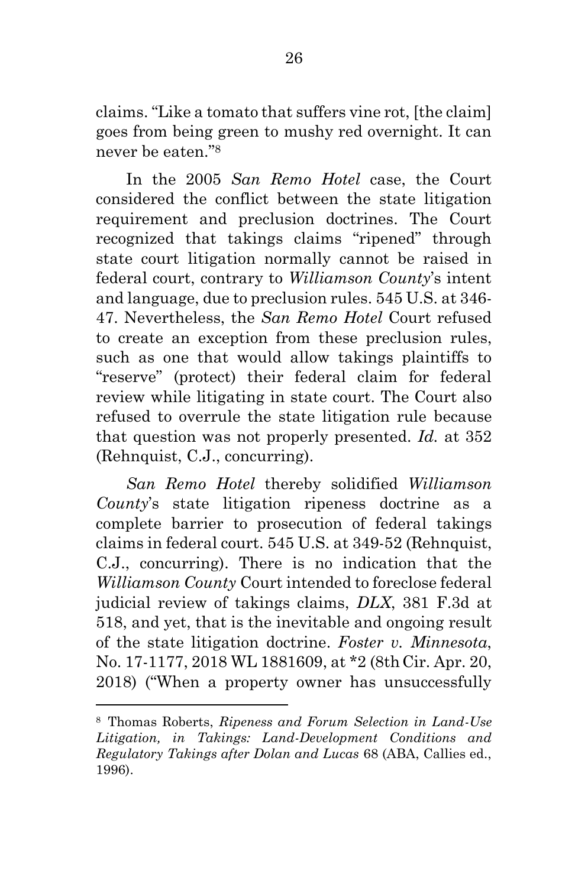claims. "Like a tomato that suffers vine rot, [the claim] goes from being green to mushy red overnight. It can never be eaten."[8]

In the 2005 *San Remo Hotel* case, the Court considered the conflict between the state litigation requirement and preclusion doctrines. The Court recognized that takings claims "ripened" through state court litigation normally cannot be raised in federal court, contrary to *Williamson County*'s intent and language, due to preclusion rules. 545 U.S. at 346-47. Nevertheless, the *San Remo Hotel* Court refused to create an exception from these preclusion rules, such as one that would allow takings plaintiffs to "reserve" (protect) their federal claim for federal review while litigating in state court. The Court also refused to overrule the state litigation rule because that question was not properly presented. *Id.* at 352 (Rehnquist, C.J., concurring).

*San Remo Hotel* thereby solidified *Williamson County*'s state litigation ripeness doctrine as a complete barrier to prosecution of federal takings claims in federal court. 545 U.S. at 349-52 (Rehnquist, C.J., concurring). There is no indication that the *Williamson County* Court intended to foreclose federal judicial review of takings claims, *DLX*, 381 F.3d at 518, and yet, that is the inevitable and ongoing result of the state litigation doctrine. *Foster v. Minnesota*, No. 17-1177, 2018 WL 1881609, at *2 (8th Cir. Apr. 20, 2018) ("When a property owner has unsuccessfully

---

[8] Thomas Roberts, *Ripeness and Forum Selection in Land-Use Litigation, in Takings: Land-Development Conditions and Regulatory Takings after Dolan and Lucas* 68 (ABA, Callies ed., 1996).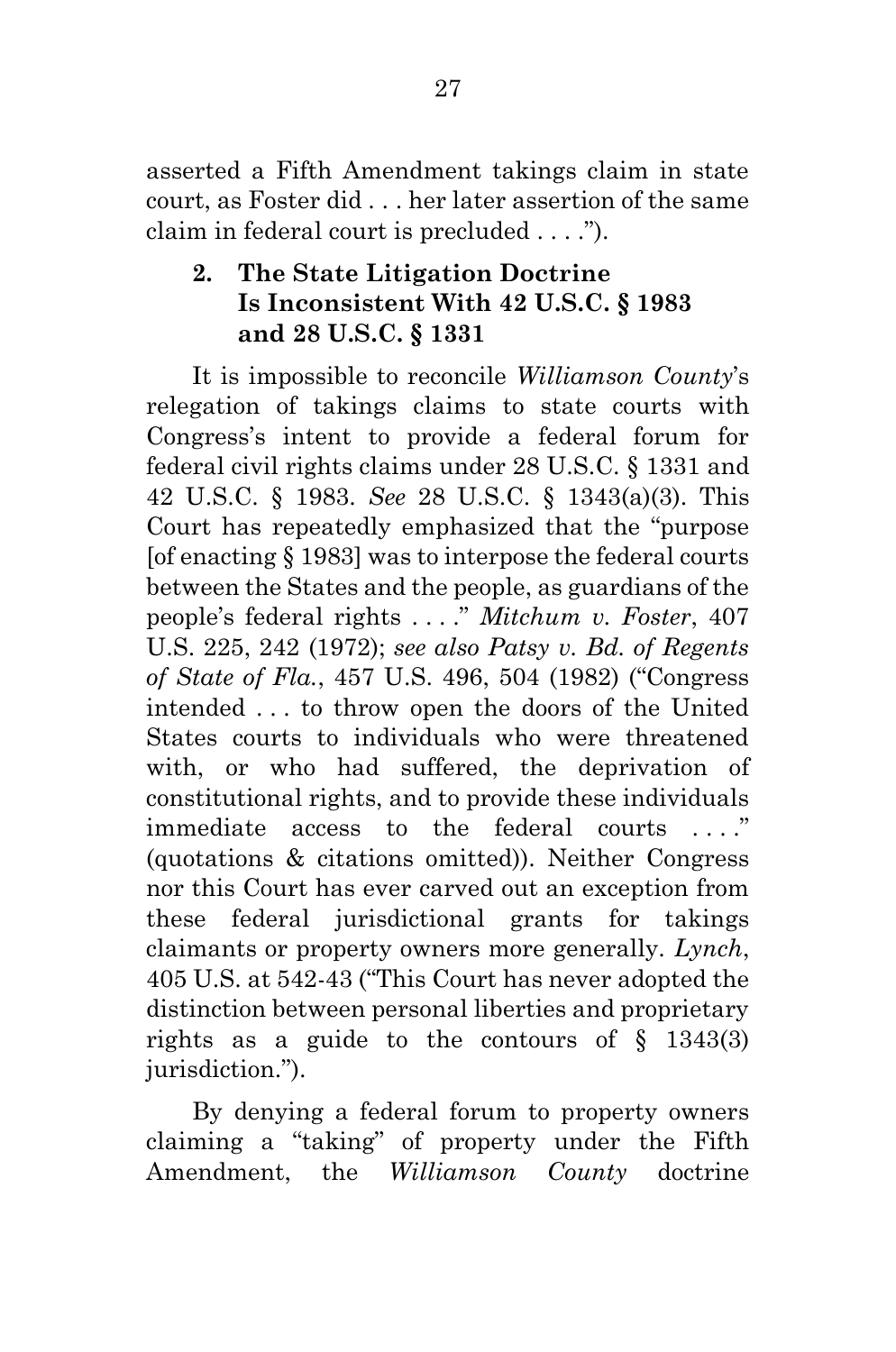asserted a Fifth Amendment takings claim in state court, as Foster did . . . her later assertion of the same claim in federal court is precluded . . . .").

### 2. The State Litigation Doctrine Is Inconsistent With 42 U.S.C. § 1983 and 28 U.S.C. § 1331

It is impossible to reconcile *Williamson County*'s relegation of takings claims to state courts with Congress's intent to provide a federal forum for federal civil rights claims under 28 U.S.C. § 1331 and 42 U.S.C. § 1983. *See* 28 U.S.C. § 1343(a)(3). This Court has repeatedly emphasized that the "purpose [of enacting § 1983] was to interpose the federal courts between the States and the people, as guardians of the people's federal rights . . . ." *Mitchum v. Foster*, 407 U.S. 225, 242 (1972); *see also Patsy v. Bd. of Regents of State of Fla.*, 457 U.S. 496, 504 (1982) ("Congress intended . . . to throw open the doors of the United States courts to individuals who were threatened with, or who had suffered, the deprivation of constitutional rights, and to provide these individuals immediate access to the federal courts . . . ." (quotations & citations omitted)). Neither Congress nor this Court has ever carved out an exception from these federal jurisdictional grants for takings claimants or property owners more generally. *Lynch*, 405 U.S. at 542-43 ("This Court has never adopted the distinction between personal liberties and proprietary rights as a guide to the contours of § 1343(3) jurisdiction.").

By denying a federal forum to property owners claiming a "taking" of property under the Fifth Amendment, the *Williamson County* doctrine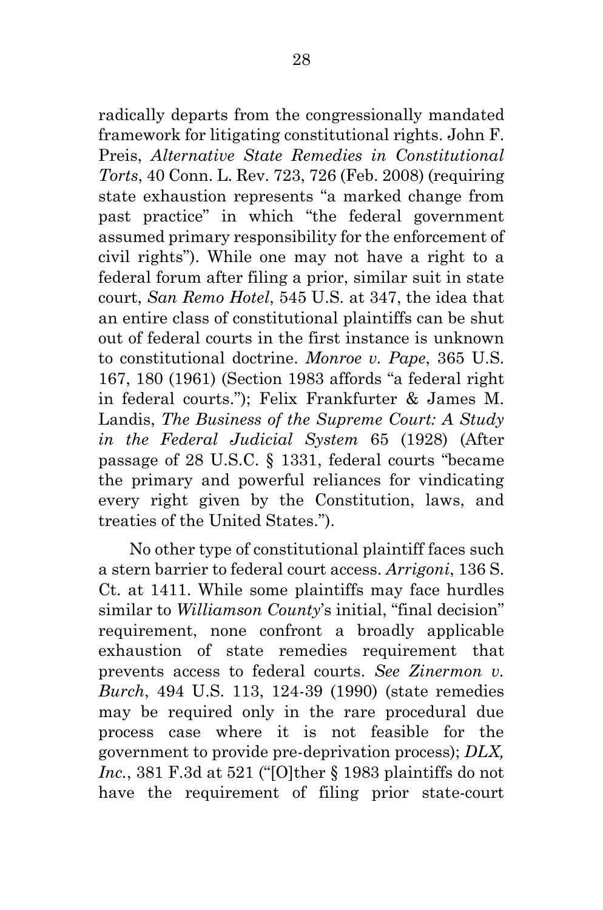radically departs from the congressionally mandated framework for litigating constitutional rights. John F. Preis, *Alternative State Remedies in Constitutional Torts*, 40 Conn. L. Rev. 723, 726 (Feb. 2008) (requiring state exhaustion represents "a marked change from past practice" in which "the federal government assumed primary responsibility for the enforcement of civil rights"). While one may not have a right to a federal forum after filing a prior, similar suit in state court, *San Remo Hotel*, 545 U.S. at 347, the idea that an entire class of constitutional plaintiffs can be shut out of federal courts in the first instance is unknown to constitutional doctrine. *Monroe v. Pape*, 365 U.S. 167, 180 (1961) (Section 1983 affords "a federal right in federal courts."); Felix Frankfurter & James M. Landis, *The Business of the Supreme Court: A Study in the Federal Judicial System* 65 (1928) (After passage of 28 U.S.C. § 1331, federal courts "became the primary and powerful reliances for vindicating every right given by the Constitution, laws, and treaties of the United States.").

No other type of constitutional plaintiff faces such a stern barrier to federal court access. *Arrigoni*, 136 S. Ct. at 1411. While some plaintiffs may face hurdles similar to *Williamson County*'s initial, "final decision" requirement, none confront a broadly applicable exhaustion of state remedies requirement that prevents access to federal courts. *See Zinermon v. Burch*, 494 U.S. 113, 124-39 (1990) (state remedies may be required only in the rare procedural due process case where it is not feasible for the government to provide pre-deprivation process); *DLX, Inc.*, 381 F.3d at 521 ("[O]ther § 1983 plaintiffs do not have the requirement of filing prior state-court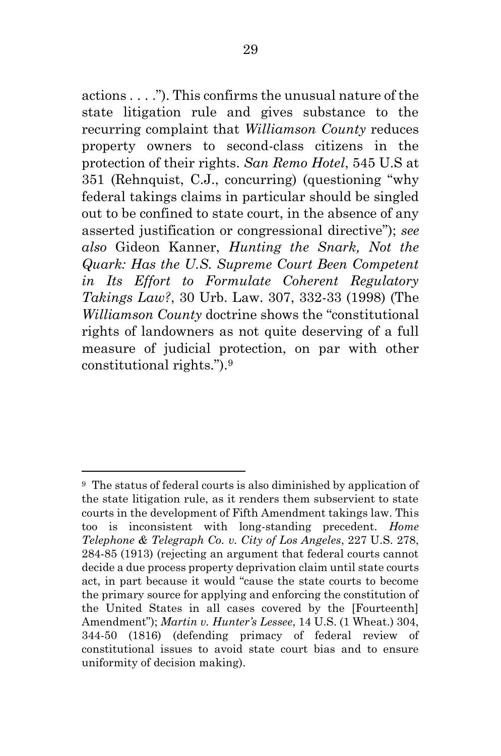actions . . . ."). This confirms the unusual nature of the state litigation rule and gives substance to the recurring complaint that *Williamson County* reduces property owners to second-class citizens in the protection of their rights. *San Remo Hotel*, 545 U.S at 351 (Rehnquist, C.J., concurring) (questioning "why federal takings claims in particular should be singled out to be confined to state court, in the absence of any asserted justification or congressional directive"); *see also* Gideon Kanner, *Hunting the Snark, Not the Quark: Has the U.S. Supreme Court Been Competent in Its Effort to Formulate Coherent Regulatory Takings Law?*, 30 Urb. Law. 307, 332-33 (1998) (The *Williamson County* doctrine shows the "constitutional rights of landowners as not quite deserving of a full measure of judicial protection, on par with other constitutional rights.").[9]

---

[9] The status of federal courts is also diminished by application of the state litigation rule, as it renders them subservient to state courts in the development of Fifth Amendment takings law. This too is inconsistent with long-standing precedent. *Home Telephone & Telegraph Co. v. City of Los Angeles*, 227 U.S. 278, 284-85 (1913) (rejecting an argument that federal courts cannot decide a due process property deprivation claim until state courts act, in part because it would "cause the state courts to become the primary source for applying and enforcing the constitution of the United States in all cases covered by the [Fourteenth] Amendment"); *Martin v. Hunter's Lessee*, 14 U.S. (1 Wheat.) 304, 344-50 (1816) (defending primacy of federal review of constitutional issues to avoid state court bias and to ensure uniformity of decision making).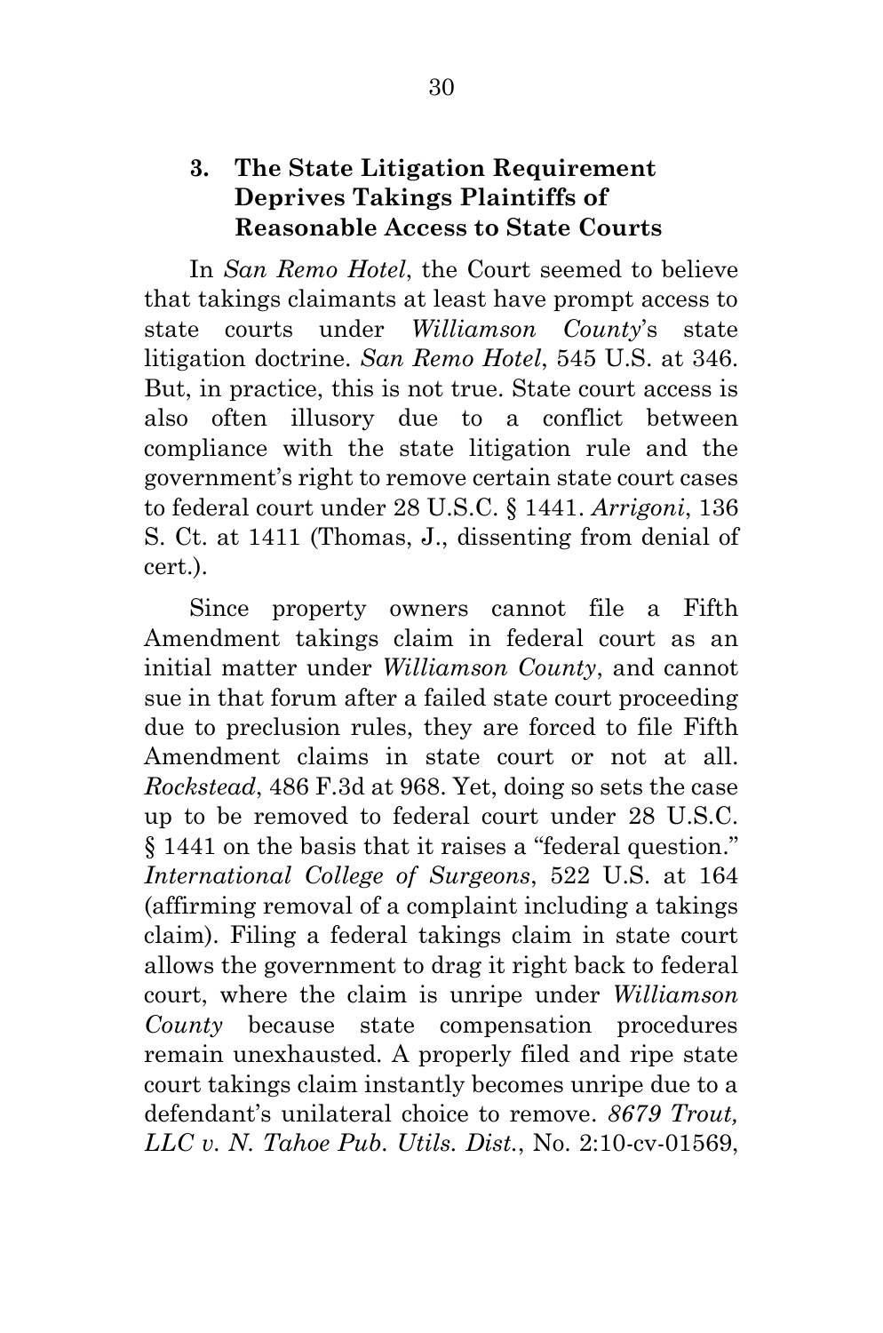### 3. The State Litigation Requirement Deprives Takings Plaintiffs of Reasonable Access to State Courts

In *San Remo Hotel*, the Court seemed to believe that takings claimants at least have prompt access to state courts under *Williamson County*'s state litigation doctrine. *San Remo Hotel*, 545 U.S. at 346. But, in practice, this is not true. State court access is also often illusory due to a conflict between compliance with the state litigation rule and the government's right to remove certain state court cases to federal court under 28 U.S.C. § 1441. *Arrigoni*, 136 S. Ct. at 1411 (Thomas, J., dissenting from denial of cert.).

Since property owners cannot file a Fifth Amendment takings claim in federal court as an initial matter under *Williamson County*, and cannot sue in that forum after a failed state court proceeding due to preclusion rules, they are forced to file Fifth Amendment claims in state court or not at all. *Rockstead*, 486 F.3d at 968. Yet, doing so sets the case up to be removed to federal court under 28 U.S.C. § 1441 on the basis that it raises a "federal question." *International College of Surgeons*, 522 U.S. at 164 (affirming removal of a complaint including a takings claim). Filing a federal takings claim in state court allows the government to drag it right back to federal court, where the claim is unripe under *Williamson County* because state compensation procedures remain unexhausted. A properly filed and ripe state court takings claim instantly becomes unripe due to a defendant's unilateral choice to remove. *8679 Trout, LLC v. N. Tahoe Pub. Utils. Dist.*, No. 2:10-cv-01569,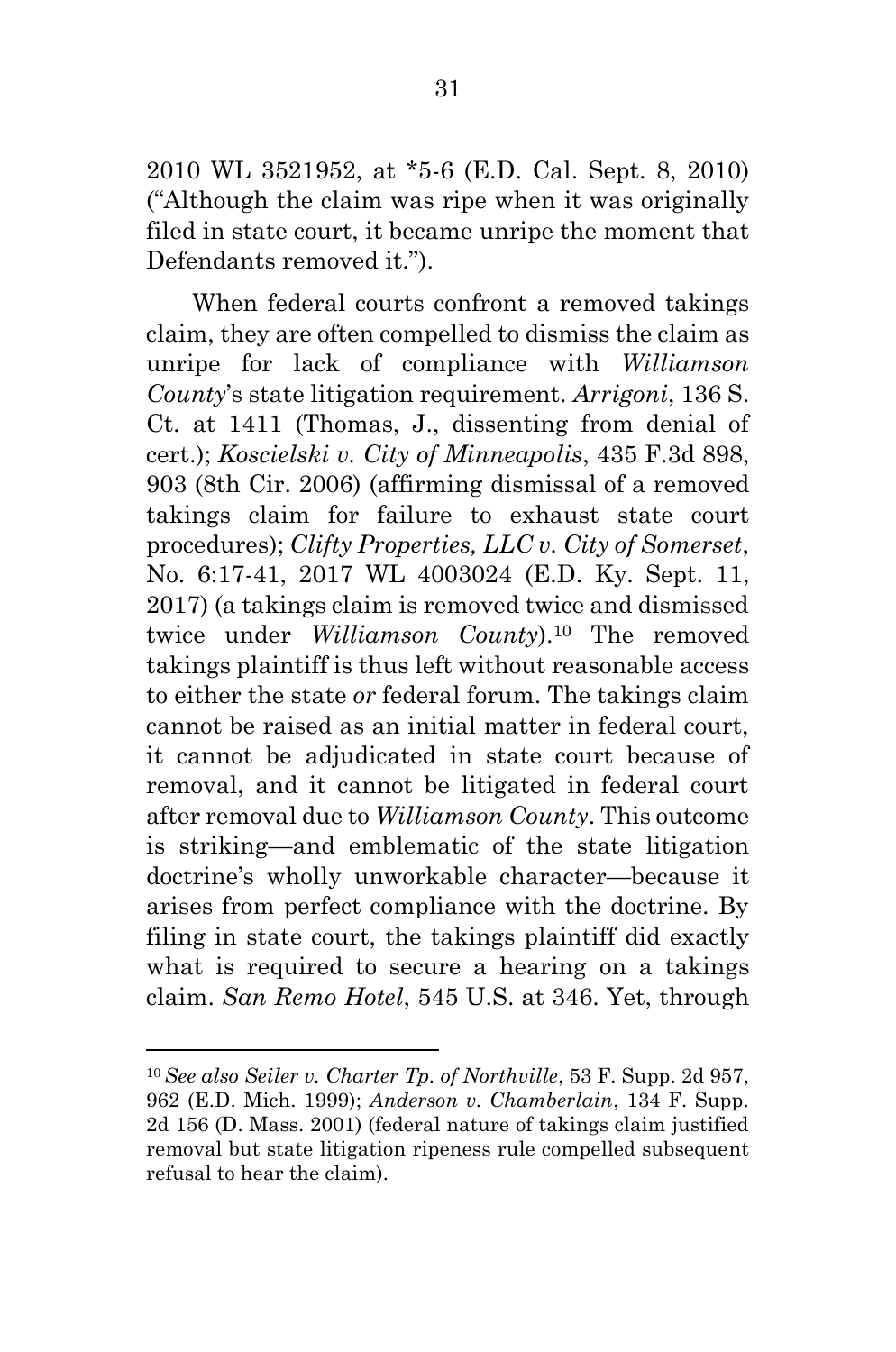2010 WL 3521952, at *5-6 (E.D. Cal. Sept. 8, 2010) ("Although the claim was ripe when it was originally filed in state court, it became unripe the moment that Defendants removed it.").

When federal courts confront a removed takings claim, they are often compelled to dismiss the claim as unripe for lack of compliance with *Williamson County*'s state litigation requirement. *Arrigoni*, 136 S. Ct. at 1411 (Thomas, J., dissenting from denial of cert.); *Koscielski v. City of Minneapolis*, 435 F.3d 898, 903 (8th Cir. 2006) (affirming dismissal of a removed takings claim for failure to exhaust state court procedures); *Clifty Properties, LLC v. City of Somerset*, No. 6:17-41, 2017 WL 4003024 (E.D. Ky. Sept. 11, 2017) (a takings claim is removed twice and dismissed twice under *Williamson County*).[10] The removed takings plaintiff is thus left without reasonable access to either the state *or* federal forum. The takings claim cannot be raised as an initial matter in federal court, it cannot be adjudicated in state court because of removal, and it cannot be litigated in federal court after removal due to *Williamson County*. This outcome is striking—and emblematic of the state litigation doctrine's wholly unworkable character—because it arises from perfect compliance with the doctrine. By filing in state court, the takings plaintiff did exactly what is required to secure a hearing on a takings claim. *San Remo Hotel*, 545 U.S. at 346. Yet, through

---

[10] *See also Seiler v. Charter Tp. of Northville*, 53 F. Supp. 2d 957, 962 (E.D. Mich. 1999); *Anderson v. Chamberlain*, 134 F. Supp. 2d 156 (D. Mass. 2001) (federal nature of takings claim justified removal but state litigation ripeness rule compelled subsequent refusal to hear the claim).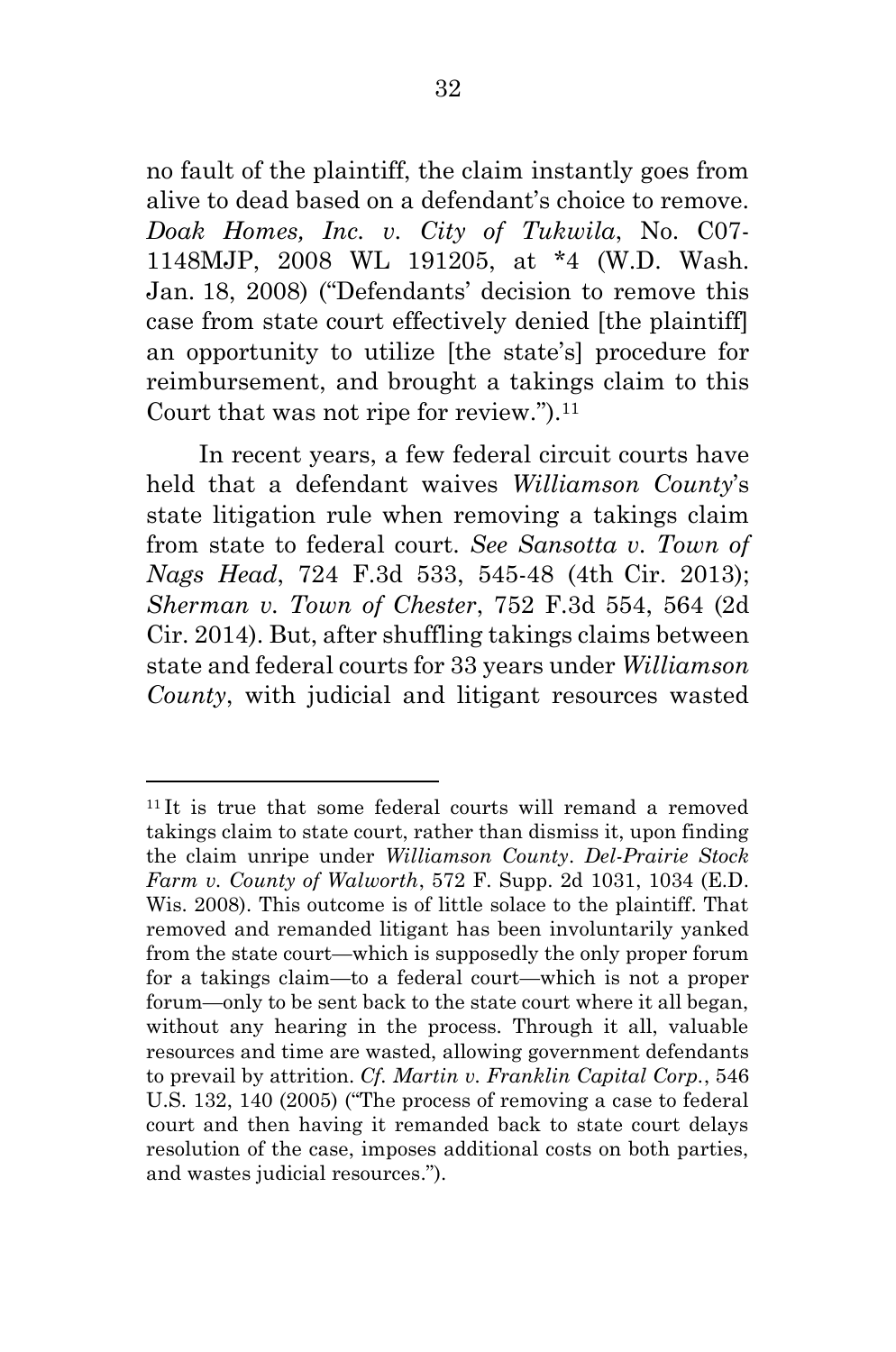no fault of the plaintiff, the claim instantly goes from alive to dead based on a defendant's choice to remove. *Doak Homes, Inc. v. City of Tukwila*, No. C07-1148MJP, 2008 WL 191205, at *4 (W.D. Wash. Jan. 18, 2008) ("Defendants' decision to remove this case from state court effectively denied [the plaintiff] an opportunity to utilize [the state's] procedure for reimbursement, and brought a takings claim to this Court that was not ripe for review.").[11]

In recent years, a few federal circuit courts have held that a defendant waives *Williamson County*'s state litigation rule when removing a takings claim from state to federal court. *See Sansotta v. Town of Nags Head*, 724 F.3d 533, 545-48 (4th Cir. 2013); *Sherman v. Town of Chester*, 752 F.3d 554, 564 (2d Cir. 2014). But, after shuffling takings claims between state and federal courts for 33 years under *Williamson County*, with judicial and litigant resources wasted

---

[11] It is true that some federal courts will remand a removed takings claim to state court, rather than dismiss it, upon finding the claim unripe under *Williamson County*. *Del-Prairie Stock Farm v. County of Walworth*, 572 F. Supp. 2d 1031, 1034 (E.D. Wis. 2008). This outcome is of little solace to the plaintiff. That removed and remanded litigant has been involuntarily yanked from the state court—which is supposedly the only proper forum for a takings claim—to a federal court—which is not a proper forum—only to be sent back to the state court where it all began, without any hearing in the process. Through it all, valuable resources and time are wasted, allowing government defendants to prevail by attrition. *Cf. Martin v. Franklin Capital Corp.*, 546 U.S. 132, 140 (2005) ("The process of removing a case to federal court and then having it remanded back to state court delays resolution of the case, imposes additional costs on both parties, and wastes judicial resources.").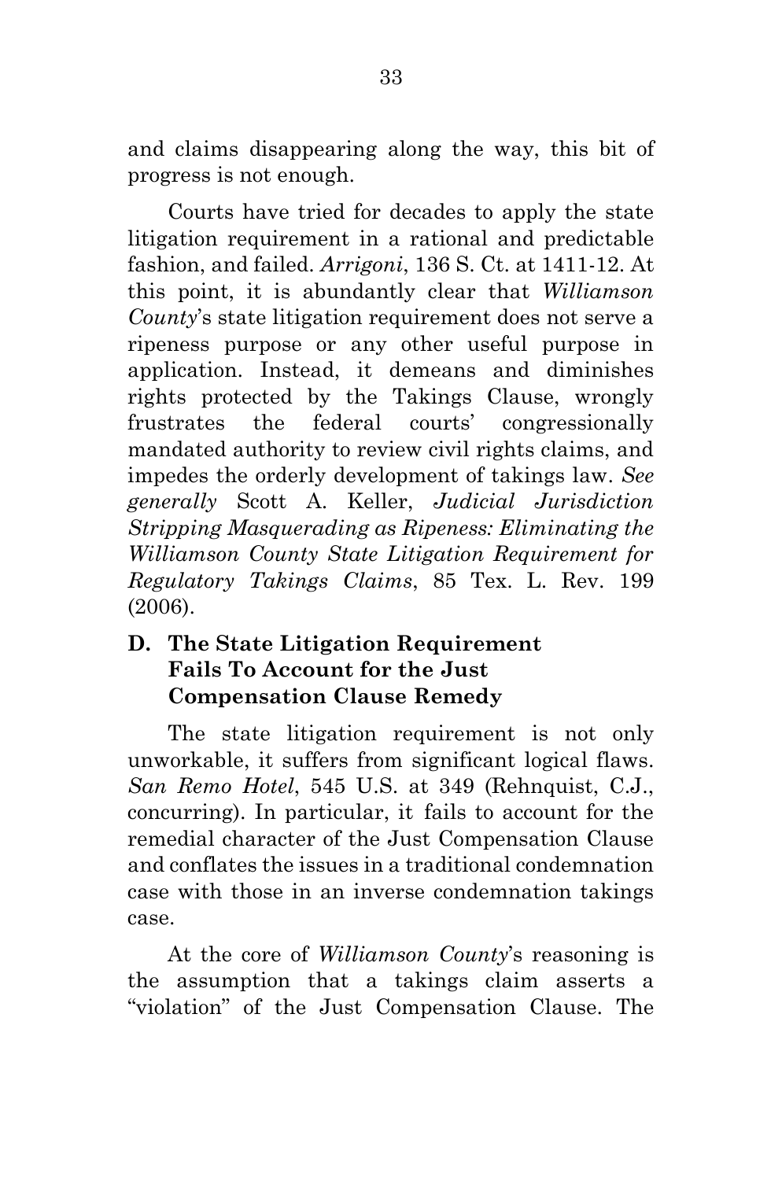and claims disappearing along the way, this bit of progress is not enough.

Courts have tried for decades to apply the state litigation requirement in a rational and predictable fashion, and failed. *Arrigoni*, 136 S. Ct. at 1411-12. At this point, it is abundantly clear that *Williamson County*'s state litigation requirement does not serve a ripeness purpose or any other useful purpose in application. Instead, it demeans and diminishes rights protected by the Takings Clause, wrongly frustrates the federal courts' congressionally mandated authority to review civil rights claims, and impedes the orderly development of takings law. *See generally* Scott A. Keller, *Judicial Jurisdiction Stripping Masquerading as Ripeness: Eliminating the Williamson County State Litigation Requirement for Regulatory Takings Claims*, 85 Tex. L. Rev. 199 (2006).

### D. The State Litigation Requirement Fails To Account for the Just Compensation Clause Remedy

The state litigation requirement is not only unworkable, it suffers from significant logical flaws. *San Remo Hotel*, 545 U.S. at 349 (Rehnquist, C.J., concurring). In particular, it fails to account for the remedial character of the Just Compensation Clause and conflates the issues in a traditional condemnation case with those in an inverse condemnation takings case.

At the core of *Williamson County*'s reasoning is the assumption that a takings claim asserts a "violation" of the Just Compensation Clause. The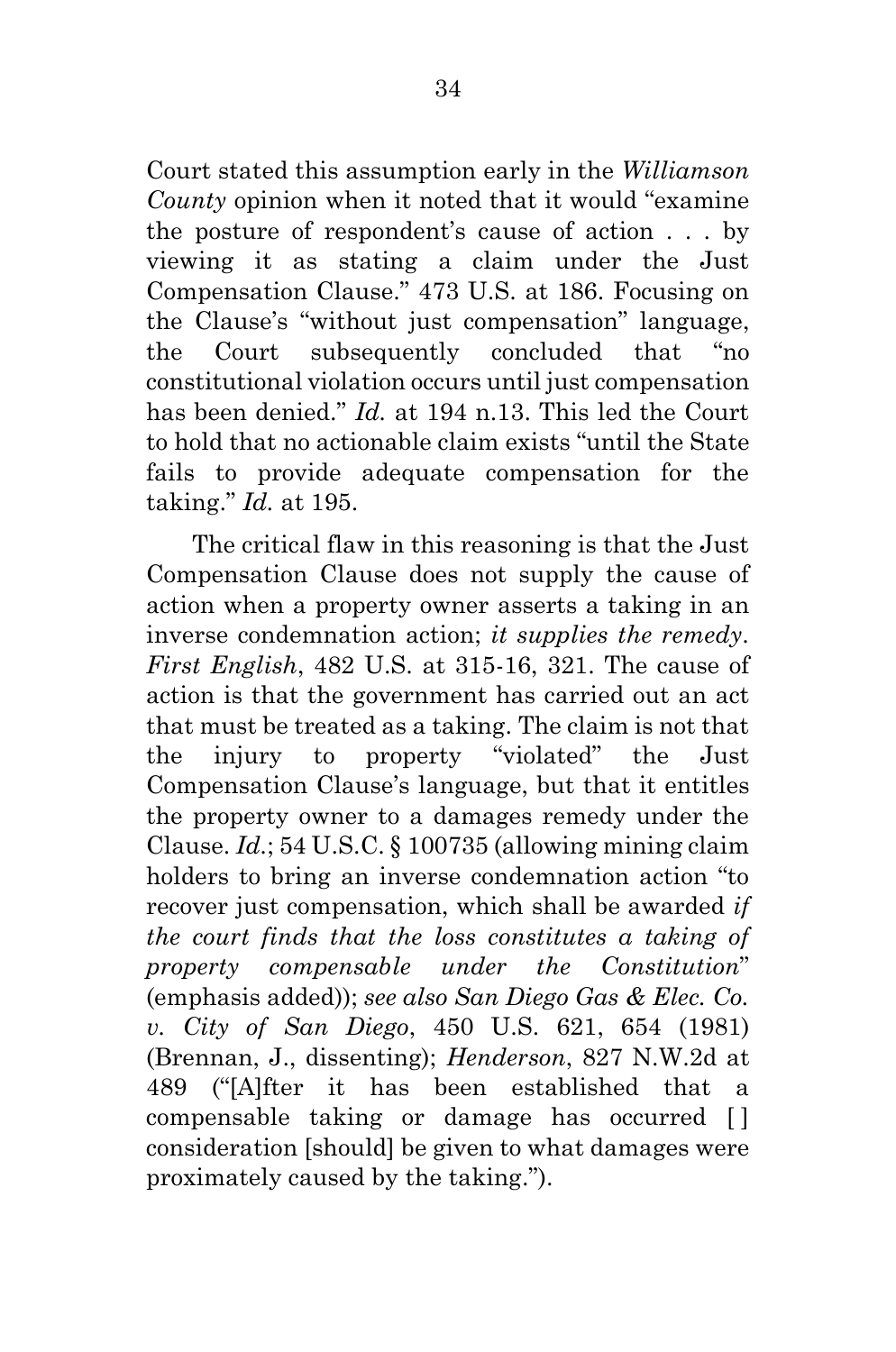Court stated this assumption early in the *Williamson County* opinion when it noted that it would "examine the posture of respondent's cause of action . . . by viewing it as stating a claim under the Just Compensation Clause." 473 U.S. at 186. Focusing on the Clause's "without just compensation" language, the Court subsequently concluded that "no constitutional violation occurs until just compensation has been denied." *Id.* at 194 n.13. This led the Court to hold that no actionable claim exists "until the State fails to provide adequate compensation for the taking." *Id.* at 195.

The critical flaw in this reasoning is that the Just Compensation Clause does not supply the cause of action when a property owner asserts a taking in an inverse condemnation action; *it supplies the remedy*. *First English*, 482 U.S. at 315-16, 321. The cause of action is that the government has carried out an act that must be treated as a taking. The claim is not that the injury to property "violated" the Just Compensation Clause's language, but that it entitles the property owner to a damages remedy under the Clause. *Id.*; 54 U.S.C. § 100735 (allowing mining claim holders to bring an inverse condemnation action "to recover just compensation, which shall be awarded *if the court finds that the loss constitutes a taking of property compensable under the Constitution*" (emphasis added)); *see also San Diego Gas & Elec. Co. v. City of San Diego*, 450 U.S. 621, 654 (1981) (Brennan, J., dissenting); *Henderson*, 827 N.W.2d at 489 ("[A]fter it has been established that a compensable taking or damage has occurred [ ] consideration [should] be given to what damages were proximately caused by the taking.").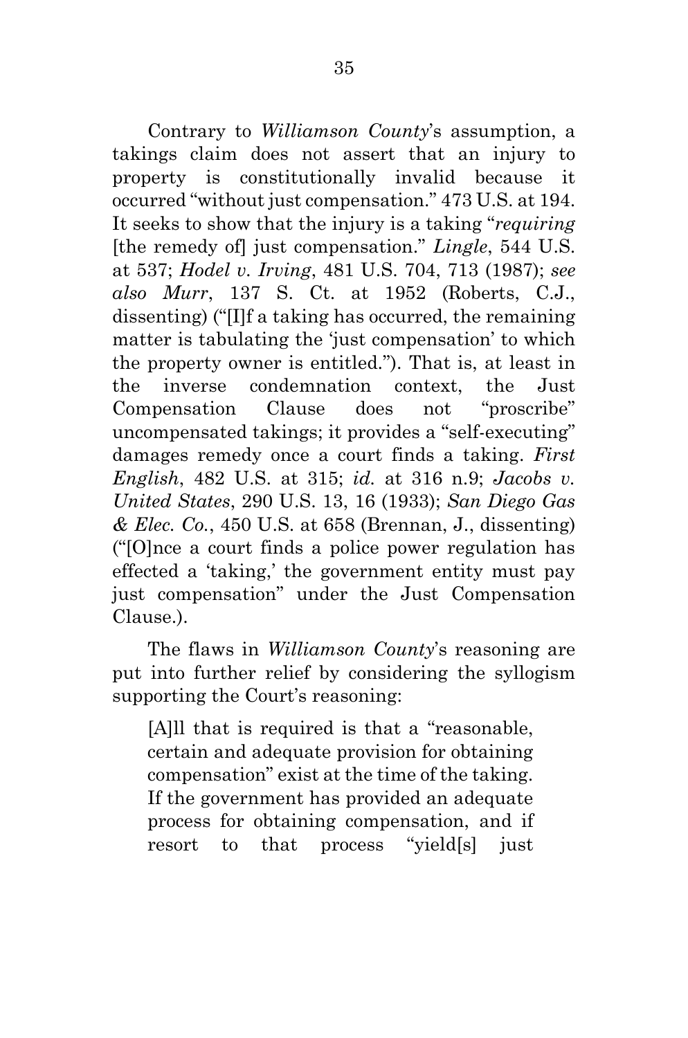Contrary to *Williamson County*'s assumption, a takings claim does not assert that an injury to property is constitutionally invalid because it occurred "without just compensation." 473 U.S. at 194. It seeks to show that the injury is a taking "*requiring* [the remedy of] just compensation." *Lingle*, 544 U.S. at 537; *Hodel v. Irving*, 481 U.S. 704, 713 (1987); *see also Murr*, 137 S. Ct. at 1952 (Roberts, C.J., dissenting) ("[I]f a taking has occurred, the remaining matter is tabulating the 'just compensation' to which the property owner is entitled."). That is, at least in the inverse condemnation context, the Just Compensation Clause does not "proscribe" uncompensated takings; it provides a "self-executing" damages remedy once a court finds a taking. *First English*, 482 U.S. at 315; *id.* at 316 n.9; *Jacobs v. United States*, 290 U.S. 13, 16 (1933); *San Diego Gas & Elec. Co.*, 450 U.S. at 658 (Brennan, J., dissenting) ("[O]nce a court finds a police power regulation has effected a 'taking,' the government entity must pay just compensation" under the Just Compensation Clause.).

The flaws in *Williamson County*'s reasoning are put into further relief by considering the syllogism supporting the Court's reasoning:

> [A]ll that is required is that a "reasonable, certain and adequate provision for obtaining compensation" exist at the time of the taking. If the government has provided an adequate process for obtaining compensation, and if resort to that process "yield[s] just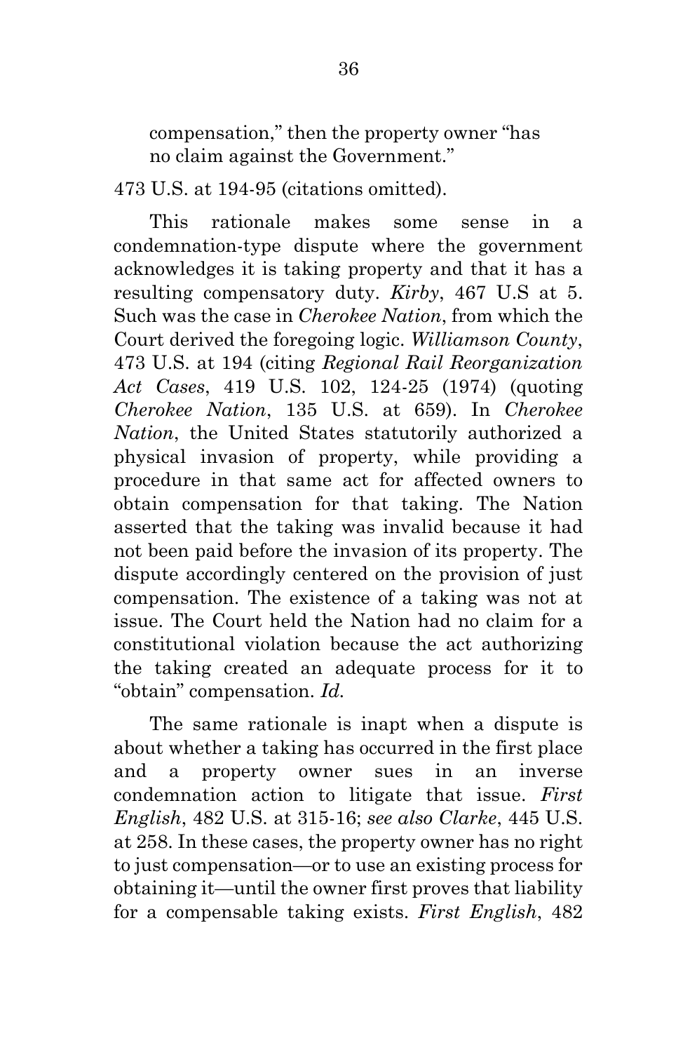> compensation," then the property owner "has no claim against the Government."

473 U.S. at 194-95 (citations omitted).

This rationale makes some sense in a condemnation-type dispute where the government acknowledges it is taking property and that it has a resulting compensatory duty. *Kirby*, 467 U.S at 5. Such was the case in *Cherokee Nation*, from which the Court derived the foregoing logic. *Williamson County*, 473 U.S. at 194 (citing *Regional Rail Reorganization Act Cases*, 419 U.S. 102, 124-25 (1974) (quoting *Cherokee Nation*, 135 U.S. at 659). In *Cherokee Nation*, the United States statutorily authorized a physical invasion of property, while providing a procedure in that same act for affected owners to obtain compensation for that taking. The Nation asserted that the taking was invalid because it had not been paid before the invasion of its property. The dispute accordingly centered on the provision of just compensation. The existence of a taking was not at issue. The Court held the Nation had no claim for a constitutional violation because the act authorizing the taking created an adequate process for it to "obtain" compensation. *Id.*

The same rationale is inapt when a dispute is about whether a taking has occurred in the first place and a property owner sues in an inverse condemnation action to litigate that issue. *First English*, 482 U.S. at 315-16; *see also Clarke*, 445 U.S. at 258. In these cases, the property owner has no right to just compensation—or to use an existing process for obtaining it—until the owner first proves that liability for a compensable taking exists. *First English*, 482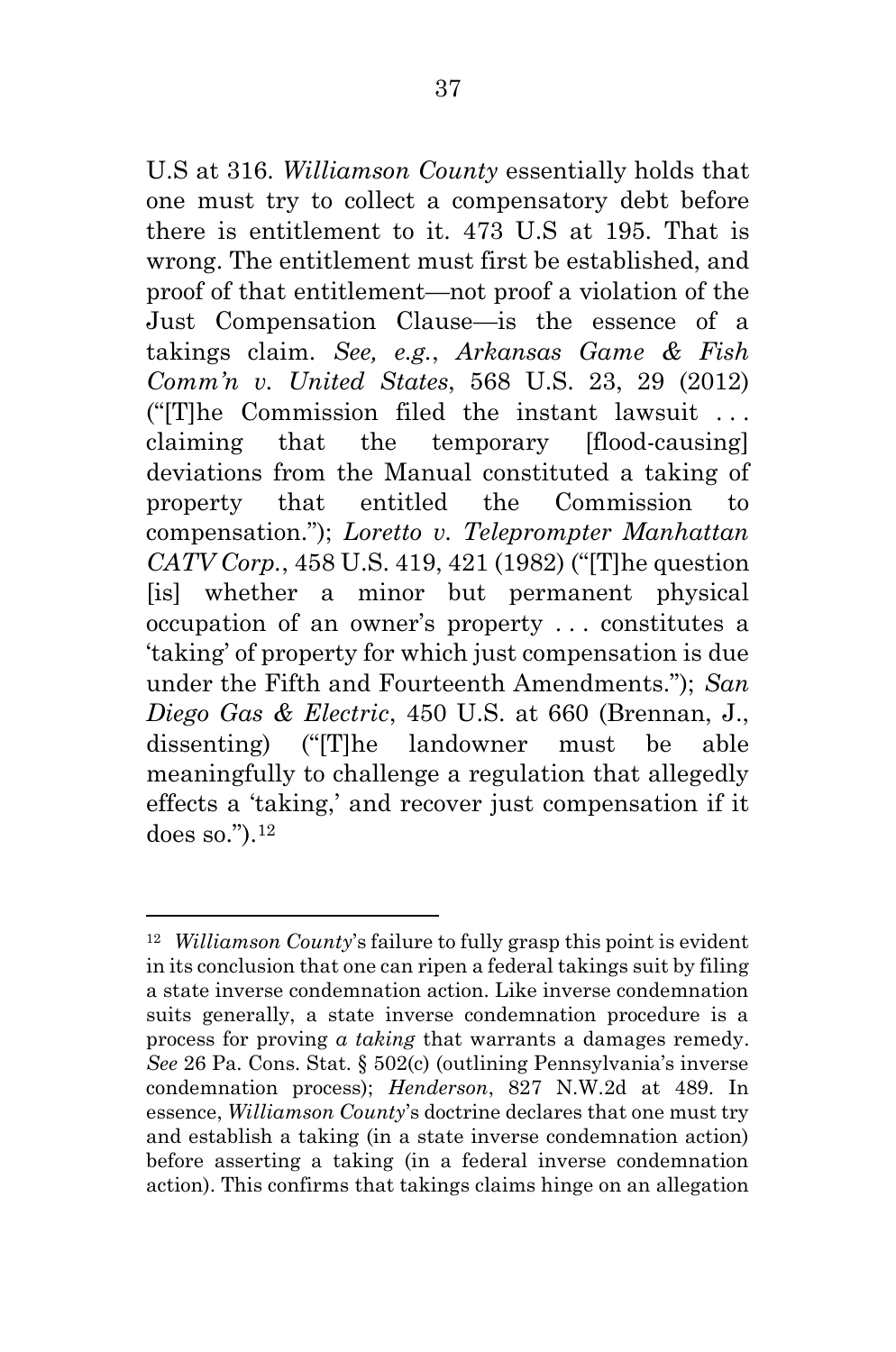U.S at 316. *Williamson County* essentially holds that one must try to collect a compensatory debt before there is entitlement to it. 473 U.S at 195. That is wrong. The entitlement must first be established, and proof of that entitlement—not proof a violation of the Just Compensation Clause—is the essence of a takings claim. *See, e.g.*, *Arkansas Game & Fish Comm'n v. United States*, 568 U.S. 23, 29 (2012) ("[T]he Commission filed the instant lawsuit . . . claiming that the temporary [flood-causing] deviations from the Manual constituted a taking of property that entitled the Commission to compensation."); *Loretto v. Teleprompter Manhattan CATV Corp.*, 458 U.S. 419, 421 (1982) ("[T]he question [is] whether a minor but permanent physical occupation of an owner's property . . . constitutes a 'taking' of property for which just compensation is due under the Fifth and Fourteenth Amendments."); *San Diego Gas & Electric*, 450 U.S. at 660 (Brennan, J., dissenting) ("[T]he landowner must be able meaningfully to challenge a regulation that allegedly effects a 'taking,' and recover just compensation if it does so.").[12]

---

[12] *Williamson County*'s failure to fully grasp this point is evident in its conclusion that one can ripen a federal takings suit by filing a state inverse condemnation action. Like inverse condemnation suits generally, a state inverse condemnation procedure is a process for proving *a taking* that warrants a damages remedy. *See* 26 Pa. Cons. Stat. § 502(c) (outlining Pennsylvania's inverse condemnation process); *Henderson*, 827 N.W.2d at 489. In essence, *Williamson County*'s doctrine declares that one must try and establish a taking (in a state inverse condemnation action) before asserting a taking (in a federal inverse condemnation action). This confirms that takings claims hinge on an allegation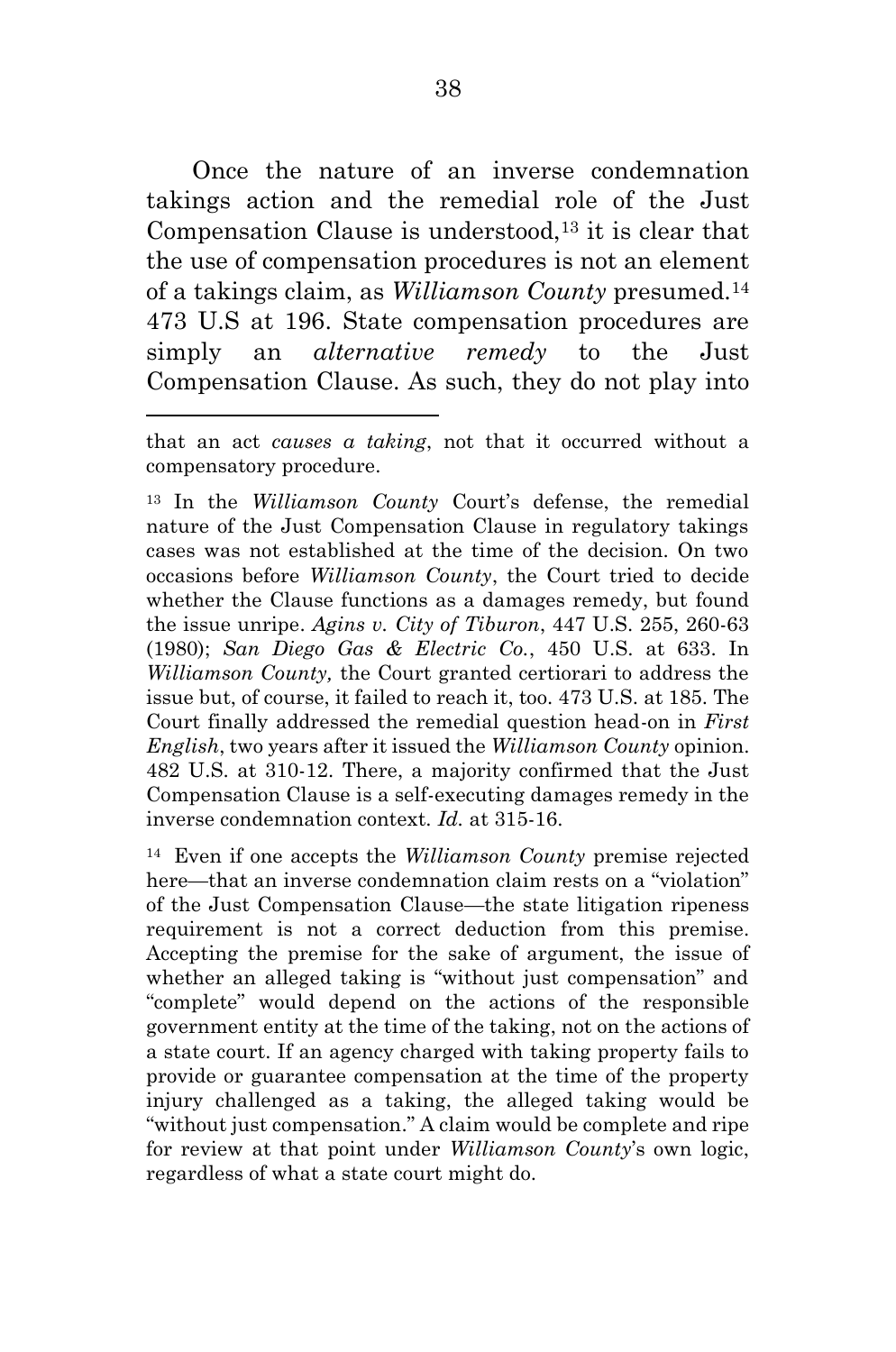Once the nature of an inverse condemnation takings action and the remedial role of the Just Compensation Clause is understood,[13] it is clear that the use of compensation procedures is not an element of a takings claim, as *Williamson County* presumed.[14] 473 U.S at 196. State compensation procedures are simply an *alternative remedy* to the Just Compensation Clause. As such, they do not play into

---

that an act *causes a taking*, not that it occurred without a compensatory procedure.

[13] In the *Williamson County* Court's defense, the remedial nature of the Just Compensation Clause in regulatory takings cases was not established at the time of the decision. On two occasions before *Williamson County*, the Court tried to decide whether the Clause functions as a damages remedy, but found the issue unripe. *Agins v. City of Tiburon*, 447 U.S. 255, 260-63 (1980); *San Diego Gas & Electric Co.*, 450 U.S. at 633. In *Williamson County,* the Court granted certiorari to address the issue but, of course, it failed to reach it, too. 473 U.S. at 185. The Court finally addressed the remedial question head-on in *First English*, two years after it issued the *Williamson County* opinion. 482 U.S. at 310-12. There, a majority confirmed that the Just Compensation Clause is a self-executing damages remedy in the inverse condemnation context. *Id.* at 315-16.

[14] Even if one accepts the *Williamson County* premise rejected here—that an inverse condemnation claim rests on a "violation" of the Just Compensation Clause—the state litigation ripeness requirement is not a correct deduction from this premise. Accepting the premise for the sake of argument, the issue of whether an alleged taking is "without just compensation" and "complete" would depend on the actions of the responsible government entity at the time of the taking, not on the actions of a state court. If an agency charged with taking property fails to provide or guarantee compensation at the time of the property injury challenged as a taking, the alleged taking would be "without just compensation." A claim would be complete and ripe for review at that point under *Williamson County*'s own logic, regardless of what a state court might do.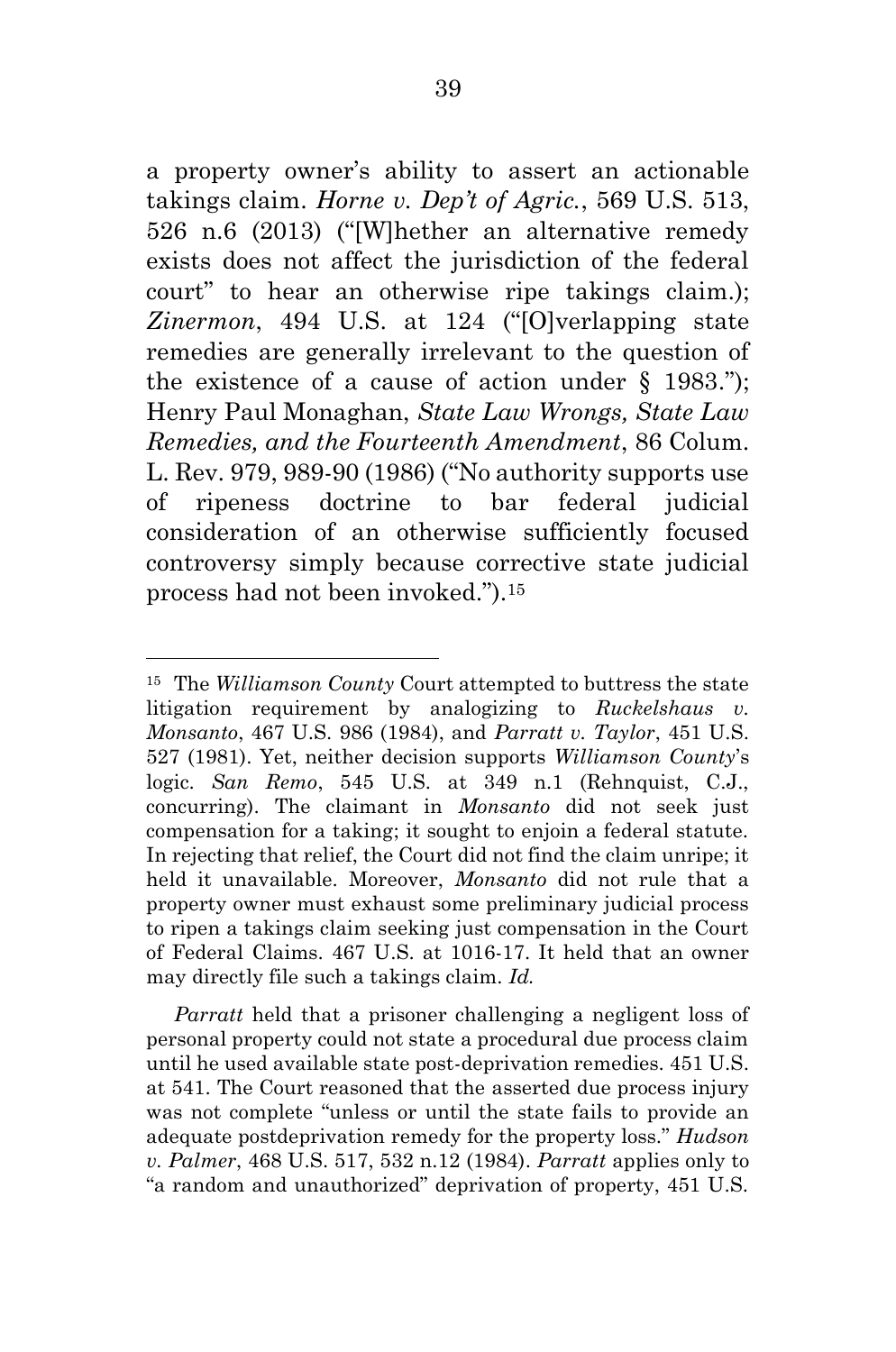a property owner's ability to assert an actionable takings claim. *Horne v. Dep't of Agric.*, 569 U.S. 513, 526 n.6 (2013) ("[W]hether an alternative remedy exists does not affect the jurisdiction of the federal court" to hear an otherwise ripe takings claim.); *Zinermon*, 494 U.S. at 124 ("[O]verlapping state remedies are generally irrelevant to the question of the existence of a cause of action under § 1983."); Henry Paul Monaghan, *State Law Wrongs, State Law Remedies, and the Fourteenth Amendment*, 86 Colum. L. Rev. 979, 989-90 (1986) ("No authority supports use of ripeness doctrine to bar federal judicial consideration of an otherwise sufficiently focused controversy simply because corrective state judicial process had not been invoked.").[15]

---

[15] The *Williamson County* Court attempted to buttress the state litigation requirement by analogizing to *Ruckelshaus v. Monsanto*, 467 U.S. 986 (1984), and *Parratt v. Taylor*, 451 U.S. 527 (1981). Yet, neither decision supports *Williamson County*'s logic. *San Remo*, 545 U.S. at 349 n.1 (Rehnquist, C.J., concurring). The claimant in *Monsanto* did not seek just compensation for a taking; it sought to enjoin a federal statute. In rejecting that relief, the Court did not find the claim unripe; it held it unavailable. Moreover, *Monsanto* did not rule that a property owner must exhaust some preliminary judicial process to ripen a takings claim seeking just compensation in the Court of Federal Claims. 467 U.S. at 1016-17. It held that an owner may directly file such a takings claim. *Id.*

*Parratt* held that a prisoner challenging a negligent loss of personal property could not state a procedural due process claim until he used available state post-deprivation remedies. 451 U.S. at 541. The Court reasoned that the asserted due process injury was not complete "unless or until the state fails to provide an adequate postdeprivation remedy for the property loss." *Hudson v. Palmer*, 468 U.S. 517, 532 n.12 (1984). *Parratt* applies only to "a random and unauthorized" deprivation of property, 451 U.S.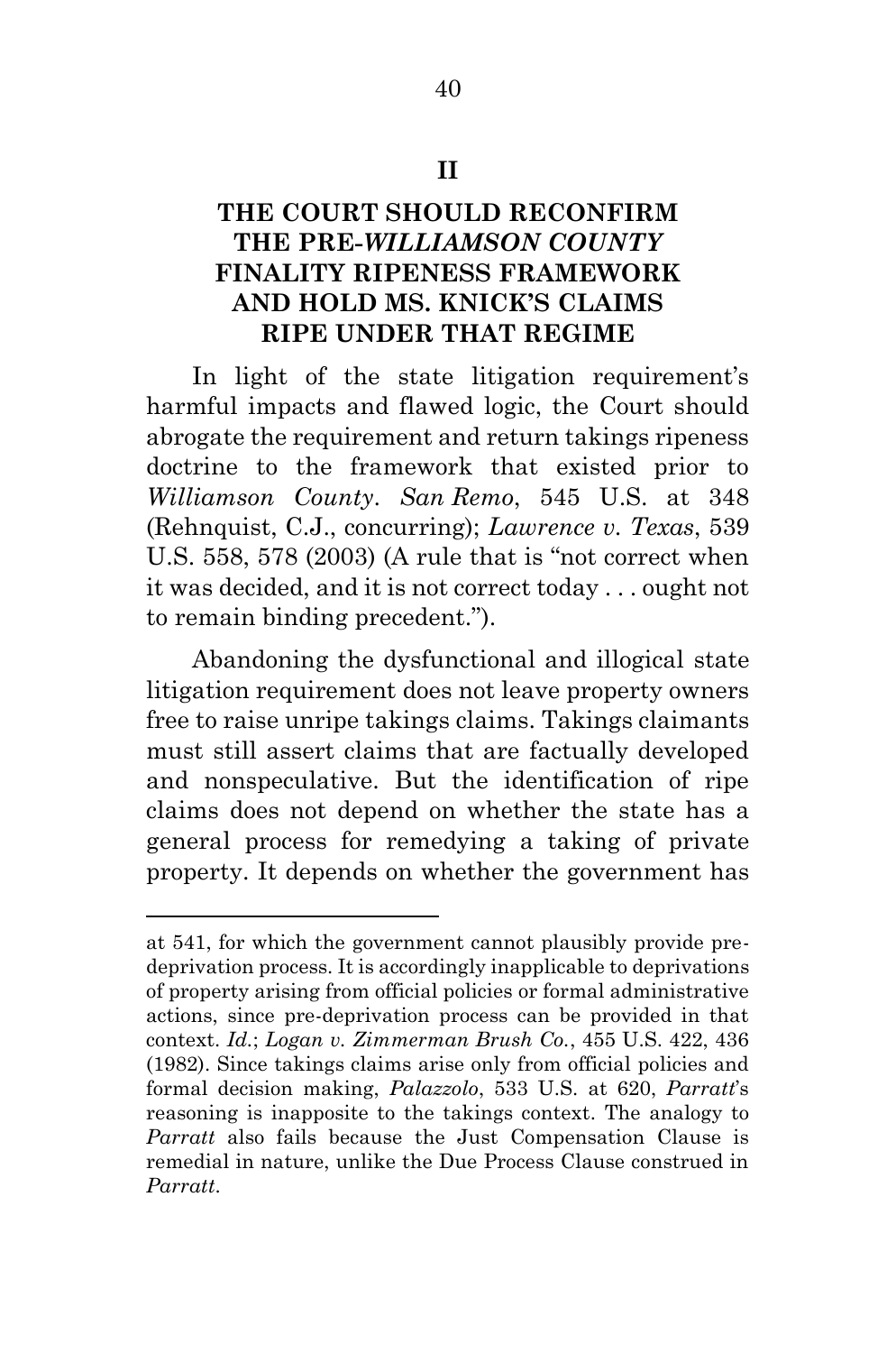## II

## THE COURT SHOULD RECONFIRM THE PRE-*WILLIAMSON COUNTY* FINALITY RIPENESS FRAMEWORK AND HOLD MS. KNICK'S CLAIMS RIPE UNDER THAT REGIME

In light of the state litigation requirement's harmful impacts and flawed logic, the Court should abrogate the requirement and return takings ripeness doctrine to the framework that existed prior to *Williamson County*. *San Remo*, 545 U.S. at 348 (Rehnquist, C.J., concurring); *Lawrence v. Texas*, 539 U.S. 558, 578 (2003) (A rule that is "not correct when it was decided, and it is not correct today . . . ought not to remain binding precedent.").

Abandoning the dysfunctional and illogical state litigation requirement does not leave property owners free to raise unripe takings claims. Takings claimants must still assert claims that are factually developed and nonspeculative. But the identification of ripe claims does not depend on whether the state has a general process for remedying a taking of private property. It depends on whether the government has

---

at 541, for which the government cannot plausibly provide pre-deprivation process. It is accordingly inapplicable to deprivations of property arising from official policies or formal administrative actions, since pre-deprivation process can be provided in that context. *Id.*; *Logan v. Zimmerman Brush Co.*, 455 U.S. 422, 436 (1982). Since takings claims arise only from official policies and formal decision making, *Palazzolo*, 533 U.S. at 620, *Parratt*'s reasoning is inapposite to the takings context. The analogy to *Parratt* also fails because the Just Compensation Clause is remedial in nature, unlike the Due Process Clause construed in *Parratt*.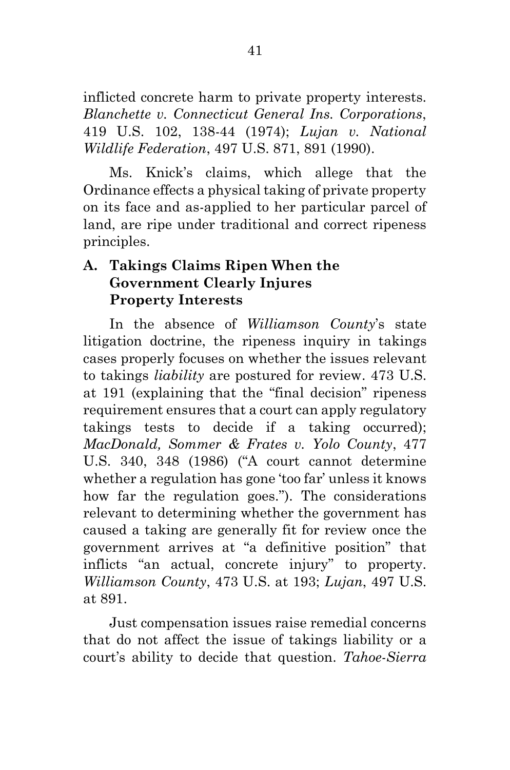inflicted concrete harm to private property interests. *Blanchette v. Connecticut General Ins. Corporations*, 419 U.S. 102, 138-44 (1974); *Lujan v. National Wildlife Federation*, 497 U.S. 871, 891 (1990).

Ms. Knick's claims, which allege that the Ordinance effects a physical taking of private property on its face and as-applied to her particular parcel of land, are ripe under traditional and correct ripeness principles.

### A. Takings Claims Ripen When the Government Clearly Injures Property Interests

In the absence of *Williamson County*'s state litigation doctrine, the ripeness inquiry in takings cases properly focuses on whether the issues relevant to takings *liability* are postured for review. 473 U.S. at 191 (explaining that the "final decision" ripeness requirement ensures that a court can apply regulatory takings tests to decide if a taking occurred); *MacDonald, Sommer & Frates v. Yolo County*, 477 U.S. 340, 348 (1986) ("A court cannot determine whether a regulation has gone 'too far' unless it knows how far the regulation goes."). The considerations relevant to determining whether the government has caused a taking are generally fit for review once the government arrives at "a definitive position" that inflicts "an actual, concrete injury" to property. *Williamson County*, 473 U.S. at 193; *Lujan*, 497 U.S. at 891.

Just compensation issues raise remedial concerns that do not affect the issue of takings liability or a court's ability to decide that question. *Tahoe-Sierra*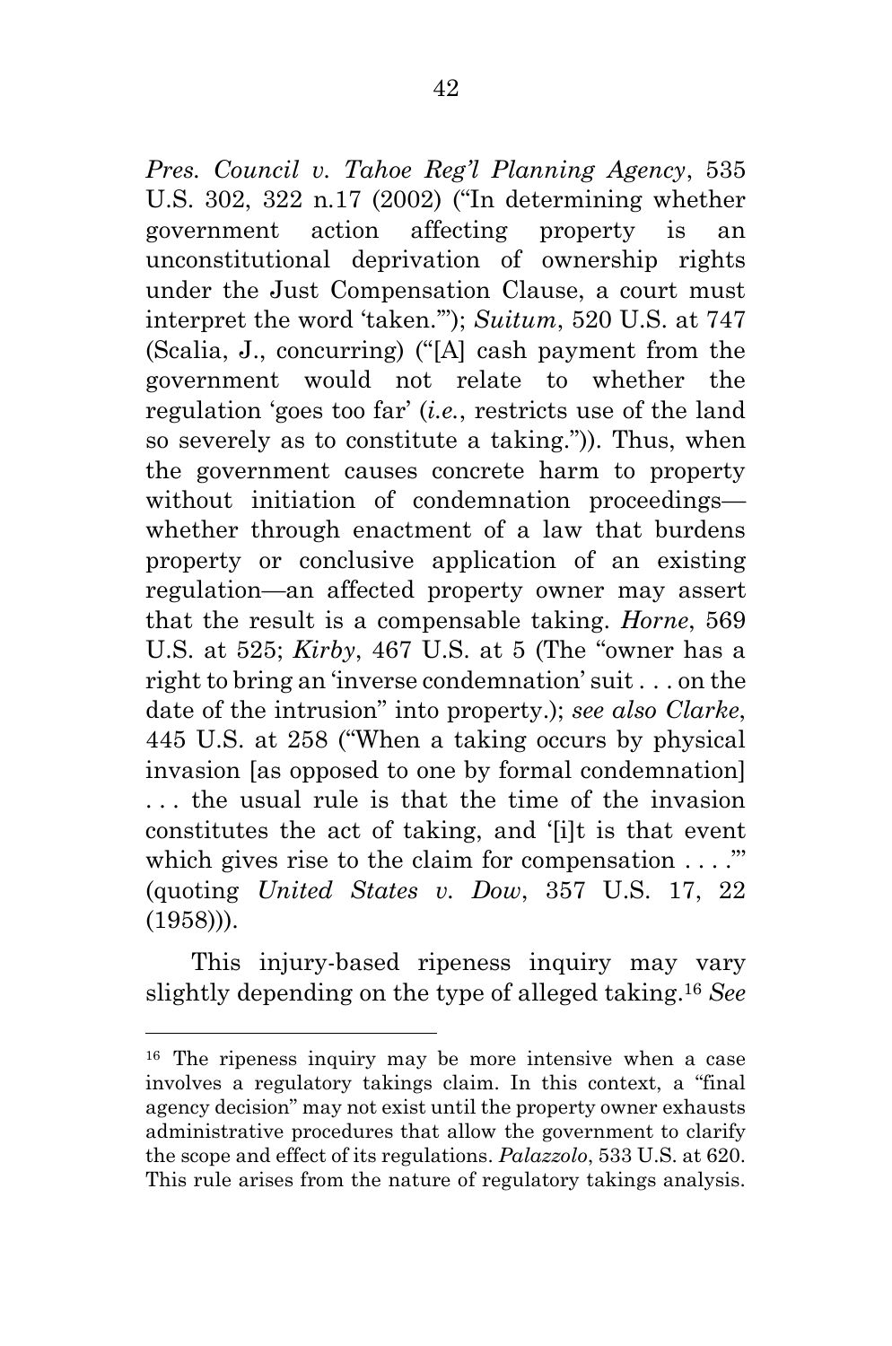*Pres. Council v. Tahoe Reg'l Planning Agency*, 535 U.S. 302, 322 n.17 (2002) ("In determining whether government action affecting property is an unconstitutional deprivation of ownership rights under the Just Compensation Clause, a court must interpret the word 'taken.'"); *Suitum*, 520 U.S. at 747 (Scalia, J., concurring) ("[A] cash payment from the government would not relate to whether the regulation 'goes too far' (*i.e.*, restricts use of the land so severely as to constitute a taking.")). Thus, when the government causes concrete harm to property without initiation of condemnation proceedings—whether through enactment of a law that burdens property or conclusive application of an existing regulation—an affected property owner may assert that the result is a compensable taking. *Horne*, 569 U.S. at 525; *Kirby*, 467 U.S. at 5 (The "owner has a right to bring an 'inverse condemnation' suit . . . on the date of the intrusion" into property.); *see also Clarke*, 445 U.S. at 258 ("When a taking occurs by physical invasion [as opposed to one by formal condemnation] . . . the usual rule is that the time of the invasion constitutes the act of taking, and '[i]t is that event which gives rise to the claim for compensation . . . .'" (quoting *United States v. Dow*, 357 U.S. 17, 22 (1958))).

This injury-based ripeness inquiry may vary slightly depending on the type of alleged taking.[16] *See*

---

[16] The ripeness inquiry may be more intensive when a case involves a regulatory takings claim. In this context, a "final agency decision" may not exist until the property owner exhausts administrative procedures that allow the government to clarify the scope and effect of its regulations. *Palazzolo*, 533 U.S. at 620. This rule arises from the nature of regulatory takings analysis.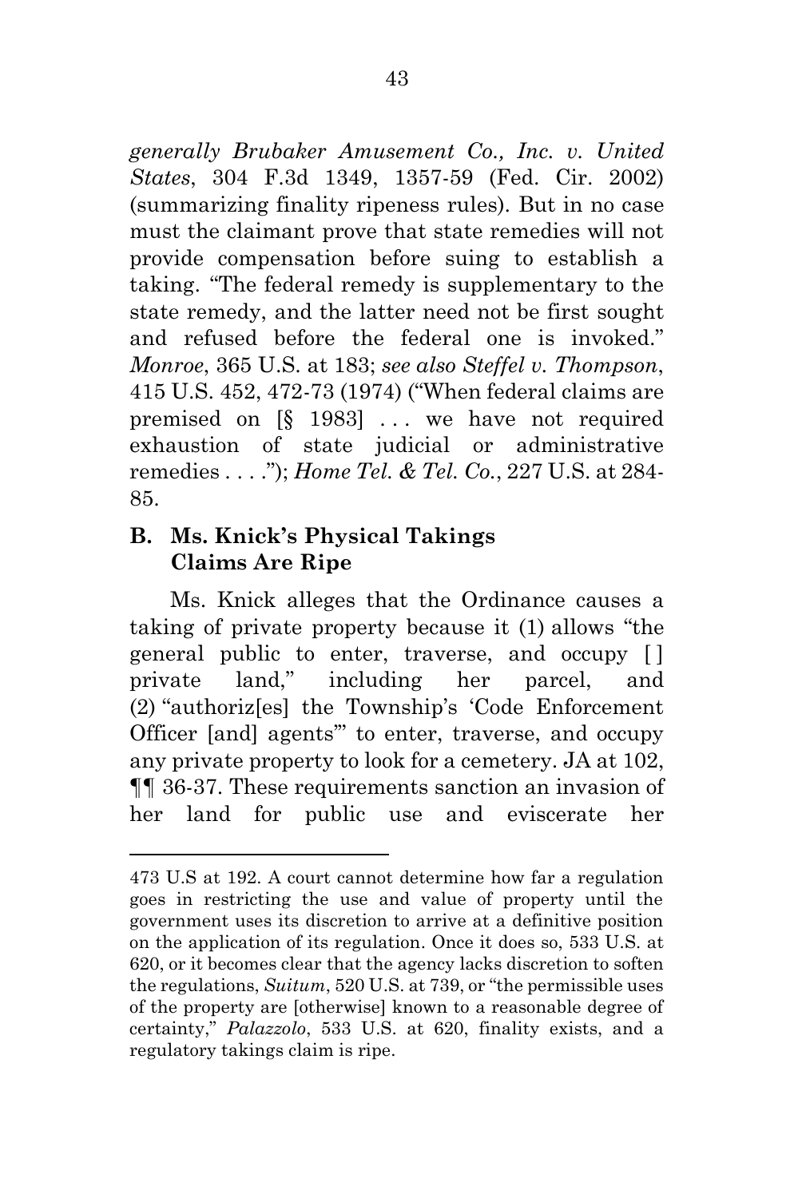*generally Brubaker Amusement Co., Inc. v. United States*, 304 F.3d 1349, 1357-59 (Fed. Cir. 2002) (summarizing finality ripeness rules). But in no case must the claimant prove that state remedies will not provide compensation before suing to establish a taking. "The federal remedy is supplementary to the state remedy, and the latter need not be first sought and refused before the federal one is invoked." *Monroe*, 365 U.S. at 183; *see also Steffel v. Thompson*, 415 U.S. 452, 472-73 (1974) ("When federal claims are premised on [§ 1983] . . . we have not required exhaustion of state judicial or administrative remedies . . . ."); *Home Tel. & Tel. Co.*, 227 U.S. at 284-85.

## B. Ms. Knick's Physical Takings Claims Are Ripe

Ms. Knick alleges that the Ordinance causes a taking of private property because it (1) allows "the general public to enter, traverse, and occupy [ ] private land," including her parcel, and (2) "authoriz[es] the Township's 'Code Enforcement Officer [and] agents'" to enter, traverse, and occupy any private property to look for a cemetery. JA at 102, ¶¶ 36-37. These requirements sanction an invasion of her land for public use and eviscerate her

---

473 U.S at 192. A court cannot determine how far a regulation goes in restricting the use and value of property until the government uses its discretion to arrive at a definitive position on the application of its regulation. Once it does so, 533 U.S. at 620, or it becomes clear that the agency lacks discretion to soften the regulations, *Suitum*, 520 U.S. at 739, or "the permissible uses of the property are [otherwise] known to a reasonable degree of certainty," *Palazzolo*, 533 U.S. at 620, finality exists, and a regulatory takings claim is ripe.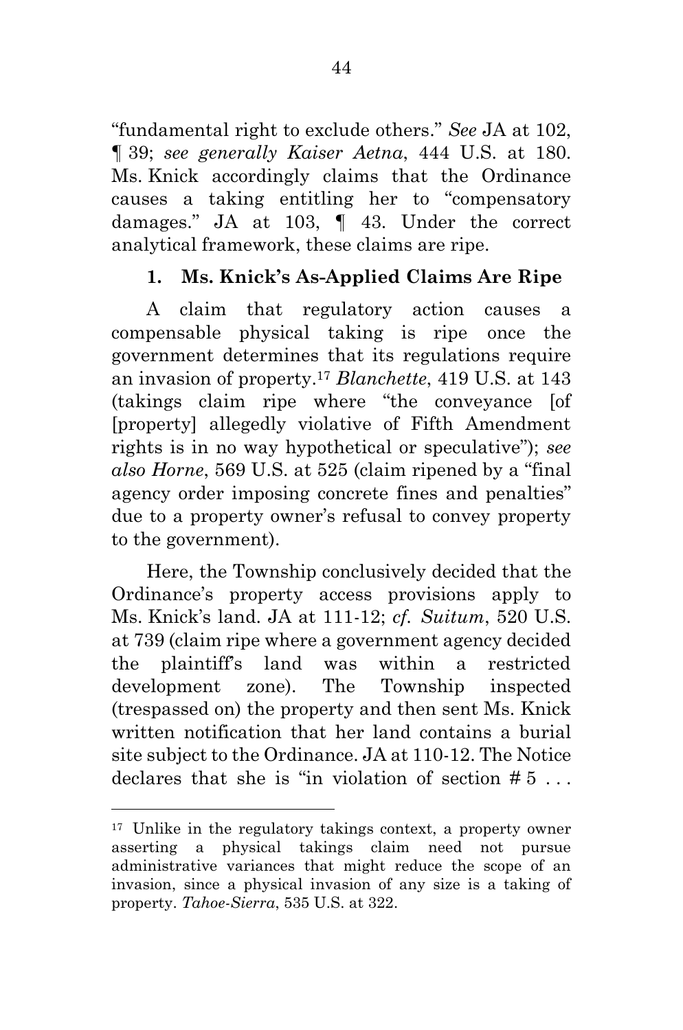"fundamental right to exclude others." *See* JA at 102, ¶ 39; *see generally Kaiser Aetna*, 444 U.S. at 180. Ms. Knick accordingly claims that the Ordinance causes a taking entitling her to "compensatory damages." JA at 103, ¶ 43. Under the correct analytical framework, these claims are ripe.

### 1. Ms. Knick's As-Applied Claims Are Ripe

A claim that regulatory action causes a compensable physical taking is ripe once the government determines that its regulations require an invasion of property.[17] *Blanchette*, 419 U.S. at 143 (takings claim ripe where "the conveyance [of [property] allegedly violative of Fifth Amendment rights is in no way hypothetical or speculative"); *see also Horne*, 569 U.S. at 525 (claim ripened by a "final agency order imposing concrete fines and penalties" due to a property owner's refusal to convey property to the government).

Here, the Township conclusively decided that the Ordinance's property access provisions apply to Ms. Knick's land. JA at 111-12; *cf. Suitum*, 520 U.S. at 739 (claim ripe where a government agency decided the plaintiff's land was within a restricted development zone). The Township inspected (trespassed on) the property and then sent Ms. Knick written notification that her land contains a burial site subject to the Ordinance. JA at 110-12. The Notice declares that she is "in violation of section # 5 . . .

---

[17] Unlike in the regulatory takings context, a property owner asserting a physical takings claim need not pursue administrative variances that might reduce the scope of an invasion, since a physical invasion of any size is a taking of property. *Tahoe-Sierra*, 535 U.S. at 322.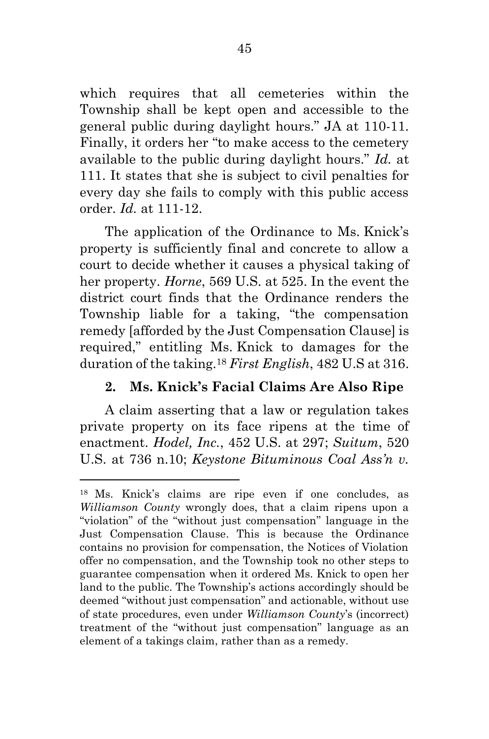which requires that all cemeteries within the Township shall be kept open and accessible to the general public during daylight hours." JA at 110-11. Finally, it orders her "to make access to the cemetery available to the public during daylight hours." *Id.* at 111. It states that she is subject to civil penalties for every day she fails to comply with this public access order. *Id.* at 111-12.

The application of the Ordinance to Ms. Knick's property is sufficiently final and concrete to allow a court to decide whether it causes a physical taking of her property. *Horne*, 569 U.S. at 525. In the event the district court finds that the Ordinance renders the Township liable for a taking, "the compensation remedy [afforded by the Just Compensation Clause] is required," entitling Ms. Knick to damages for the duration of the taking.[18] *First English*, 482 U.S at 316.

**2. Ms. Knick's Facial Claims Are Also Ripe**

A claim asserting that a law or regulation takes private property on its face ripens at the time of enactment. *Hodel, Inc.*, 452 U.S. at 297; *Suitum*, 520 U.S. at 736 n.10; *Keystone Bituminous Coal Ass'n v.*

---

[18] Ms. Knick's claims are ripe even if one concludes, as *Williamson County* wrongly does, that a claim ripens upon a "violation" of the "without just compensation" language in the Just Compensation Clause. This is because the Ordinance contains no provision for compensation, the Notices of Violation offer no compensation, and the Township took no other steps to guarantee compensation when it ordered Ms. Knick to open her land to the public. The Township's actions accordingly should be deemed "without just compensation" and actionable, without use of state procedures, even under *Williamson County*'s (incorrect) treatment of the "without just compensation" language as an element of a takings claim, rather than as a remedy.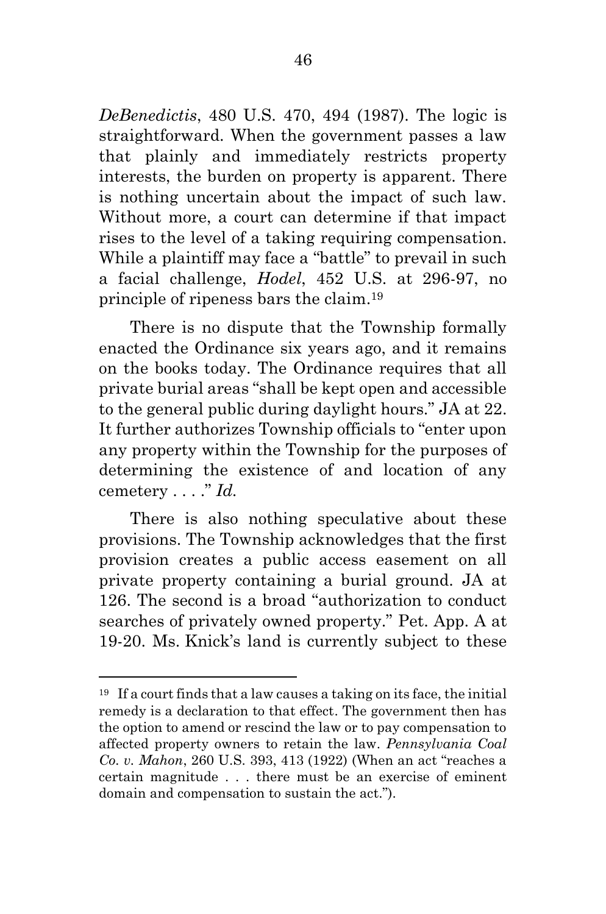*DeBenedictis*, 480 U.S. 470, 494 (1987). The logic is straightforward. When the government passes a law that plainly and immediately restricts property interests, the burden on property is apparent. There is nothing uncertain about the impact of such law. Without more, a court can determine if that impact rises to the level of a taking requiring compensation. While a plaintiff may face a "battle" to prevail in such a facial challenge, *Hodel*, 452 U.S. at 296-97, no principle of ripeness bars the claim.[19]

There is no dispute that the Township formally enacted the Ordinance six years ago, and it remains on the books today. The Ordinance requires that all private burial areas "shall be kept open and accessible to the general public during daylight hours." JA at 22. It further authorizes Township officials to "enter upon any property within the Township for the purposes of determining the existence of and location of any cemetery . . . ." *Id.*

There is also nothing speculative about these provisions. The Township acknowledges that the first provision creates a public access easement on all private property containing a burial ground. JA at 126. The second is a broad "authorization to conduct searches of privately owned property." Pet. App. A at 19-20. Ms. Knick's land is currently subject to these

[19] If a court finds that a law causes a taking on its face, the initial remedy is a declaration to that effect. The government then has the option to amend or rescind the law or to pay compensation to affected property owners to retain the law. *Pennsylvania Coal Co. v. Mahon*, 260 U.S. 393, 413 (1922) (When an act "reaches a certain magnitude . . . there must be an exercise of eminent domain and compensation to sustain the act.").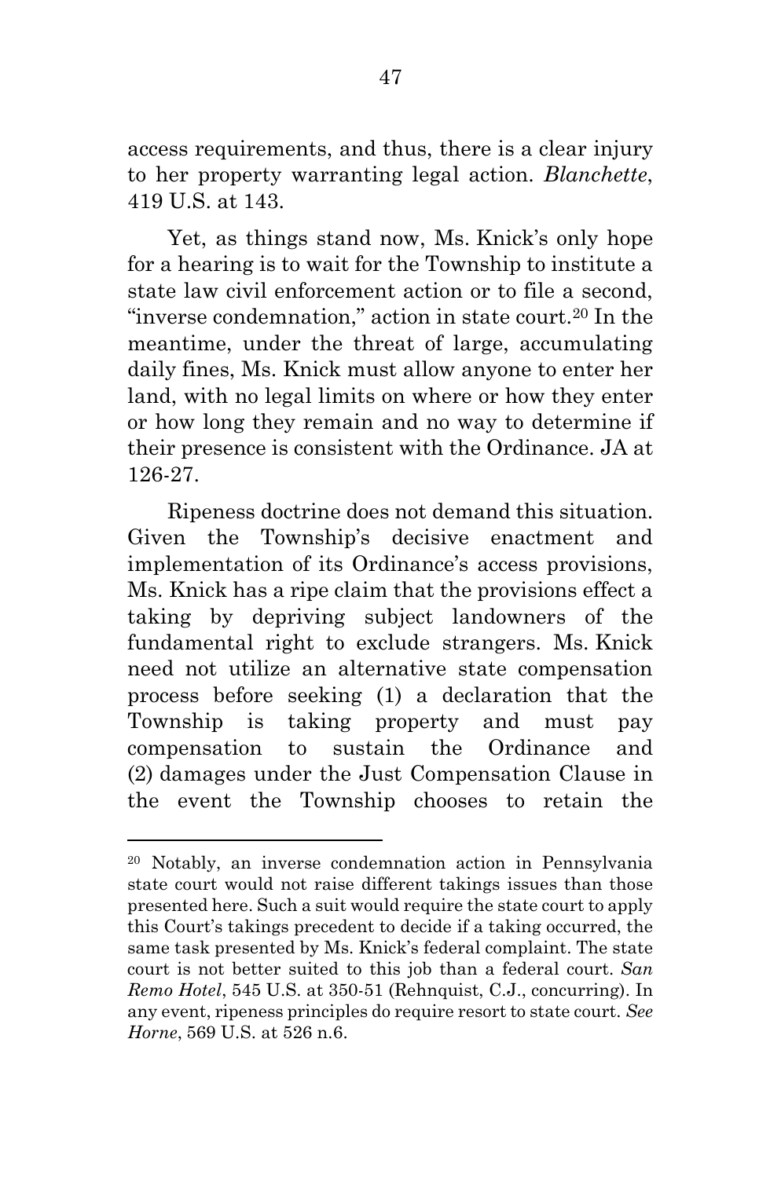access requirements, and thus, there is a clear injury to her property warranting legal action. *Blanchette*, 419 U.S. at 143.

Yet, as things stand now, Ms. Knick's only hope for a hearing is to wait for the Township to institute a state law civil enforcement action or to file a second, "inverse condemnation," action in state court.[20] In the meantime, under the threat of large, accumulating daily fines, Ms. Knick must allow anyone to enter her land, with no legal limits on where or how they enter or how long they remain and no way to determine if their presence is consistent with the Ordinance. JA at 126-27.

Ripeness doctrine does not demand this situation. Given the Township's decisive enactment and implementation of its Ordinance's access provisions, Ms. Knick has a ripe claim that the provisions effect a taking by depriving subject landowners of the fundamental right to exclude strangers. Ms. Knick need not utilize an alternative state compensation process before seeking (1) a declaration that the Township is taking property and must pay compensation to sustain the Ordinance and (2) damages under the Just Compensation Clause in the event the Township chooses to retain the

---

[20] Notably, an inverse condemnation action in Pennsylvania state court would not raise different takings issues than those presented here. Such a suit would require the state court to apply this Court's takings precedent to decide if a taking occurred, the same task presented by Ms. Knick's federal complaint. The state court is not better suited to this job than a federal court. *San Remo Hotel*, 545 U.S. at 350-51 (Rehnquist, C.J., concurring). In any event, ripeness principles do require resort to state court. *See Horne*, 569 U.S. at 526 n.6.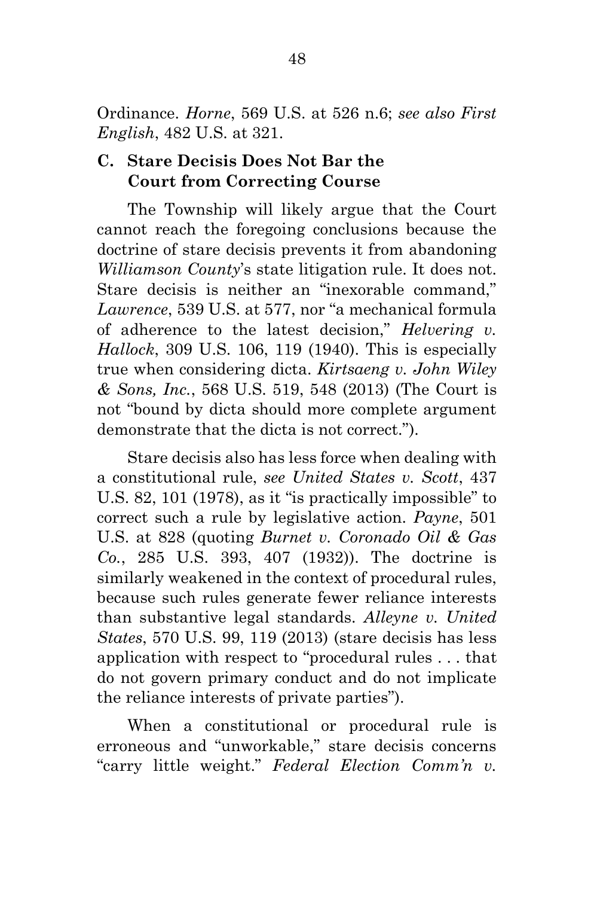Ordinance. *Horne*, 569 U.S. at 526 n.6; *see also First English*, 482 U.S. at 321.

### C. Stare Decisis Does Not Bar the Court from Correcting Course

The Township will likely argue that the Court cannot reach the foregoing conclusions because the doctrine of stare decisis prevents it from abandoning *Williamson County*'s state litigation rule. It does not. Stare decisis is neither an "inexorable command," *Lawrence*, 539 U.S. at 577, nor "a mechanical formula of adherence to the latest decision," *Helvering v. Hallock*, 309 U.S. 106, 119 (1940). This is especially true when considering dicta. *Kirtsaeng v. John Wiley & Sons, Inc.*, 568 U.S. 519, 548 (2013) (The Court is not "bound by dicta should more complete argument demonstrate that the dicta is not correct.").

Stare decisis also has less force when dealing with a constitutional rule, *see United States v. Scott*, 437 U.S. 82, 101 (1978), as it "is practically impossible" to correct such a rule by legislative action. *Payne*, 501 U.S. at 828 (quoting *Burnet v. Coronado Oil & Gas Co.*, 285 U.S. 393, 407 (1932)). The doctrine is similarly weakened in the context of procedural rules, because such rules generate fewer reliance interests than substantive legal standards. *Alleyne v. United States*, 570 U.S. 99, 119 (2013) (stare decisis has less application with respect to "procedural rules . . . that do not govern primary conduct and do not implicate the reliance interests of private parties").

When a constitutional or procedural rule is erroneous and "unworkable," stare decisis concerns "carry little weight." *Federal Election Comm'n v.*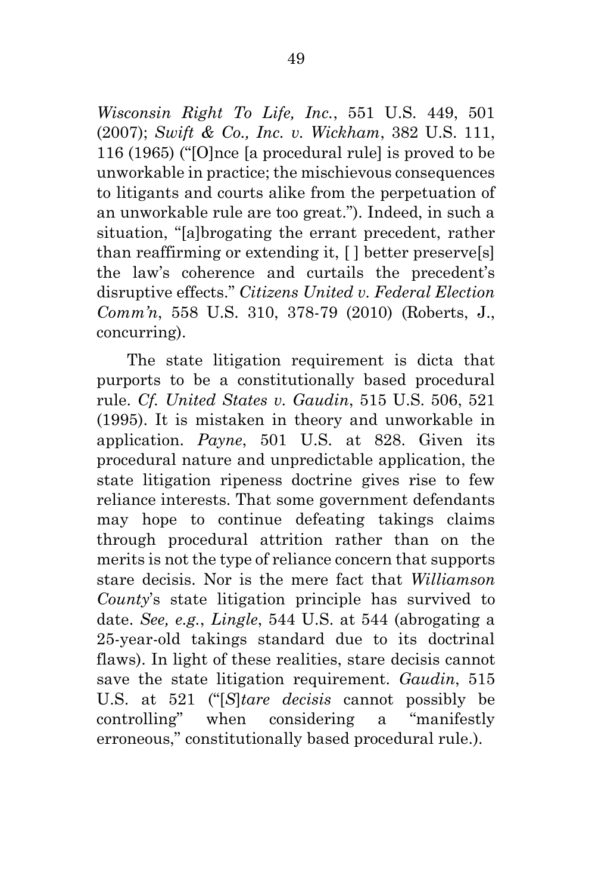*Wisconsin Right To Life, Inc.*, 551 U.S. 449, 501 (2007); *Swift & Co., Inc. v. Wickham*, 382 U.S. 111, 116 (1965) ("[O]nce [a procedural rule] is proved to be unworkable in practice; the mischievous consequences to litigants and courts alike from the perpetuation of an unworkable rule are too great."). Indeed, in such a situation, "[a]brogating the errant precedent, rather than reaffirming or extending it, [ ] better preserve[s] the law's coherence and curtails the precedent's disruptive effects." *Citizens United v. Federal Election Comm'n*, 558 U.S. 310, 378-79 (2010) (Roberts, J., concurring).

The state litigation requirement is dicta that purports to be a constitutionally based procedural rule. *Cf. United States v. Gaudin*, 515 U.S. 506, 521 (1995). It is mistaken in theory and unworkable in application. *Payne*, 501 U.S. at 828. Given its procedural nature and unpredictable application, the state litigation ripeness doctrine gives rise to few reliance interests. That some government defendants may hope to continue defeating takings claims through procedural attrition rather than on the merits is not the type of reliance concern that supports stare decisis. Nor is the mere fact that *Williamson County*'s state litigation principle has survived to date. *See, e.g.*, *Lingle*, 544 U.S. at 544 (abrogating a 25-year-old takings standard due to its doctrinal flaws). In light of these realities, stare decisis cannot save the state litigation requirement. *Gaudin*, 515 U.S. at 521 ("[*S*]*tare decisis* cannot possibly be controlling" when considering a "manifestly erroneous," constitutionally based procedural rule.).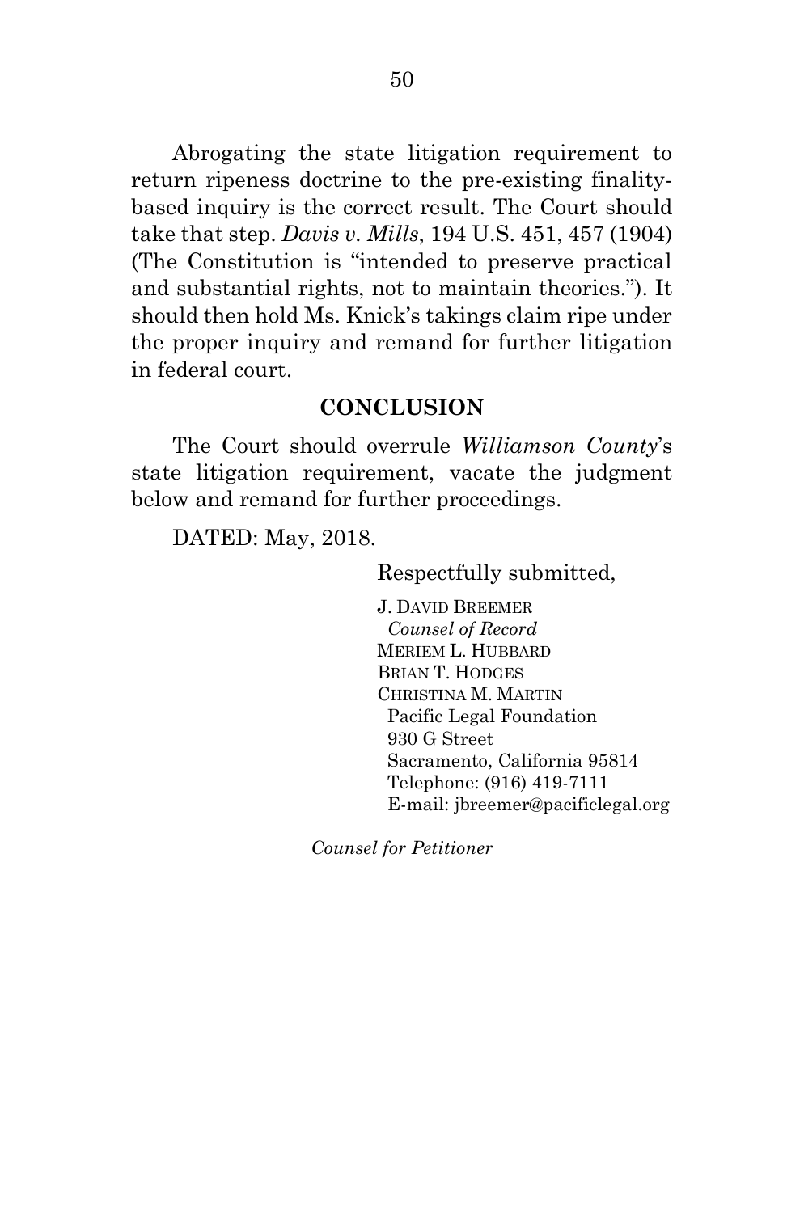Abrogating the state litigation requirement to return ripeness doctrine to the pre-existing finality-based inquiry is the correct result. The Court should take that step. *Davis v. Mills*, 194 U.S. 451, 457 (1904) (The Constitution is "intended to preserve practical and substantial rights, not to maintain theories."). It should then hold Ms. Knick's takings claim ripe under the proper inquiry and remand for further litigation in federal court.

## CONCLUSION

The Court should overrule *Williamson County*'s state litigation requirement, vacate the judgment below and remand for further proceedings.

DATED: May, 2018.

Respectfully submitted,

J. DAVID BREEMER
*Counsel of Record*
MERIEM L. HUBBARD
BRIAN T. HODGES
CHRISTINA M. MARTIN
Pacific Legal Foundation
930 G Street
Sacramento, California 95814
Telephone: (916) 419-7111
E-mail: jbreemer@pacificlegal.org

*Counsel for Petitioner*